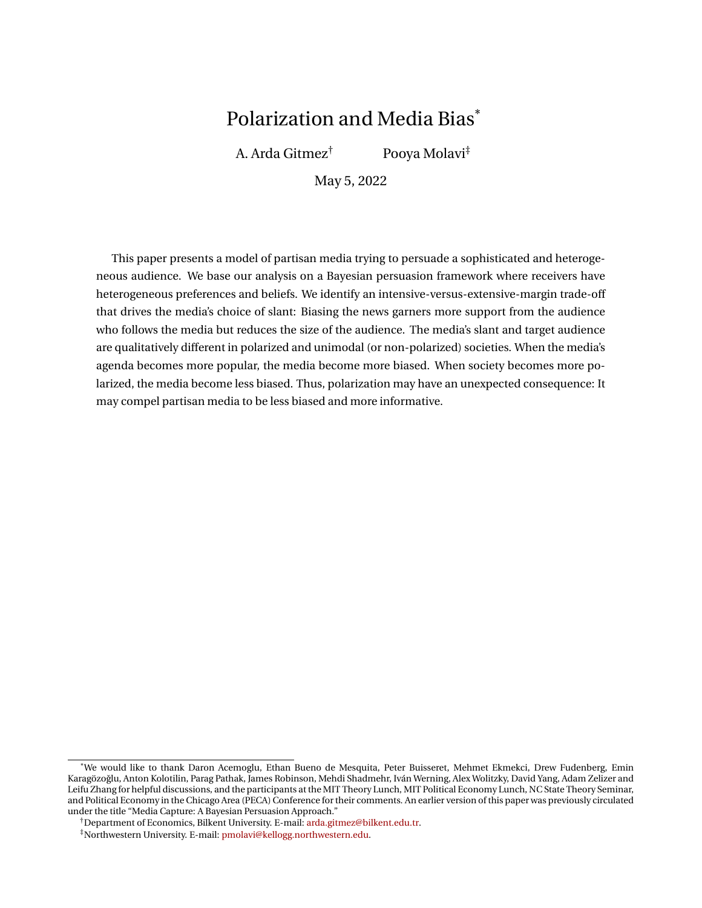# Polarization and Media Bias[*]

A. Arda Gitmez[†] Pooya Molavi[‡]

May 5, 2022

This paper presents a model of partisan media trying to persuade a sophisticated and heterogeneous audience. We base our analysis on a Bayesian persuasion framework where receivers have heterogeneous preferences and beliefs. We identify an intensive-versus-extensive-margin trade-off that drives the media's choice of slant: Biasing the news garners more support from the audience who follows the media but reduces the size of the audience. The media's slant and target audience are qualitatively different in polarized and unimodal (or non-polarized) societies. When the media's agenda becomes more popular, the media become more biased. When society becomes more polarized, the media become less biased. Thus, polarization may have an unexpected consequence: It may compel partisan media to be less biased and more informative.

---

[*] We would like to thank Daron Acemoglu, Ethan Bueno de Mesquita, Peter Buisseret, Mehmet Ekmekci, Drew Fudenberg, Emin Karagözoğlu, Anton Kolotilin, Parag Pathak, James Robinson, Mehdi Shadmehr, Iván Werning, Alex Wolitzky, David Yang, Adam Zelizer and Leifu Zhang for helpful discussions, and the participants at the MIT Theory Lunch, MIT Political Economy Lunch, NC State Theory Seminar, and Political Economy in the Chicago Area (PECA) Conference for their comments. An earlier version of this paper was previously circulated under the title "Media Capture: A Bayesian Persuasion Approach."

[†] Department of Economics, Bilkent University. E-mail: arda.gitmez@bilkent.edu.tr.

[‡] Northwestern University. E-mail: pmolavi@kellogg.northwestern.edu.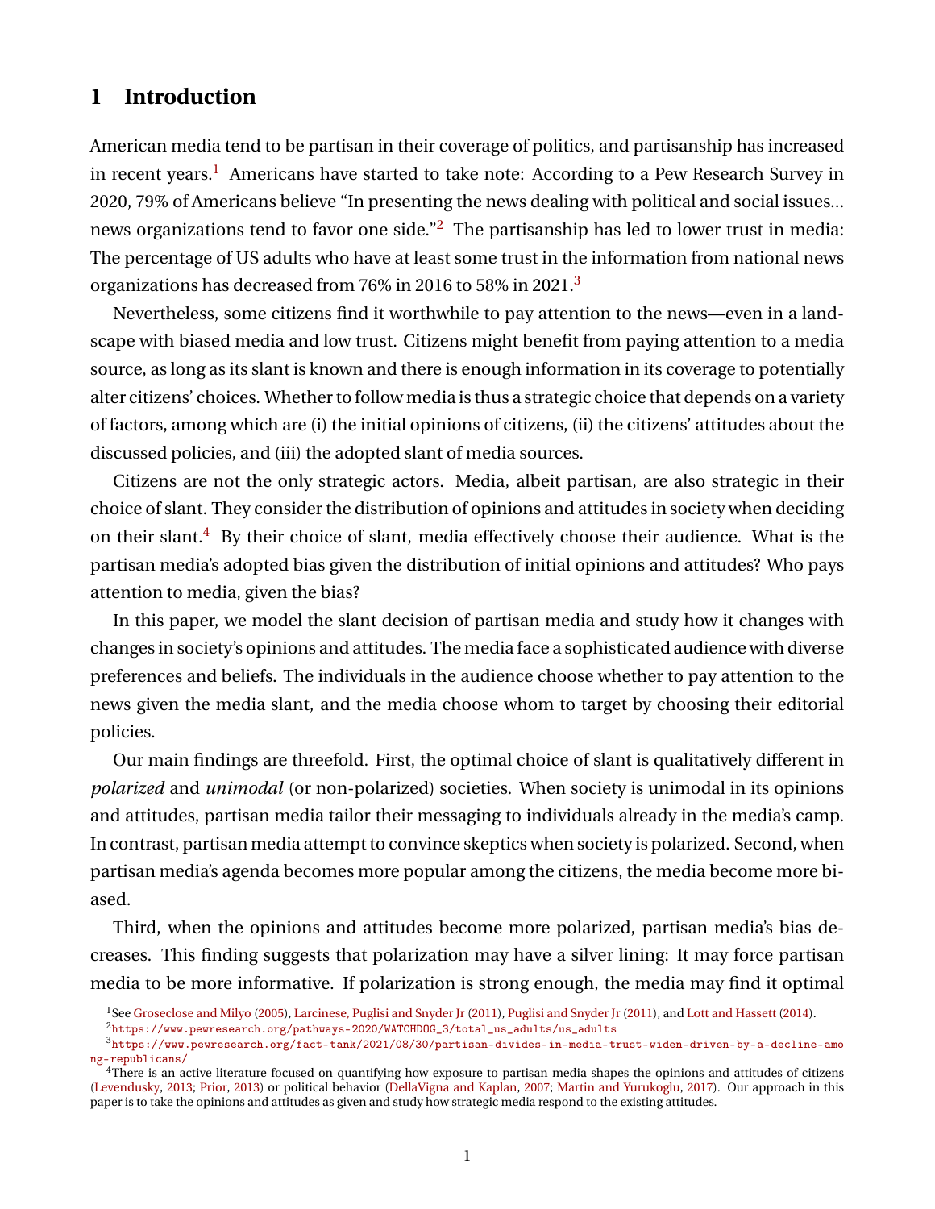# 1 Introduction

American media tend to be partisan in their coverage of politics, and partisanship has increased in recent years.[1] Americans have started to take note: According to a Pew Research Survey in 2020, 79% of Americans believe "In presenting the news dealing with political and social issues... news organizations tend to favor one side."[2] The partisanship has led to lower trust in media: The percentage of US adults who have at least some trust in the information from national news organizations has decreased from 76% in 2016 to 58% in 2021.[3]

Nevertheless, some citizens find it worthwhile to pay attention to the news—even in a landscape with biased media and low trust. Citizens might benefit from paying attention to a media source, as long as its slant is known and there is enough information in its coverage to potentially alter citizens' choices. Whether to follow media is thus a strategic choice that depends on a variety of factors, among which are (i) the initial opinions of citizens, (ii) the citizens' attitudes about the discussed policies, and (iii) the adopted slant of media sources.

Citizens are not the only strategic actors. Media, albeit partisan, are also strategic in their choice of slant. They consider the distribution of opinions and attitudes in society when deciding on their slant.[4] By their choice of slant, media effectively choose their audience. What is the partisan media's adopted bias given the distribution of initial opinions and attitudes? Who pays attention to media, given the bias?

In this paper, we model the slant decision of partisan media and study how it changes with changes in society's opinions and attitudes. The media face a sophisticated audience with diverse preferences and beliefs. The individuals in the audience choose whether to pay attention to the news given the media slant, and the media choose whom to target by choosing their editorial policies.

Our main findings are threefold. First, the optimal choice of slant is qualitatively different in *polarized* and *unimodal* (or non-polarized) societies. When society is unimodal in its opinions and attitudes, partisan media tailor their messaging to individuals already in the media's camp. In contrast, partisan media attempt to convince skeptics when society is polarized. Second, when partisan media's agenda becomes more popular among the citizens, the media become more biased.

Third, when the opinions and attitudes become more polarized, partisan media's bias decreases. This finding suggests that polarization may have a silver lining: It may force partisan media to be more informative. If polarization is strong enough, the media may find it optimal

---

[1] See Groseclose and Milyo (2005), Larcinese, Puglisi and Snyder Jr (2011), Puglisi and Snyder Jr (2011), and Lott and Hassett (2014).

[2] https://www.pewresearch.org/pathways-2020/WATCHDOG_3/total_us_adults/us_adults

[3] https://www.pewresearch.org/fact-tank/2021/08/30/partisan-divides-in-media-trust-widen-driven-by-a-decline-among-republicans/

[4] There is an active literature focused on quantifying how exposure to partisan media shapes the opinions and attitudes of citizens (Levendusky, 2013; Prior, 2013) or political behavior (DellaVigna and Kaplan, 2007; Martin and Yurukoglu, 2017). Our approach in this paper is to take the opinions and attitudes as given and study how strategic media respond to the existing attitudes.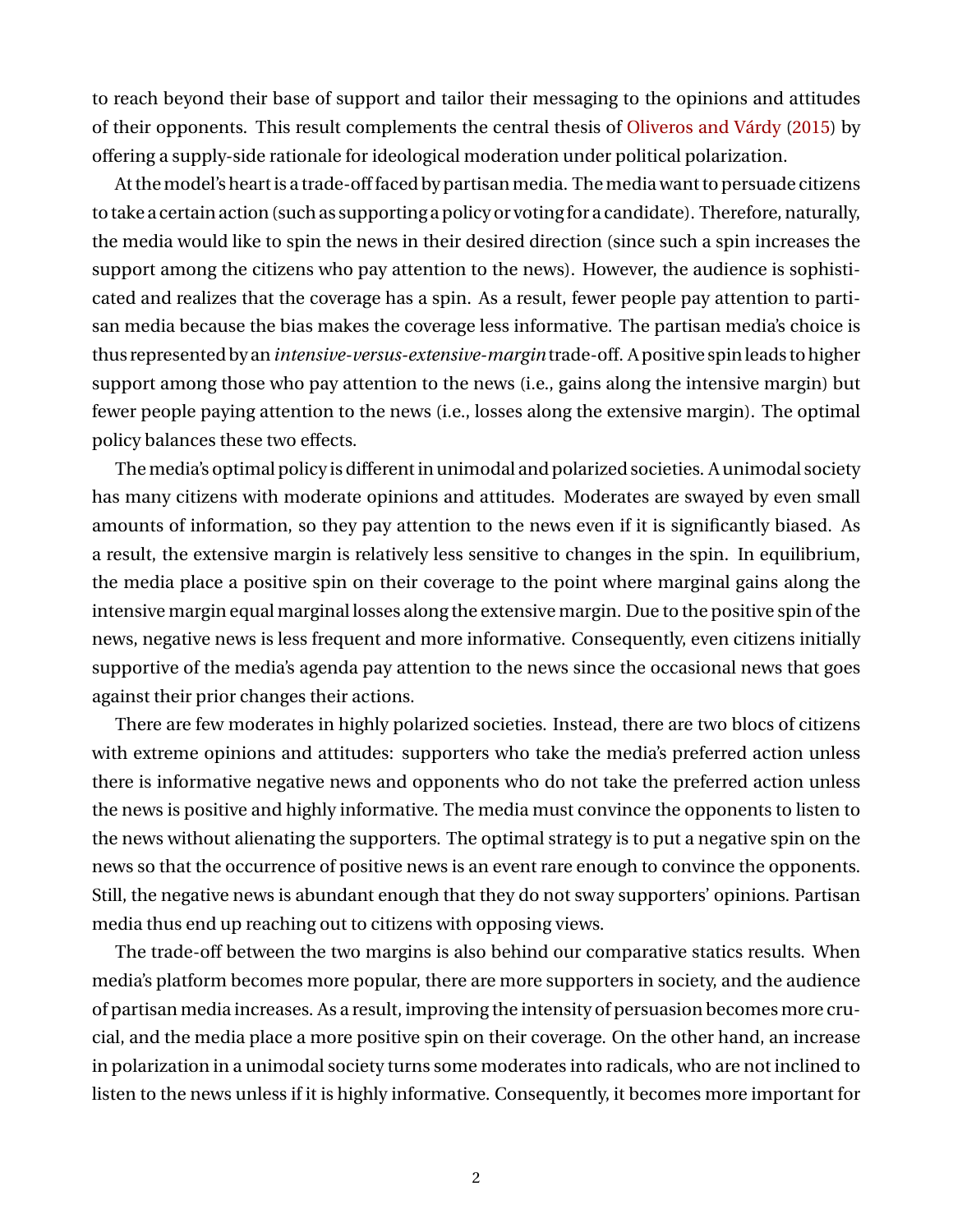to reach beyond their base of support and tailor their messaging to the opinions and attitudes of their opponents. This result complements the central thesis of Oliveros and Várdy (2015) by offering a supply-side rationale for ideological moderation under political polarization.

At the model's heart is a trade-off faced by partisan media. The media want to persuade citizens to take a certain action (such as supporting a policy or voting for a candidate). Therefore, naturally, the media would like to spin the news in their desired direction (since such a spin increases the support among the citizens who pay attention to the news). However, the audience is sophisticated and realizes that the coverage has a spin. As a result, fewer people pay attention to partisan media because the bias makes the coverage less informative. The partisan media's choice is thus represented by an *intensive-versus-extensive-margin* trade-off. A positive spin leads to higher support among those who pay attention to the news (i.e., gains along the intensive margin) but fewer people paying attention to the news (i.e., losses along the extensive margin). The optimal policy balances these two effects.

The media's optimal policy is different in unimodal and polarized societies. A unimodal society has many citizens with moderate opinions and attitudes. Moderates are swayed by even small amounts of information, so they pay attention to the news even if it is significantly biased. As a result, the extensive margin is relatively less sensitive to changes in the spin. In equilibrium, the media place a positive spin on their coverage to the point where marginal gains along the intensive margin equal marginal losses along the extensive margin. Due to the positive spin of the news, negative news is less frequent and more informative. Consequently, even citizens initially supportive of the media's agenda pay attention to the news since the occasional news that goes against their prior changes their actions.

There are few moderates in highly polarized societies. Instead, there are two blocs of citizens with extreme opinions and attitudes: supporters who take the media's preferred action unless there is informative negative news and opponents who do not take the preferred action unless the news is positive and highly informative. The media must convince the opponents to listen to the news without alienating the supporters. The optimal strategy is to put a negative spin on the news so that the occurrence of positive news is an event rare enough to convince the opponents. Still, the negative news is abundant enough that they do not sway supporters' opinions. Partisan media thus end up reaching out to citizens with opposing views.

The trade-off between the two margins is also behind our comparative statics results. When media's platform becomes more popular, there are more supporters in society, and the audience of partisan media increases. As a result, improving the intensity of persuasion becomes more crucial, and the media place a more positive spin on their coverage. On the other hand, an increase in polarization in a unimodal society turns some moderates into radicals, who are not inclined to listen to the news unless if it is highly informative. Consequently, it becomes more important for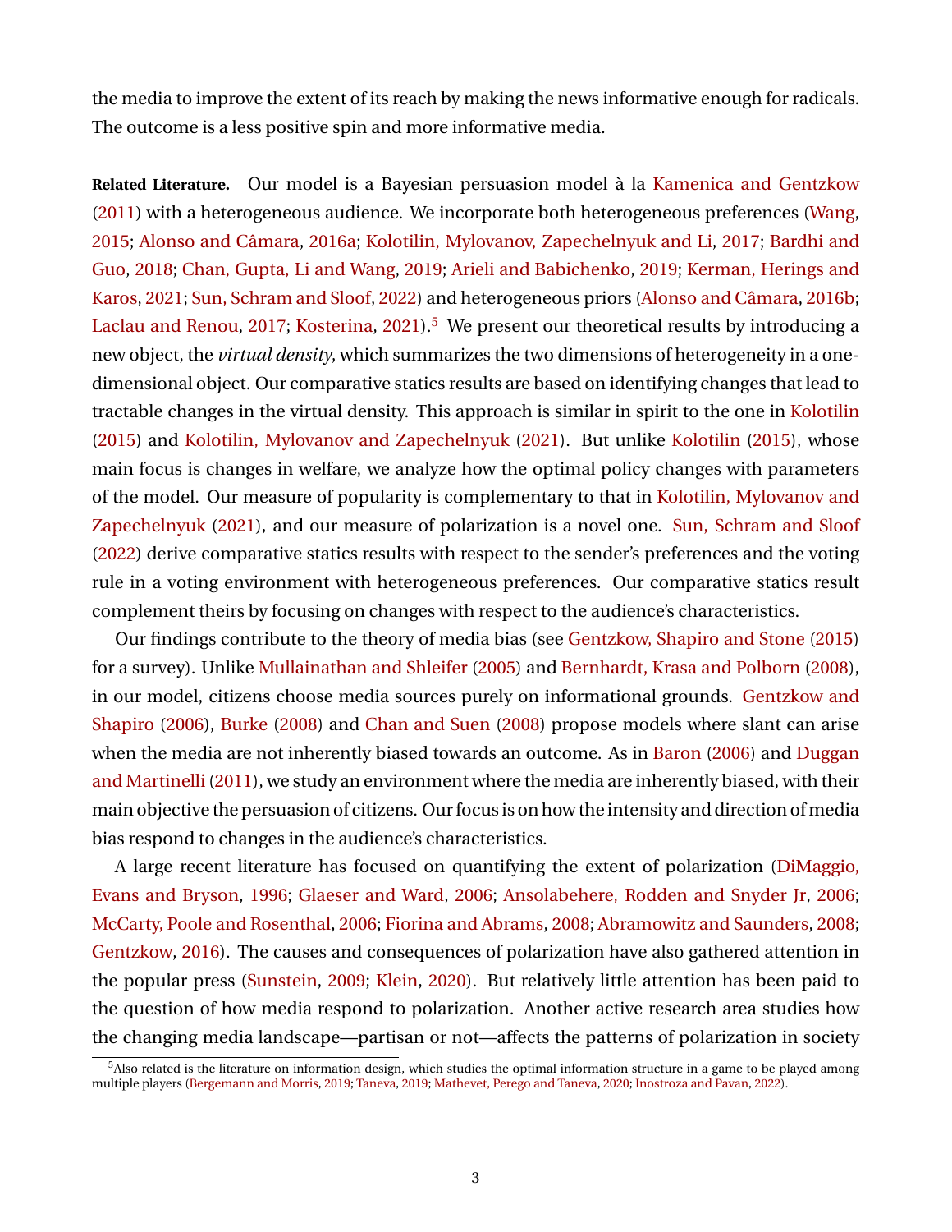the media to improve the extent of its reach by making the news informative enough for radicals. The outcome is a less positive spin and more informative media.

**Related Literature.** Our model is a Bayesian persuasion model à la Kamenica and Gentzkow (2011) with a heterogeneous audience. We incorporate both heterogeneous preferences (Wang, 2015; Alonso and Câmara, 2016a; Kolotilin, Mylovanov, Zapechelnyuk and Li, 2017; Bardhi and Guo, 2018; Chan, Gupta, Li and Wang, 2019; Arieli and Babichenko, 2019; Kerman, Herings and Karos, 2021; Sun, Schram and Sloof, 2022) and heterogeneous priors (Alonso and Câmara, 2016b; Laclau and Renou, 2017; Kosterina, 2021).[5] We present our theoretical results by introducing a new object, the *virtual density*, which summarizes the two dimensions of heterogeneity in a one-dimensional object. Our comparative statics results are based on identifying changes that lead to tractable changes in the virtual density. This approach is similar in spirit to the one in Kolotilin (2015) and Kolotilin, Mylovanov and Zapechelnyuk (2021). But unlike Kolotilin (2015), whose main focus is changes in welfare, we analyze how the optimal policy changes with parameters of the model. Our measure of popularity is complementary to that in Kolotilin, Mylovanov and Zapechelnyuk (2021), and our measure of polarization is a novel one. Sun, Schram and Sloof (2022) derive comparative statics results with respect to the sender's preferences and the voting rule in a voting environment with heterogeneous preferences. Our comparative statics result complement theirs by focusing on changes with respect to the audience's characteristics.

Our findings contribute to the theory of media bias (see Gentzkow, Shapiro and Stone (2015) for a survey). Unlike Mullainathan and Shleifer (2005) and Bernhardt, Krasa and Polborn (2008), in our model, citizens choose media sources purely on informational grounds. Gentzkow and Shapiro (2006), Burke (2008) and Chan and Suen (2008) propose models where slant can arise when the media are not inherently biased towards an outcome. As in Baron (2006) and Duggan and Martinelli (2011), we study an environment where the media are inherently biased, with their main objective the persuasion of citizens. Our focus is on how the intensity and direction of media bias respond to changes in the audience's characteristics.

A large recent literature has focused on quantifying the extent of polarization (DiMaggio, Evans and Bryson, 1996; Glaeser and Ward, 2006; Ansolabehere, Rodden and Snyder Jr, 2006; McCarty, Poole and Rosenthal, 2006; Fiorina and Abrams, 2008; Abramowitz and Saunders, 2008; Gentzkow, 2016). The causes and consequences of polarization have also gathered attention in the popular press (Sunstein, 2009; Klein, 2020). But relatively little attention has been paid to the question of how media respond to polarization. Another active research area studies how the changing media landscape—partisan or not—affects the patterns of polarization in society

[5] Also related is the literature on information design, which studies the optimal information structure in a game to be played among multiple players (Bergemann and Morris, 2019; Taneva, 2019; Mathevet, Perego and Taneva, 2020; Inostroza and Pavan, 2022).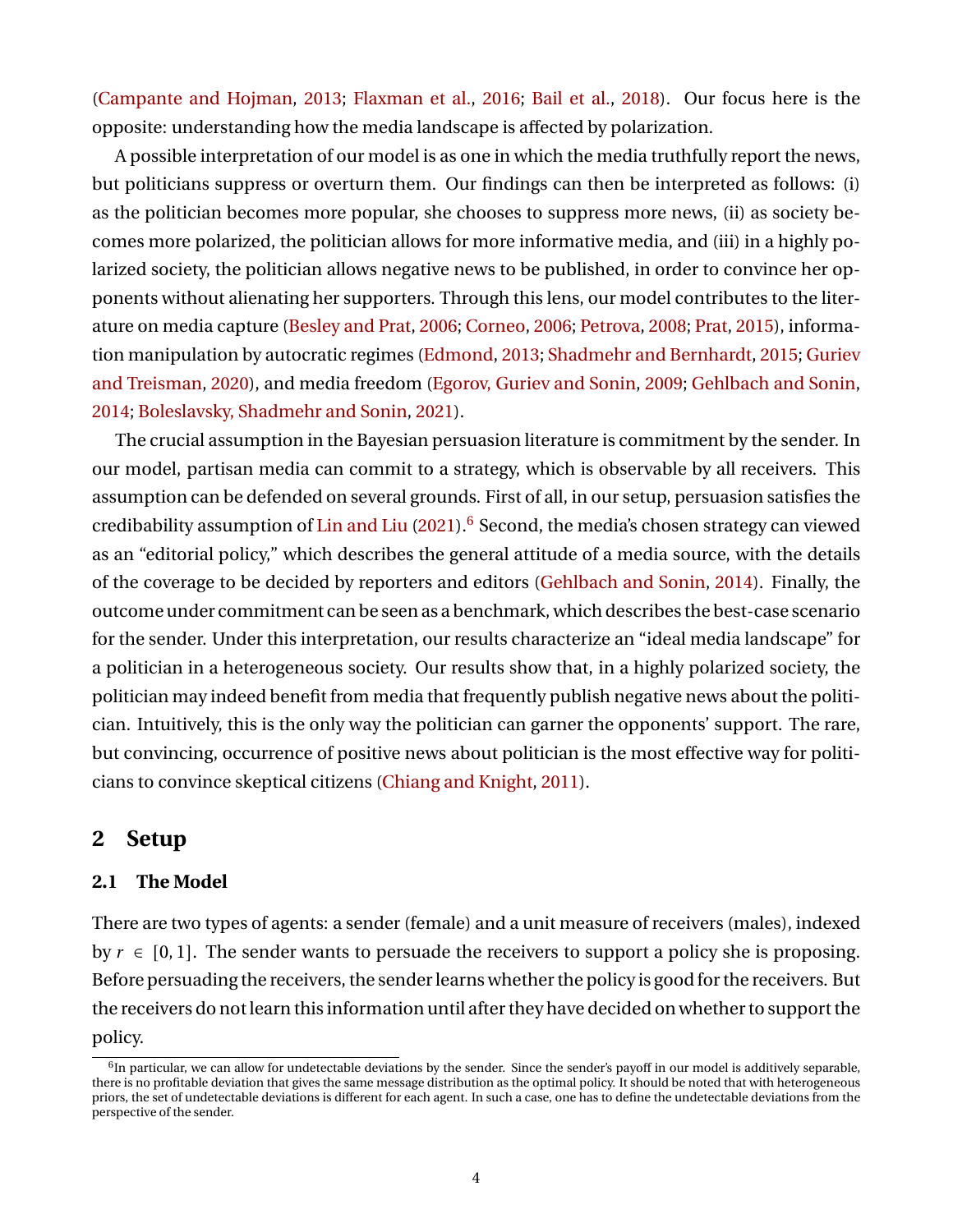(Campante and Hojman, 2013; Flaxman et al., 2016; Bail et al., 2018). Our focus here is the opposite: understanding how the media landscape is affected by polarization.

A possible interpretation of our model is as one in which the media truthfully report the news, but politicians suppress or overturn them. Our findings can then be interpreted as follows: (i) as the politician becomes more popular, she chooses to suppress more news, (ii) as society becomes more polarized, the politician allows for more informative media, and (iii) in a highly polarized society, the politician allows negative news to be published, in order to convince her opponents without alienating her supporters. Through this lens, our model contributes to the literature on media capture (Besley and Prat, 2006; Corneo, 2006; Petrova, 2008; Prat, 2015), information manipulation by autocratic regimes (Edmond, 2013; Shadmehr and Bernhardt, 2015; Guriev and Treisman, 2020), and media freedom (Egorov, Guriev and Sonin, 2009; Gehlbach and Sonin, 2014; Boleslavsky, Shadmehr and Sonin, 2021).

The crucial assumption in the Bayesian persuasion literature is commitment by the sender. In our model, partisan media can commit to a strategy, which is observable by all receivers. This assumption can be defended on several grounds. First of all, in our setup, persuasion satisfies the credibability assumption of Lin and Liu (2021).[6] Second, the media's chosen strategy can viewed as an "editorial policy," which describes the general attitude of a media source, with the details of the coverage to be decided by reporters and editors (Gehlbach and Sonin, 2014). Finally, the outcome under commitment can be seen as a benchmark, which describes the best-case scenario for the sender. Under this interpretation, our results characterize an "ideal media landscape" for a politician in a heterogeneous society. Our results show that, in a highly polarized society, the politician may indeed benefit from media that frequently publish negative news about the politician. Intuitively, this is the only way the politician can garner the opponents' support. The rare, but convincing, occurrence of positive news about politician is the most effective way for politicians to convince skeptical citizens (Chiang and Knight, 2011).

## 2 Setup

### 2.1 The Model

There are two types of agents: a sender (female) and a unit measure of receivers (males), indexed by $r \in [0,1]$. The sender wants to persuade the receivers to support a policy she is proposing. Before persuading the receivers, the sender learns whether the policy is good for the receivers. But the receivers do not learn this information until after they have decided on whether to support the policy.

[6] In particular, we can allow for undetectable deviations by the sender. Since the sender's payoff in our model is additively separable, there is no profitable deviation that gives the same message distribution as the optimal policy. It should be noted that with heterogeneous priors, the set of undetectable deviations is different for each agent. In such a case, one has to define the undetectable deviations from the perspective of the sender.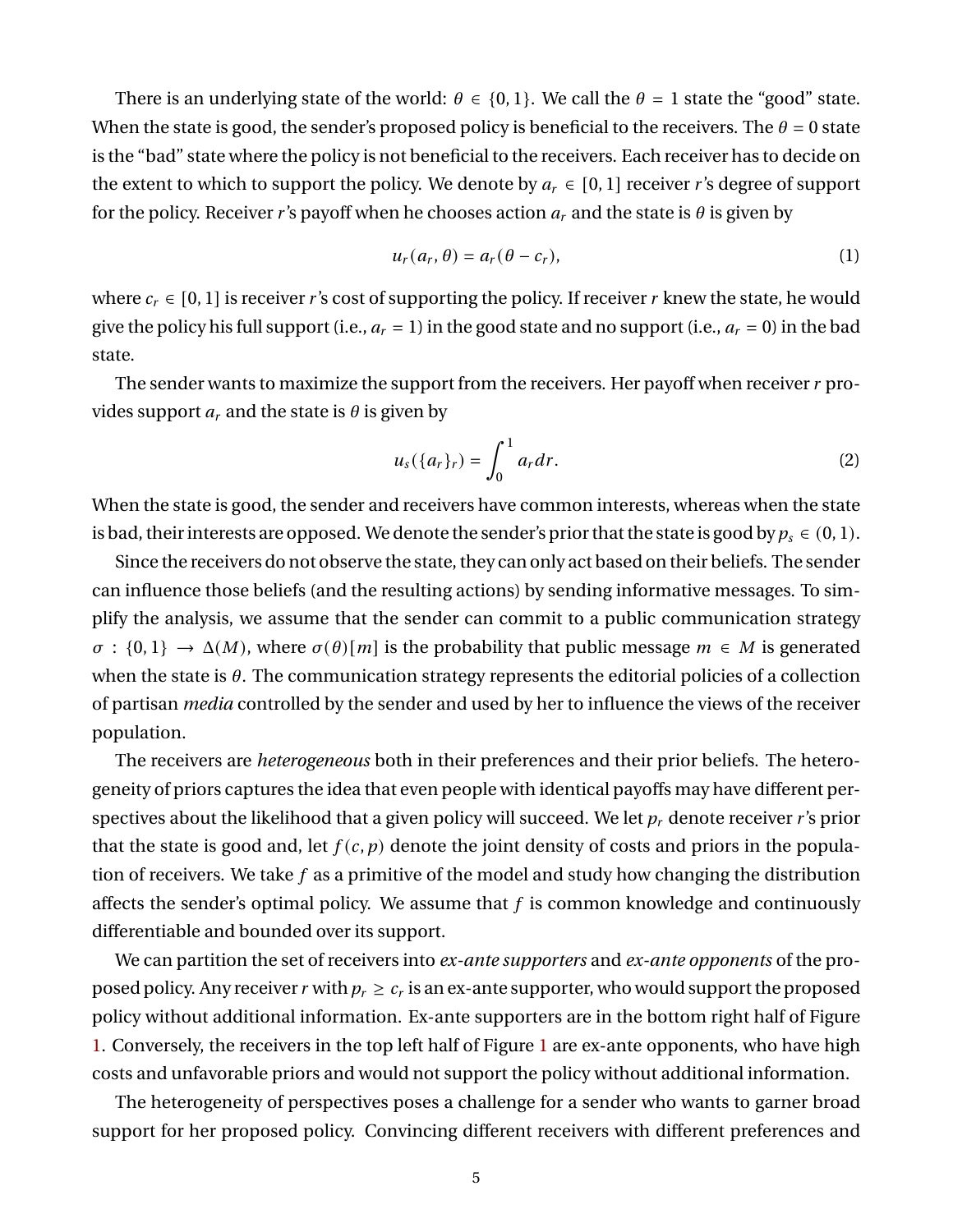There is an underlying state of the world: $\theta \in \{0,1\}$. We call the $\theta = 1$ state the "good" state. When the state is good, the sender's proposed policy is beneficial to the receivers. The $\theta = 0$ state is the "bad" state where the policy is not beneficial to the receivers. Each receiver has to decide on the extent to which to support the policy. We denote by $a_r \in [0,1]$ receiver $r$'s degree of support for the policy. Receiver $r$'s payoff when he chooses action $a_r$ and the state is $\theta$ is given by

$$u_r(a_r, \theta) = a_r(\theta - c_r), \tag{1}$$

where $c_r \in [0,1]$ is receiver $r$'s cost of supporting the policy. If receiver $r$ knew the state, he would give the policy his full support (i.e., $a_r = 1$) in the good state and no support (i.e., $a_r = 0$) in the bad state.

The sender wants to maximize the support from the receivers. Her payoff when receiver $r$ provides support $a_r$ and the state is $\theta$ is given by

$$u_s(\{a_r\}_r) = \int_0^1 a_r dr. \tag{2}$$

When the state is good, the sender and receivers have common interests, whereas when the state is bad, their interests are opposed. We denote the sender's prior that the state is good by $p_s \in (0,1)$.

Since the receivers do not observe the state, they can only act based on their beliefs. The sender can influence those beliefs (and the resulting actions) by sending informative messages. To simplify the analysis, we assume that the sender can commit to a public communication strategy $\sigma : \{0,1\} \to \Delta(M)$, where $\sigma(\theta)[m]$ is the probability that public message $m \in M$ is generated when the state is $\theta$. The communication strategy represents the editorial policies of a collection of partisan *media* controlled by the sender and used by her to influence the views of the receiver population.

The receivers are *heterogeneous* both in their preferences and their prior beliefs. The heterogeneity of priors captures the idea that even people with identical payoffs may have different perspectives about the likelihood that a given policy will succeed. We let $p_r$ denote receiver $r$'s prior that the state is good and, let $f(c,p)$ denote the joint density of costs and priors in the population of receivers. We take $f$ as a primitive of the model and study how changing the distribution affects the sender's optimal policy. We assume that $f$ is common knowledge and continuously differentiable and bounded over its support.

We can partition the set of receivers into *ex-ante supporters* and *ex-ante opponents* of the proposed policy. Any receiver $r$ with $p_r \geq c_r$ is an ex-ante supporter, who would support the proposed policy without additional information. Ex-ante supporters are in the bottom right half of Figure 1. Conversely, the receivers in the top left half of Figure 1 are ex-ante opponents, who have high costs and unfavorable priors and would not support the policy without additional information.

The heterogeneity of perspectives poses a challenge for a sender who wants to garner broad support for her proposed policy. Convincing different receivers with different preferences and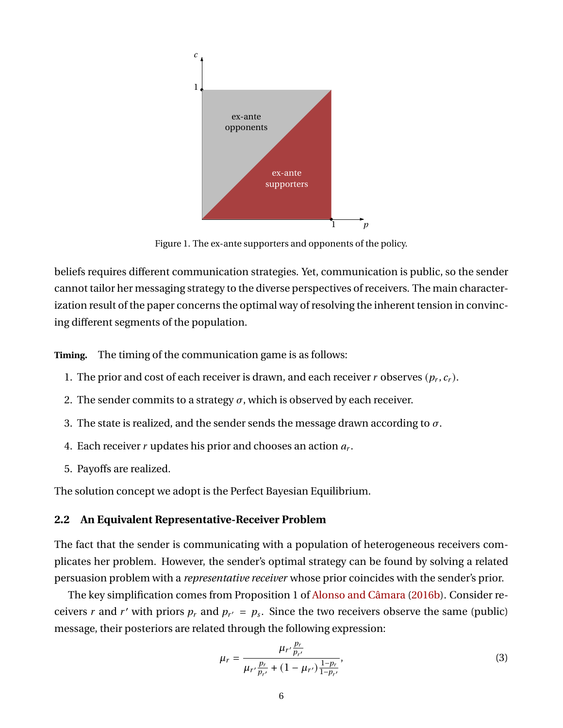Figure 1. The ex-ante supporters and opponents of the policy.

beliefs requires different communication strategies. Yet, communication is public, so the sender cannot tailor her messaging strategy to the diverse perspectives of receivers. The main characterization result of the paper concerns the optimal way of resolving the inherent tension in convincing different segments of the population.

**Timing.** The timing of the communication game is as follows:

1. The prior and cost of each receiver is drawn, and each receiver $r$ observes $(p_r, c_r)$.
2. The sender commits to a strategy $\sigma$, which is observed by each receiver.
3. The state is realized, and the sender sends the message drawn according to $\sigma$.
4. Each receiver $r$ updates his prior and chooses an action $a_r$.
5. Payoffs are realized.

The solution concept we adopt is the Perfect Bayesian Equilibrium.

### 2.2 An Equivalent Representative-Receiver Problem

The fact that the sender is communicating with a population of heterogeneous receivers complicates her problem. However, the sender's optimal strategy can be found by solving a related persuasion problem with a *representative receiver* whose prior coincides with the sender's prior.

The key simplification comes from Proposition 1 of Alonso and Câmara (2016b). Consider receivers $r$ and $r'$ with priors $p_r$ and $p_{r'} = p_s$. Since the two receivers observe the same (public) message, their posteriors are related through the following expression:

$$\mu_r = \frac{\mu_{r'} \frac{p_r}{p_{r'}}}{\mu_{r'} \frac{p_r}{p_{r'}} + (1 - \mu_{r'}) \frac{1-p_r}{1-p_{r'}}}, \tag{3}$$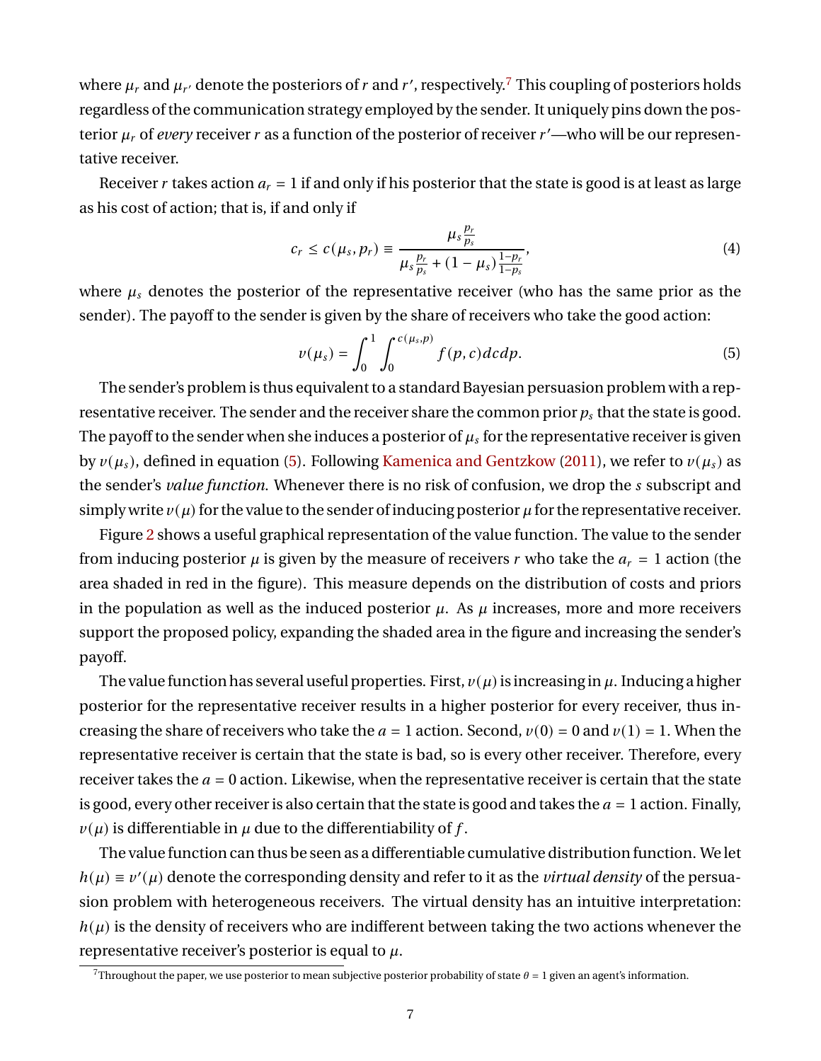where $\mu_r$ and $\mu_{r'}$ denote the posteriors of $r$ and $r'$, respectively.[7] This coupling of posteriors holds regardless of the communication strategy employed by the sender. It uniquely pins down the posterior $\mu_r$ of *every* receiver $r$ as a function of the posterior of receiver $r'$—who will be our representative receiver.

Receiver $r$ takes action $a_r = 1$ if and only if his posterior that the state is good is at least as large as his cost of action; that is, if and only if

$$c_r \leq c(\mu_s, p_r) \equiv \frac{\mu_s \frac{p_r}{p_s}}{\mu_s \frac{p_r}{p_s} + (1 - \mu_s)\frac{1-p_r}{1-p_s}}, \tag{4}$$

where $\mu_s$ denotes the posterior of the representative receiver (who has the same prior as the sender). The payoff to the sender is given by the share of receivers who take the good action:

$$v(\mu_s) = \int_0^1 \int_0^{c(\mu_s, p)} f(p, c)\, dc\, dp. \tag{5}$$

The sender's problem is thus equivalent to a standard Bayesian persuasion problem with a representative receiver. The sender and the receiver share the common prior $p_s$ that the state is good. The payoff to the sender when she induces a posterior of $\mu_s$ for the representative receiver is given by $v(\mu_s)$, defined in equation (5). Following Kamenica and Gentzkow (2011), we refer to $v(\mu_s)$ as the sender's *value function*. Whenever there is no risk of confusion, we drop the $s$ subscript and simply write $v(\mu)$ for the value to the sender of inducing posterior $\mu$ for the representative receiver.

Figure 2 shows a useful graphical representation of the value function. The value to the sender from inducing posterior $\mu$ is given by the measure of receivers $r$ who take the $a_r = 1$ action (the area shaded in red in the figure). This measure depends on the distribution of costs and priors in the population as well as the induced posterior $\mu$. As $\mu$ increases, more and more receivers support the proposed policy, expanding the shaded area in the figure and increasing the sender's payoff.

The value function has several useful properties. First, $v(\mu)$ is increasing in $\mu$. Inducing a higher posterior for the representative receiver results in a higher posterior for every receiver, thus increasing the share of receivers who take the $a = 1$ action. Second, $v(0) = 0$ and $v(1) = 1$. When the representative receiver is certain that the state is bad, so is every other receiver. Therefore, every receiver takes the $a = 0$ action. Likewise, when the representative receiver is certain that the state is good, every other receiver is also certain that the state is good and takes the $a = 1$ action. Finally, $v(\mu)$ is differentiable in $\mu$ due to the differentiability of $f$.

The value function can thus be seen as a differentiable cumulative distribution function. We let $h(\mu) \equiv v'(\mu)$ denote the corresponding density and refer to it as the *virtual density* of the persuasion problem with heterogeneous receivers. The virtual density has an intuitive interpretation: $h(\mu)$ is the density of receivers who are indifferent between taking the two actions whenever the representative receiver's posterior is equal to $\mu$.

[7] Throughout the paper, we use posterior to mean subjective posterior probability of state $\theta = 1$ given an agent's information.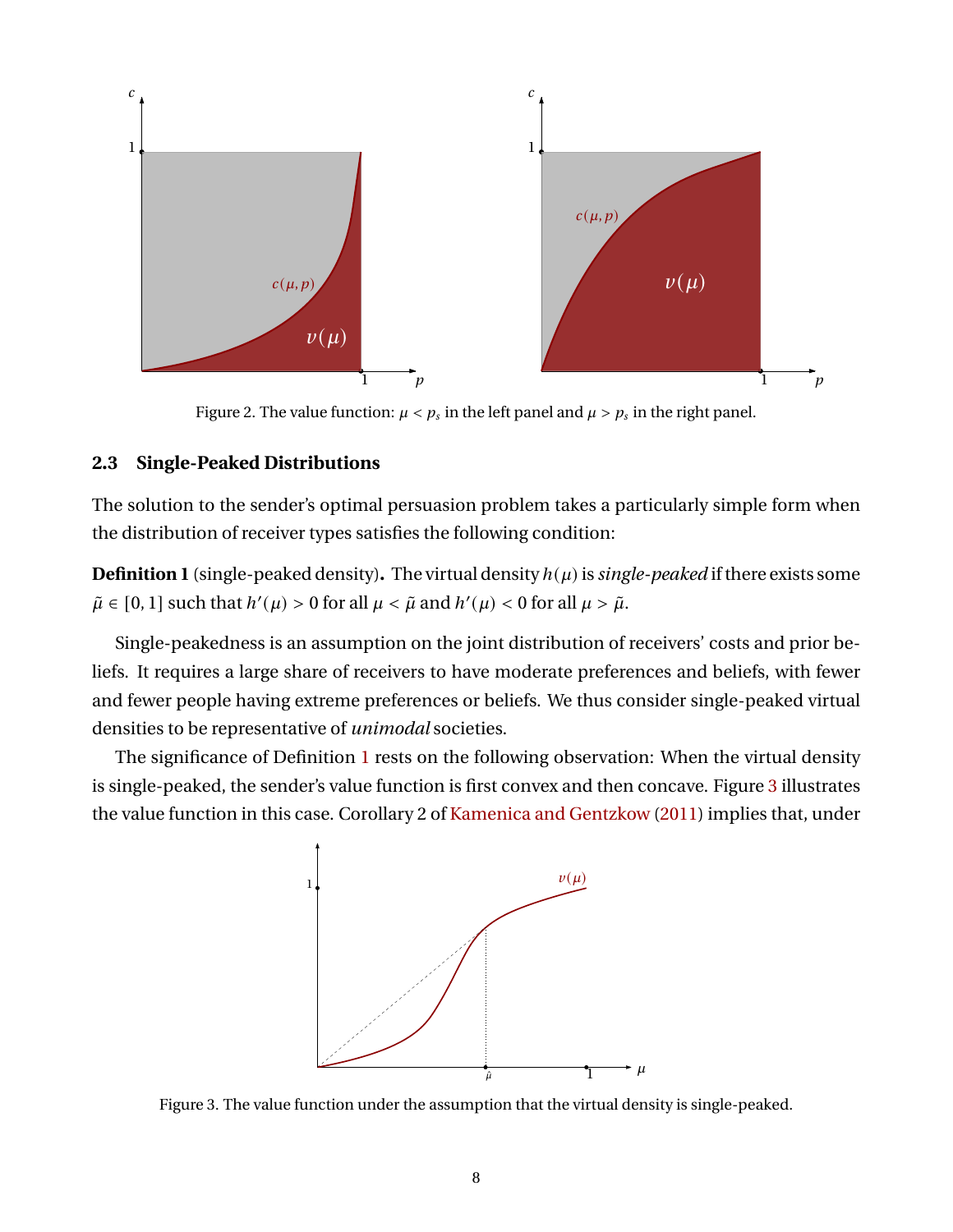Figure 2. The value function: $\mu < p_s$ in the left panel and $\mu > p_s$ in the right panel.

### 2.3 Single-Peaked Distributions

The solution to the sender's optimal persuasion problem takes a particularly simple form when the distribution of receiver types satisfies the following condition:

**Definition 1** (single-peaked density)**.** The virtual density $h(\mu)$ is *single-peaked* if there exists some $\tilde{\mu} \in [0,1]$ such that $h'(\mu) > 0$ for all $\mu < \tilde{\mu}$ and $h'(\mu) < 0$ for all $\mu > \tilde{\mu}$.

Single-peakedness is an assumption on the joint distribution of receivers' costs and prior beliefs. It requires a large share of receivers to have moderate preferences and beliefs, with fewer and fewer people having extreme preferences or beliefs. We thus consider single-peaked virtual densities to be representative of *unimodal* societies.

The significance of Definition 1 rests on the following observation: When the virtual density is single-peaked, the sender's value function is first convex and then concave. Figure 3 illustrates the value function in this case. Corollary 2 of Kamenica and Gentzkow (2011) implies that, under

Figure 3. The value function under the assumption that the virtual density is single-peaked.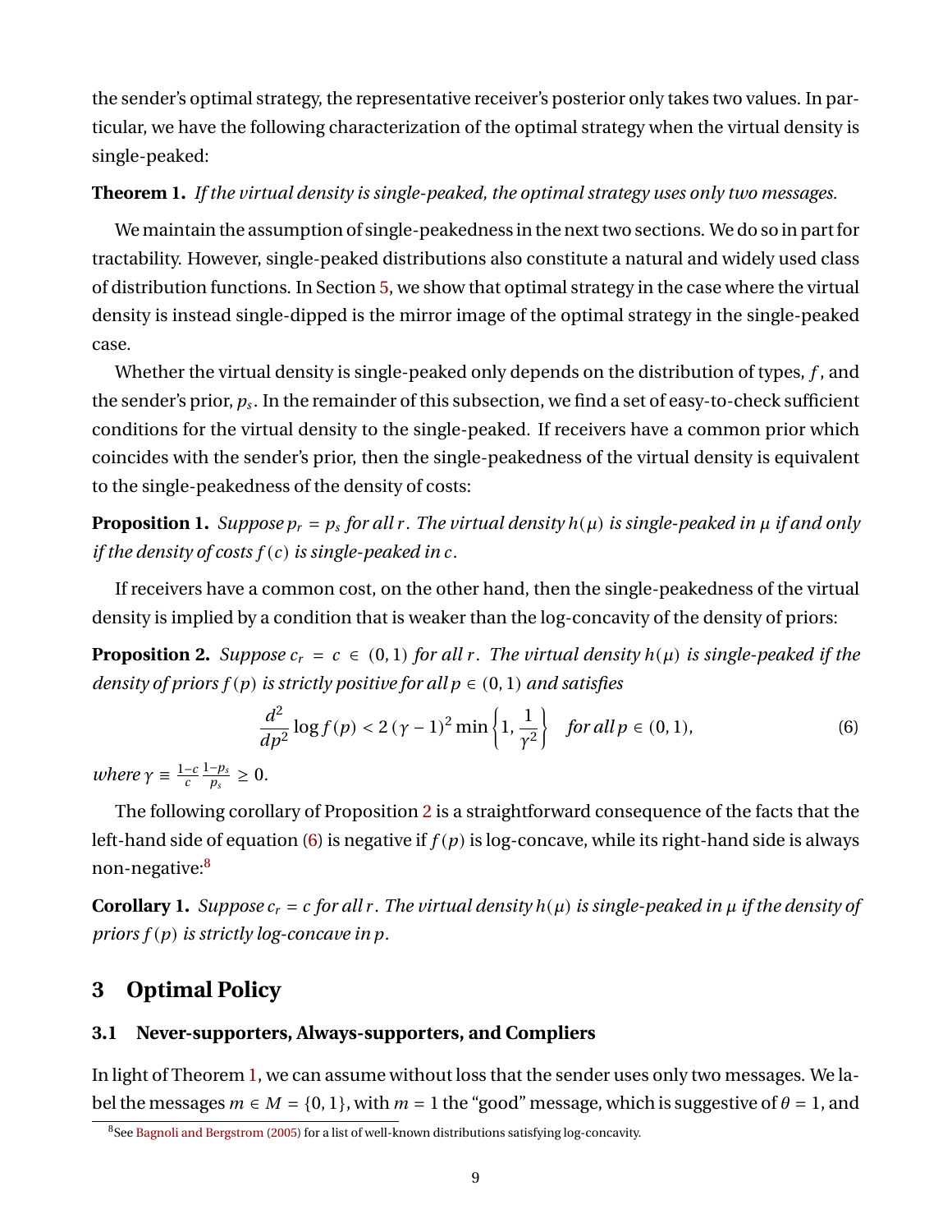the sender's optimal strategy, the representative receiver's posterior only takes two values. In particular, we have the following characterization of the optimal strategy when the virtual density is single-peaked:

**Theorem 1.** *If the virtual density is single-peaked, the optimal strategy uses only two messages.*

We maintain the assumption of single-peakedness in the next two sections. We do so in part for tractability. However, single-peaked distributions also constitute a natural and widely used class of distribution functions. In Section 5, we show that optimal strategy in the case where the virtual density is instead single-dipped is the mirror image of the optimal strategy in the single-peaked case.

Whether the virtual density is single-peaked only depends on the distribution of types, $f$, and the sender's prior, $p_s$. In the remainder of this subsection, we find a set of easy-to-check sufficient conditions for the virtual density to the single-peaked. If receivers have a common prior which coincides with the sender's prior, then the single-peakedness of the virtual density is equivalent to the single-peakedness of the density of costs:

**Proposition 1.** *Suppose $p_r = p_s$ for all $r$. The virtual density $h(\mu)$ is single-peaked in $\mu$ if and only if the density of costs $f(c)$ is single-peaked in $c$.*

If receivers have a common cost, on the other hand, then the single-peakedness of the virtual density is implied by a condition that is weaker than the log-concavity of the density of priors:

**Proposition 2.** *Suppose $c_r = c \in (0,1)$ for all $r$. The virtual density $h(\mu)$ is single-peaked if the density of priors $f(p)$ is strictly positive for all $p \in (0,1)$ and satisfies*

$$\frac{d^2}{dp^2} \log f(p) < 2(\gamma - 1)^2 \min\left\{1, \frac{1}{\gamma^2}\right\} \quad \text{for all } p \in (0,1), \tag{6}$$

*where $\gamma \equiv \frac{1-c}{c}\frac{1-p_s}{p_s} \geq 0$.*

The following corollary of Proposition 2 is a straightforward consequence of the facts that the left-hand side of equation (6) is negative if $f(p)$ is log-concave, while its right-hand side is always non-negative:[8]

**Corollary 1.** *Suppose $c_r = c$ for all $r$. The virtual density $h(\mu)$ is single-peaked in $\mu$ if the density of priors $f(p)$ is strictly log-concave in $p$.*

# 3 Optimal Policy

## 3.1 Never-supporters, Always-supporters, and Compliers

In light of Theorem 1, we can assume without loss that the sender uses only two messages. We label the messages $m \in M = \{0, 1\}$, with $m = 1$ the "good" message, which is suggestive of $\theta = 1$, and

[8] See Bagnoli and Bergstrom (2005) for a list of well-known distributions satisfying log-concavity.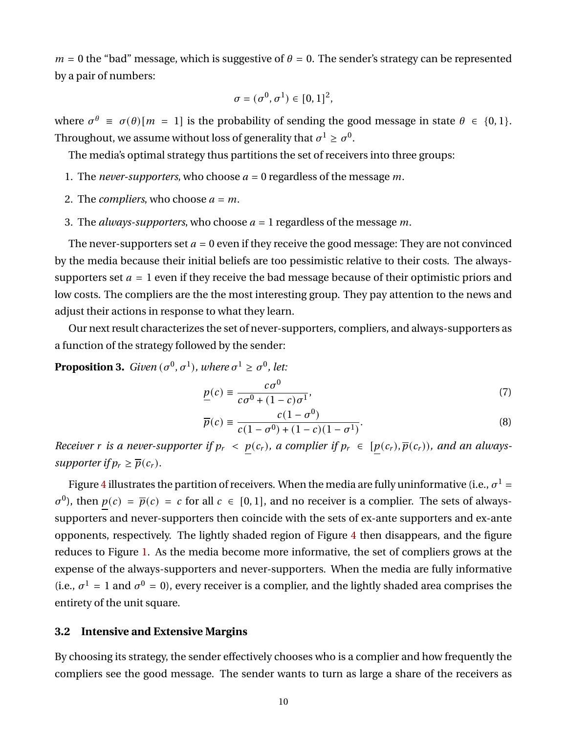$m = 0$ the "bad" message, which is suggestive of $\theta = 0$. The sender's strategy can be represented by a pair of numbers:

$$\sigma = (\sigma^0, \sigma^1) \in [0,1]^2,$$

where $\sigma^\theta \equiv \sigma(\theta)[m = 1]$ is the probability of sending the good message in state $\theta \in \{0,1\}$. Throughout, we assume without loss of generality that $\sigma^1 \geq \sigma^0$.

The media's optimal strategy thus partitions the set of receivers into three groups:

1. The *never-supporters*, who choose $a = 0$ regardless of the message $m$.
2. The *compliers*, who choose $a = m$.
3. The *always-supporters*, who choose $a = 1$ regardless of the message $m$.

The never-supporters set $a = 0$ even if they receive the good message: They are not convinced by the media because their initial beliefs are too pessimistic relative to their costs. The always-supporters set $a = 1$ even if they receive the bad message because of their optimistic priors and low costs. The compliers are the the most interesting group. They pay attention to the news and adjust their actions in response to what they learn.

Our next result characterizes the set of never-supporters, compliers, and always-supporters as a function of the strategy followed by the sender:

**Proposition 3.** *Given $(\sigma^0, \sigma^1)$, where $\sigma^1 \geq \sigma^0$, let:*

$$\underline{p}(c) \equiv \frac{c\sigma^0}{c\sigma^0 + (1-c)\sigma^1}, \tag{7}$$

$$\overline{p}(c) \equiv \frac{c(1-\sigma^0)}{c(1-\sigma^0) + (1-c)(1-\sigma^1)}. \tag{8}$$

*Receiver $r$ is a never-supporter if $p_r < \underline{p}(c_r)$, a complier if $p_r \in [\underline{p}(c_r), \overline{p}(c_r))$, and an always-supporter if $p_r \geq \overline{p}(c_r)$.*

Figure 4 illustrates the partition of receivers. When the media are fully uninformative (i.e., $\sigma^1 = \sigma^0$), then $\underline{p}(c) = \overline{p}(c) = c$ for all $c \in [0,1]$, and no receiver is a complier. The sets of always-supporters and never-supporters then coincide with the sets of ex-ante supporters and ex-ante opponents, respectively. The lightly shaded region of Figure 4 then disappears, and the figure reduces to Figure 1. As the media become more informative, the set of compliers grows at the expense of the always-supporters and never-supporters. When the media are fully informative (i.e., $\sigma^1 = 1$ and $\sigma^0 = 0$), every receiver is a complier, and the lightly shaded area comprises the entirety of the unit square.

### 3.2 Intensive and Extensive Margins

By choosing its strategy, the sender effectively chooses who is a complier and how frequently the compliers see the good message. The sender wants to turn as large a share of the receivers as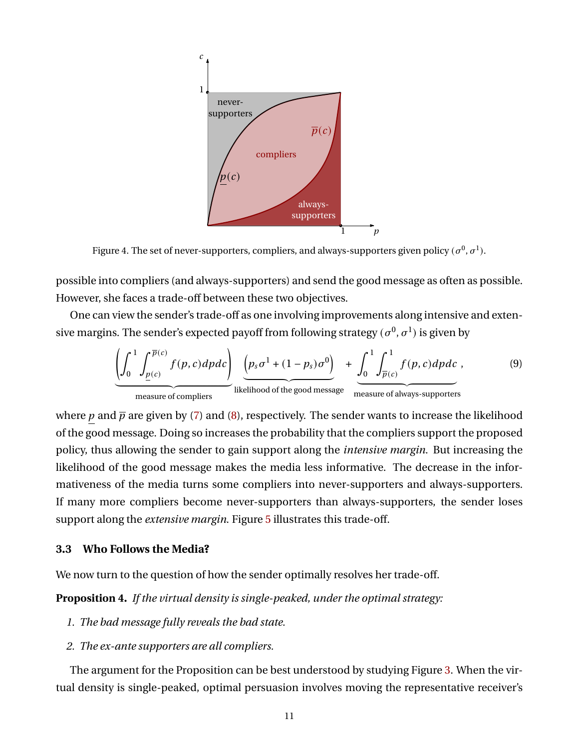Figure 4. The set of never-supporters, compliers, and always-supporters given policy $(\sigma^0, \sigma^1)$.

possible into compliers (and always-supporters) and send the good message as often as possible. However, she faces a trade-off between these two objectives.

One can view the sender's trade-off as one involving improvements along intensive and extensive margins. The sender's expected payoff from following strategy $(\sigma^0, \sigma^1)$ is given by

$$\underbrace{\left(\int_0^1 \int_{\underline{p}(c)}^{\overline{p}(c)} f(p,c)dpdc\right)}_{\text{measure of compliers}} \underbrace{\left(p_s\sigma^1 + (1-p_s)\sigma^0\right)}_{\text{likelihood of the good message}} + \underbrace{\int_0^1 \int_{\overline{p}(c)}^1 f(p,c)dpdc}_{\text{measure of always-supporters}}, \tag{9}$$

where $\underline{p}$ and $\overline{p}$ are given by (7) and (8), respectively. The sender wants to increase the likelihood of the good message. Doing so increases the probability that the compliers support the proposed policy, thus allowing the sender to gain support along the *intensive margin*. But increasing the likelihood of the good message makes the media less informative. The decrease in the informativeness of the media turns some compliers into never-supporters and always-supporters. If many more compliers become never-supporters than always-supporters, the sender loses support along the *extensive margin*. Figure 5 illustrates this trade-off.

### 3.3 Who Follows the Media?

We now turn to the question of how the sender optimally resolves her trade-off.

**Proposition 4.** *If the virtual density is single-peaked, under the optimal strategy:*

1. *The bad message fully reveals the bad state.*
2. *The ex-ante supporters are all compliers.*

The argument for the Proposition can be best understood by studying Figure 3. When the virtual density is single-peaked, optimal persuasion involves moving the representative receiver's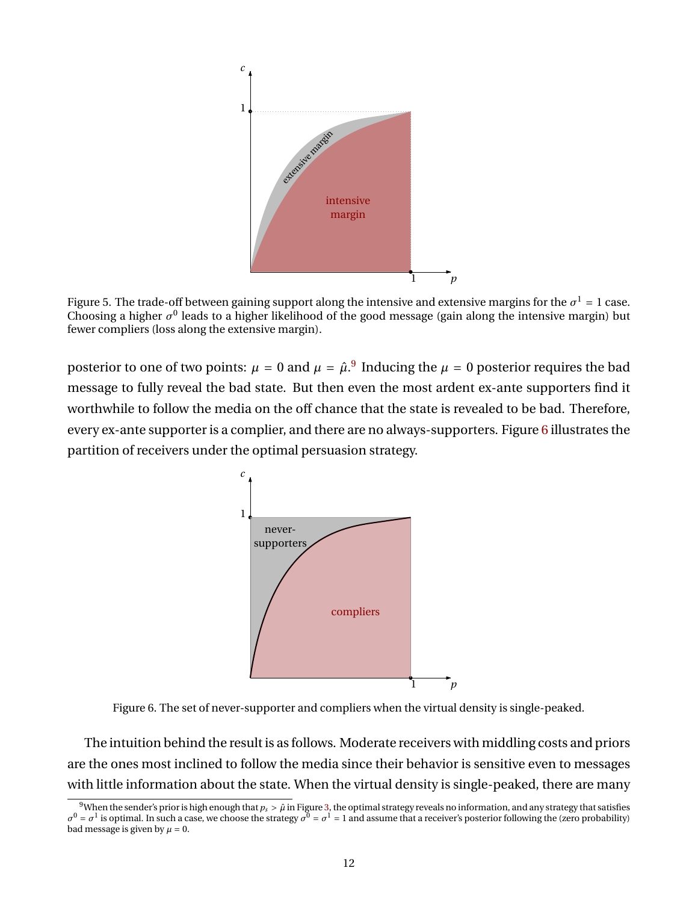Figure 5. The trade-off between gaining support along the intensive and extensive margins for the $\sigma^1 = 1$ case. Choosing a higher $\sigma^0$ leads to a higher likelihood of the good message (gain along the intensive margin) but fewer compliers (loss along the extensive margin).

posterior to one of two points: $\mu = 0$ and $\mu = \hat{\mu}$.[9] Inducing the $\mu = 0$ posterior requires the bad message to fully reveal the bad state. But then even the most ardent ex-ante supporters find it worthwhile to follow the media on the off chance that the state is revealed to be bad. Therefore, every ex-ante supporter is a complier, and there are no always-supporters. Figure 6 illustrates the partition of receivers under the optimal persuasion strategy.

Figure 6. The set of never-supporter and compliers when the virtual density is single-peaked.

The intuition behind the result is as follows. Moderate receivers with middling costs and priors are the ones most inclined to follow the media since their behavior is sensitive even to messages with little information about the state. When the virtual density is single-peaked, there are many

[9] When the sender's prior is high enough that $p_s > \hat{\mu}$ in Figure 3, the optimal strategy reveals no information, and any strategy that satisfies $\sigma^0 = \sigma^1$ is optimal. In such a case, we choose the strategy $\sigma^0 = \sigma^1 = 1$ and assume that a receiver's posterior following the (zero probability) bad message is given by $\mu = 0$.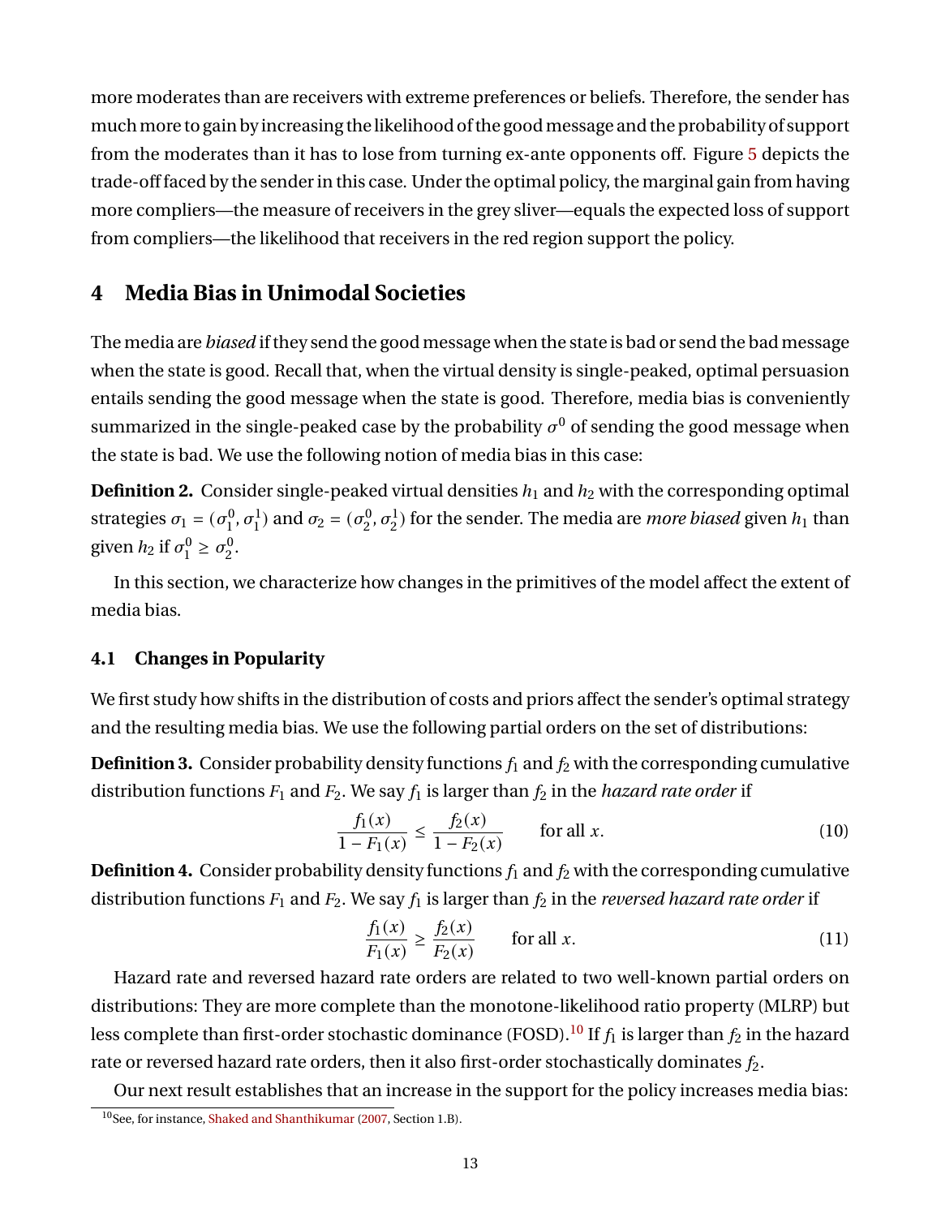more moderates than are receivers with extreme preferences or beliefs. Therefore, the sender has much more to gain by increasing the likelihood of the good message and the probability of support from the moderates than it has to lose from turning ex-ante opponents off. Figure 5 depicts the trade-off faced by the sender in this case. Under the optimal policy, the marginal gain from having more compliers—the measure of receivers in the grey sliver—equals the expected loss of support from compliers—the likelihood that receivers in the red region support the policy.

## 4 Media Bias in Unimodal Societies

The media are *biased* if they send the good message when the state is bad or send the bad message when the state is good. Recall that, when the virtual density is single-peaked, optimal persuasion entails sending the good message when the state is good. Therefore, media bias is conveniently summarized in the single-peaked case by the probability $\sigma^0$ of sending the good message when the state is bad. We use the following notion of media bias in this case:

**Definition 2.** Consider single-peaked virtual densities $h_1$ and $h_2$ with the corresponding optimal strategies $\sigma_1 = (\sigma_1^0, \sigma_1^1)$ and $\sigma_2 = (\sigma_2^0, \sigma_2^1)$ for the sender. The media are *more biased* given $h_1$ than given $h_2$ if $\sigma_1^0 \geq \sigma_2^0$.

In this section, we characterize how changes in the primitives of the model affect the extent of media bias.

### 4.1 Changes in Popularity

We first study how shifts in the distribution of costs and priors affect the sender's optimal strategy and the resulting media bias. We use the following partial orders on the set of distributions:

**Definition 3.** Consider probability density functions $f_1$ and $f_2$ with the corresponding cumulative distribution functions $F_1$ and $F_2$. We say $f_1$ is larger than $f_2$ in the *hazard rate order* if

$$\frac{f_1(x)}{1 - F_1(x)} \leq \frac{f_2(x)}{1 - F_2(x)} \qquad \text{for all } x. \tag{10}$$

**Definition 4.** Consider probability density functions $f_1$ and $f_2$ with the corresponding cumulative distribution functions $F_1$ and $F_2$. We say $f_1$ is larger than $f_2$ in the *reversed hazard rate order* if

$$\frac{f_1(x)}{F_1(x)} \geq \frac{f_2(x)}{F_2(x)} \qquad \text{for all } x. \tag{11}$$

Hazard rate and reversed hazard rate orders are related to two well-known partial orders on distributions: They are more complete than the monotone-likelihood ratio property (MLRP) but less complete than first-order stochastic dominance (FOSD).[10] If $f_1$ is larger than $f_2$ in the hazard rate or reversed hazard rate orders, then it also first-order stochastically dominates $f_2$.

Our next result establishes that an increase in the support for the policy increases media bias:

[10] See, for instance, Shaked and Shanthikumar (2007, Section 1.B).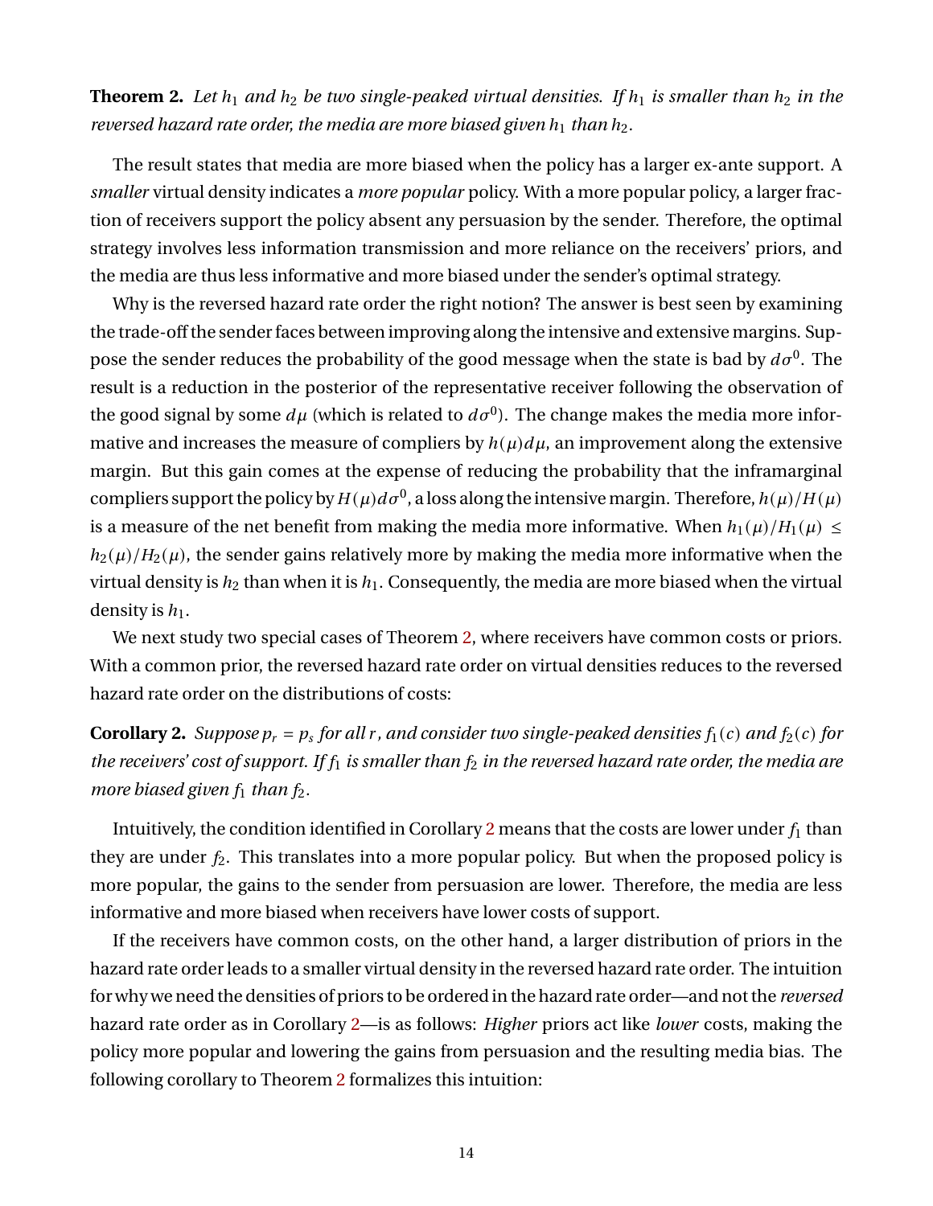**Theorem 2.** *Let $h_1$ and $h_2$ be two single-peaked virtual densities. If $h_1$ is smaller than $h_2$ in the reversed hazard rate order, the media are more biased given $h_1$ than $h_2$.*

The result states that media are more biased when the policy has a larger ex-ante support. A *smaller* virtual density indicates a *more popular* policy. With a more popular policy, a larger fraction of receivers support the policy absent any persuasion by the sender. Therefore, the optimal strategy involves less information transmission and more reliance on the receivers' priors, and the media are thus less informative and more biased under the sender's optimal strategy.

Why is the reversed hazard rate order the right notion? The answer is best seen by examining the trade-off the sender faces between improving along the intensive and extensive margins. Suppose the sender reduces the probability of the good message when the state is bad by $d\sigma^0$. The result is a reduction in the posterior of the representative receiver following the observation of the good signal by some $d\mu$ (which is related to $d\sigma^0$). The change makes the media more informative and increases the measure of compliers by $h(\mu)d\mu$, an improvement along the extensive margin. But this gain comes at the expense of reducing the probability that the inframarginal compliers support the policy by $H(\mu)d\sigma^0$, a loss along the intensive margin. Therefore, $h(\mu)/H(\mu)$ is a measure of the net benefit from making the media more informative. When $h_1(\mu)/H_1(\mu) \leq h_2(\mu)/H_2(\mu)$, the sender gains relatively more by making the media more informative when the virtual density is $h_2$ than when it is $h_1$. Consequently, the media are more biased when the virtual density is $h_1$.

We next study two special cases of Theorem 2, where receivers have common costs or priors. With a common prior, the reversed hazard rate order on virtual densities reduces to the reversed hazard rate order on the distributions of costs:

**Corollary 2.** *Suppose $p_r = p_s$ for all $r$, and consider two single-peaked densities $f_1(c)$ and $f_2(c)$ for the receivers' cost of support. If $f_1$ is smaller than $f_2$ in the reversed hazard rate order, the media are more biased given $f_1$ than $f_2$.*

Intuitively, the condition identified in Corollary 2 means that the costs are lower under $f_1$ than they are under $f_2$. This translates into a more popular policy. But when the proposed policy is more popular, the gains to the sender from persuasion are lower. Therefore, the media are less informative and more biased when receivers have lower costs of support.

If the receivers have common costs, on the other hand, a larger distribution of priors in the hazard rate order leads to a smaller virtual density in the reversed hazard rate order. The intuition for why we need the densities of priors to be ordered in the hazard rate order—and not the *reversed* hazard rate order as in Corollary 2—is as follows: *Higher* priors act like *lower* costs, making the policy more popular and lowering the gains from persuasion and the resulting media bias. The following corollary to Theorem 2 formalizes this intuition: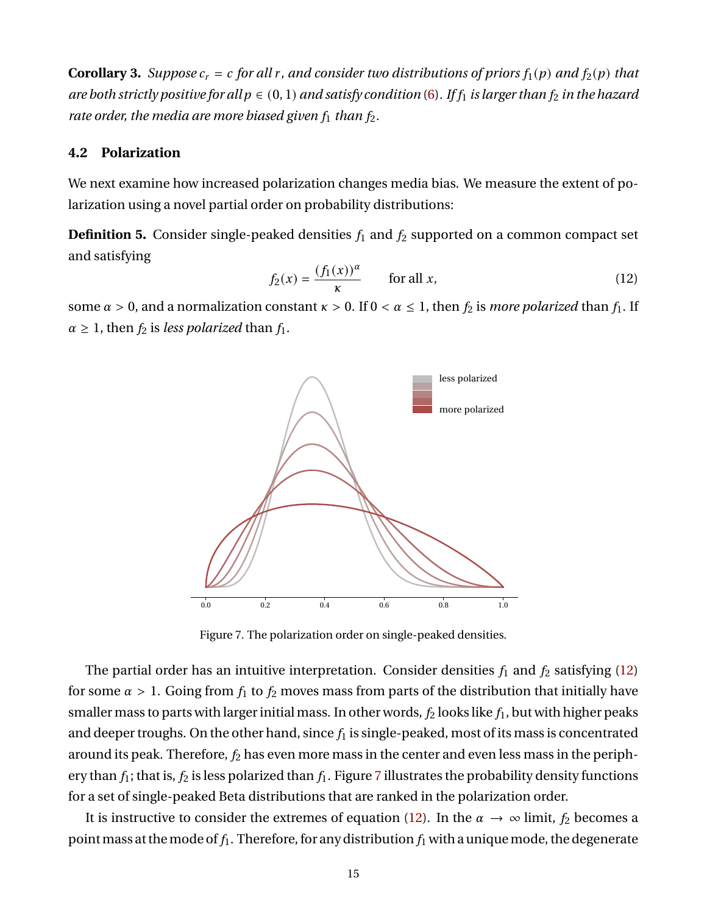**Corollary 3.** *Suppose $c_r = c$ for all $r$, and consider two distributions of priors $f_1(p)$ and $f_2(p)$ that are both strictly positive for all $p \in (0,1)$ and satisfy condition (6). If $f_1$ is larger than $f_2$ in the hazard rate order, the media are more biased given $f_1$ than $f_2$.*

### 4.2 Polarization

We next examine how increased polarization changes media bias. We measure the extent of polarization using a novel partial order on probability distributions:

**Definition 5.** Consider single-peaked densities $f_1$ and $f_2$ supported on a common compact set and satisfying

$$f_2(x) = \frac{(f_1(x))^\alpha}{\kappa} \qquad \text{for all } x, \tag{12}$$

some $\alpha > 0$, and a normalization constant $\kappa > 0$. If $0 < \alpha \leq 1$, then $f_2$ is *more polarized* than $f_1$. If $\alpha \geq 1$, then $f_2$ is *less polarized* than $f_1$.

Figure 7. The polarization order on single-peaked densities.

The partial order has an intuitive interpretation. Consider densities $f_1$ and $f_2$ satisfying (12) for some $\alpha > 1$. Going from $f_1$ to $f_2$ moves mass from parts of the distribution that initially have smaller mass to parts with larger initial mass. In other words, $f_2$ looks like $f_1$, but with higher peaks and deeper troughs. On the other hand, since $f_1$ is single-peaked, most of its mass is concentrated around its peak. Therefore, $f_2$ has even more mass in the center and even less mass in the periphery than $f_1$; that is, $f_2$ is less polarized than $f_1$. Figure 7 illustrates the probability density functions for a set of single-peaked Beta distributions that are ranked in the polarization order.

It is instructive to consider the extremes of equation (12). In the $\alpha \to \infty$ limit, $f_2$ becomes a point mass at the mode of $f_1$. Therefore, for any distribution $f_1$ with a unique mode, the degenerate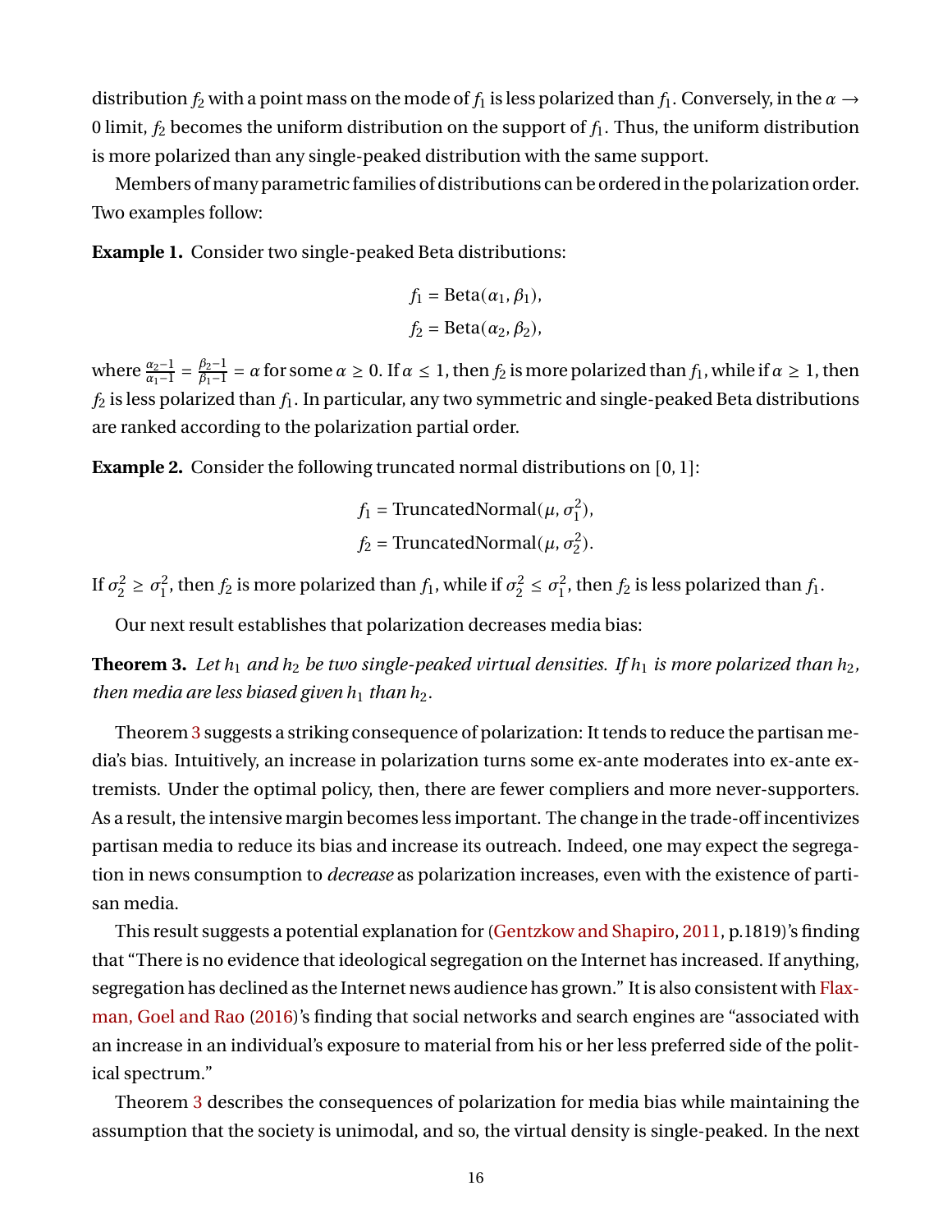distribution $f_2$ with a point mass on the mode of $f_1$ is less polarized than $f_1$. Conversely, in the $\alpha \to 0$ limit, $f_2$ becomes the uniform distribution on the support of $f_1$. Thus, the uniform distribution is more polarized than any single-peaked distribution with the same support.

Members of many parametric families of distributions can be ordered in the polarization order. Two examples follow:

**Example 1.** Consider two single-peaked Beta distributions:

$$f_1 = \text{Beta}(\alpha_1, \beta_1),$$
$$f_2 = \text{Beta}(\alpha_2, \beta_2),$$

where $\frac{\alpha_2 - 1}{\alpha_1 - 1} = \frac{\beta_2 - 1}{\beta_1 - 1} = \alpha$ for some $\alpha \geq 0$. If $\alpha \leq 1$, then $f_2$ is more polarized than $f_1$, while if $\alpha \geq 1$, then $f_2$ is less polarized than $f_1$. In particular, any two symmetric and single-peaked Beta distributions are ranked according to the polarization partial order.

**Example 2.** Consider the following truncated normal distributions on $[0, 1]$:

$$f_1 = \text{TruncatedNormal}(\mu, \sigma_1^2),$$
$$f_2 = \text{TruncatedNormal}(\mu, \sigma_2^2).$$

If $\sigma_2^2 \geq \sigma_1^2$, then $f_2$ is more polarized than $f_1$, while if $\sigma_2^2 \leq \sigma_1^2$, then $f_2$ is less polarized than $f_1$.

Our next result establishes that polarization decreases media bias:

**Theorem 3.** *Let $h_1$ and $h_2$ be two single-peaked virtual densities. If $h_1$ is more polarized than $h_2$, then media are less biased given $h_1$ than $h_2$.*

Theorem 3 suggests a striking consequence of polarization: It tends to reduce the partisan media's bias. Intuitively, an increase in polarization turns some ex-ante moderates into ex-ante extremists. Under the optimal policy, then, there are fewer compliers and more never-supporters. As a result, the intensive margin becomes less important. The change in the trade-off incentivizes partisan media to reduce its bias and increase its outreach. Indeed, one may expect the segregation in news consumption to *decrease* as polarization increases, even with the existence of partisan media.

This result suggests a potential explanation for (Gentzkow and Shapiro, 2011, p.1819)'s finding that "There is no evidence that ideological segregation on the Internet has increased. If anything, segregation has declined as the Internet news audience has grown." It is also consistent with Flaxman, Goel and Rao (2016)'s finding that social networks and search engines are "associated with an increase in an individual's exposure to material from his or her less preferred side of the political spectrum."

Theorem 3 describes the consequences of polarization for media bias while maintaining the assumption that the society is unimodal, and so, the virtual density is single-peaked. In the next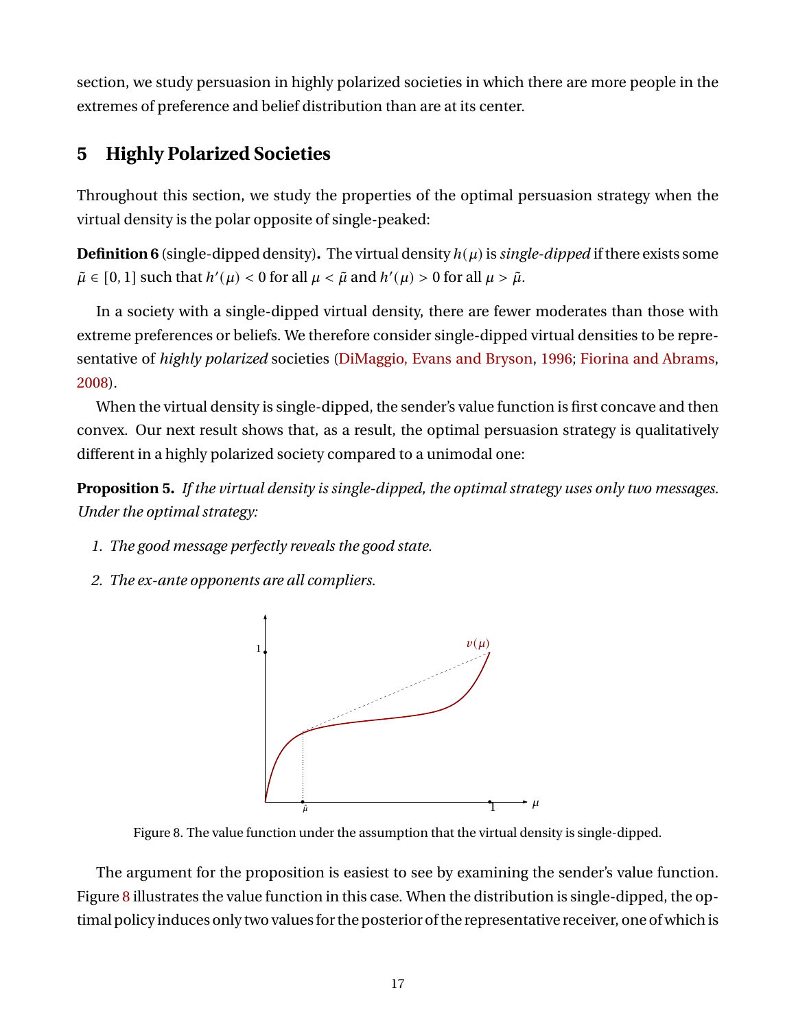section, we study persuasion in highly polarized societies in which there are more people in the extremes of preference and belief distribution than are at its center.

## 5 Highly Polarized Societies

Throughout this section, we study the properties of the optimal persuasion strategy when the virtual density is the polar opposite of single-peaked:

**Definition 6** (single-dipped density)**.** The virtual density $h(\mu)$ is *single-dipped* if there exists some $\tilde{\mu} \in [0, 1]$ such that $h'(\mu) < 0$ for all $\mu < \tilde{\mu}$ and $h'(\mu) > 0$ for all $\mu > \tilde{\mu}$.

In a society with a single-dipped virtual density, there are fewer moderates than those with extreme preferences or beliefs. We therefore consider single-dipped virtual densities to be representative of *highly polarized* societies (DiMaggio, Evans and Bryson, 1996; Fiorina and Abrams, 2008).

When the virtual density is single-dipped, the sender's value function is first concave and then convex. Our next result shows that, as a result, the optimal persuasion strategy is qualitatively different in a highly polarized society compared to a unimodal one:

**Proposition 5.** *If the virtual density is single-dipped, the optimal strategy uses only two messages. Under the optimal strategy:*

1. *The good message perfectly reveals the good state.*
2. *The ex-ante opponents are all compliers.*

Figure 8. The value function under the assumption that the virtual density is single-dipped.

The argument for the proposition is easiest to see by examining the sender's value function. Figure 8 illustrates the value function in this case. When the distribution is single-dipped, the optimal policy induces only two values for the posterior of the representative receiver, one of which is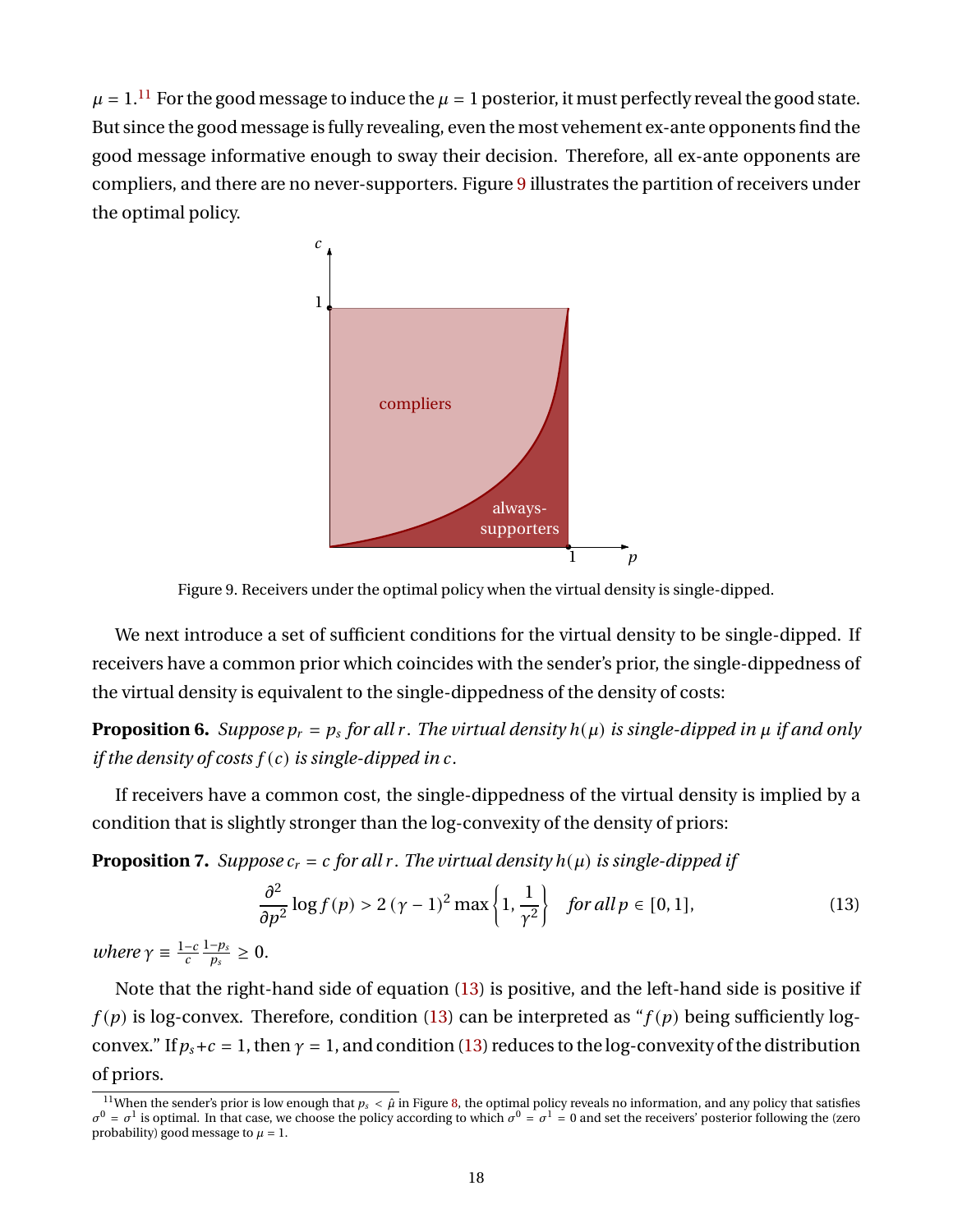$\mu = 1$.[11] For the good message to induce the $\mu = 1$ posterior, it must perfectly reveal the good state. But since the good message is fully revealing, even the most vehement ex-ante opponents find the good message informative enough to sway their decision. Therefore, all ex-ante opponents are compliers, and there are no never-supporters. Figure 9 illustrates the partition of receivers under the optimal policy.

Figure 9. Receivers under the optimal policy when the virtual density is single-dipped.

We next introduce a set of sufficient conditions for the virtual density to be single-dipped. If receivers have a common prior which coincides with the sender's prior, the single-dippedness of the virtual density is equivalent to the single-dippedness of the density of costs:

**Proposition 6.** *Suppose $p_r = p_s$ for all $r$. The virtual density $h(\mu)$ is single-dipped in $\mu$ if and only if the density of costs $f(c)$ is single-dipped in $c$.*

If receivers have a common cost, the single-dippedness of the virtual density is implied by a condition that is slightly stronger than the log-convexity of the density of priors:

**Proposition 7.** *Suppose $c_r = c$ for all $r$. The virtual density $h(\mu)$ is single-dipped if*

$$\frac{\partial^2}{\partial p^2} \log f(p) > 2(\gamma - 1)^2 \max\left\{1, \frac{1}{\gamma^2}\right\} \quad \text{for all } p \in [0,1], \tag{13}$$

*where $\gamma \equiv \frac{1-c}{c}\frac{1-p_s}{p_s} \geq 0$.*

Note that the right-hand side of equation (13) is positive, and the left-hand side is positive if $f(p)$ is log-convex. Therefore, condition (13) can be interpreted as "$f(p)$ being sufficiently log-convex." If $p_s + c = 1$, then $\gamma = 1$, and condition (13) reduces to the log-convexity of the distribution of priors.

[11] When the sender's prior is low enough that $p_s < \hat{\mu}$ in Figure 8, the optimal policy reveals no information, and any policy that satisfies $\sigma^0 = \sigma^1$ is optimal. In that case, we choose the policy according to which $\sigma^0 = \sigma^1 = 0$ and set the receivers' posterior following the (zero probability) good message to $\mu = 1$.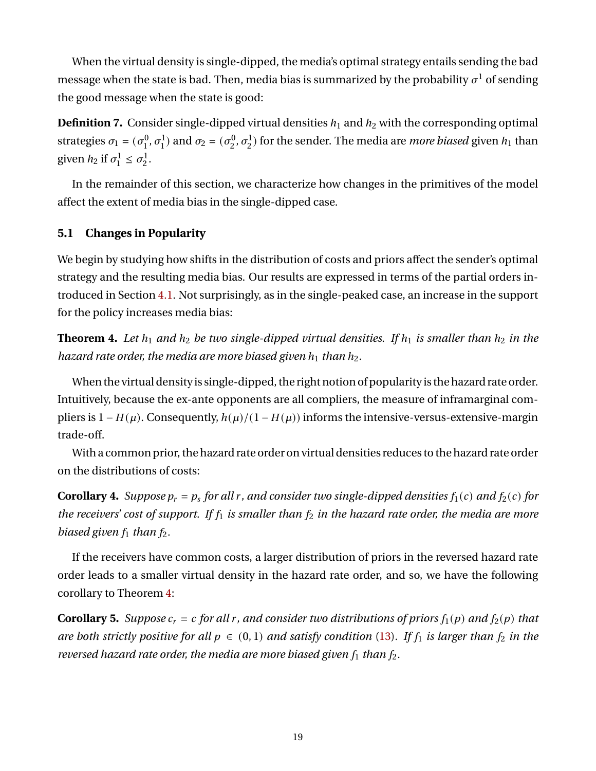When the virtual density is single-dipped, the media's optimal strategy entails sending the bad message when the state is bad. Then, media bias is summarized by the probability $\sigma^1$ of sending the good message when the state is good:

**Definition 7.** Consider single-dipped virtual densities $h_1$ and $h_2$ with the corresponding optimal strategies $\sigma_1 = (\sigma_1^0, \sigma_1^1)$ and $\sigma_2 = (\sigma_2^0, \sigma_2^1)$ for the sender. The media are *more biased* given $h_1$ than given $h_2$ if $\sigma_1^1 \leq \sigma_2^1$.

In the remainder of this section, we characterize how changes in the primitives of the model affect the extent of media bias in the single-dipped case.

### 5.1 Changes in Popularity

We begin by studying how shifts in the distribution of costs and priors affect the sender's optimal strategy and the resulting media bias. Our results are expressed in terms of the partial orders introduced in Section 4.1. Not surprisingly, as in the single-peaked case, an increase in the support for the policy increases media bias:

**Theorem 4.** *Let $h_1$ and $h_2$ be two single-dipped virtual densities. If $h_1$ is smaller than $h_2$ in the hazard rate order, the media are more biased given $h_1$ than $h_2$.*

When the virtual density is single-dipped, the right notion of popularity is the hazard rate order. Intuitively, because the ex-ante opponents are all compliers, the measure of inframarginal compliers is $1 - H(\mu)$. Consequently, $h(\mu)/(1 - H(\mu))$ informs the intensive-versus-extensive-margin trade-off.

With a common prior, the hazard rate order on virtual densities reduces to the hazard rate order on the distributions of costs:

**Corollary 4.** *Suppose $p_r = p_s$ for all $r$, and consider two single-dipped densities $f_1(c)$ and $f_2(c)$ for the receivers' cost of support. If $f_1$ is smaller than $f_2$ in the hazard rate order, the media are more biased given $f_1$ than $f_2$.*

If the receivers have common costs, a larger distribution of priors in the reversed hazard rate order leads to a smaller virtual density in the hazard rate order, and so, we have the following corollary to Theorem 4:

**Corollary 5.** *Suppose $c_r = c$ for all $r$, and consider two distributions of priors $f_1(p)$ and $f_2(p)$ that are both strictly positive for all $p \in (0,1)$ and satisfy condition (13). If $f_1$ is larger than $f_2$ in the reversed hazard rate order, the media are more biased given $f_1$ than $f_2$.*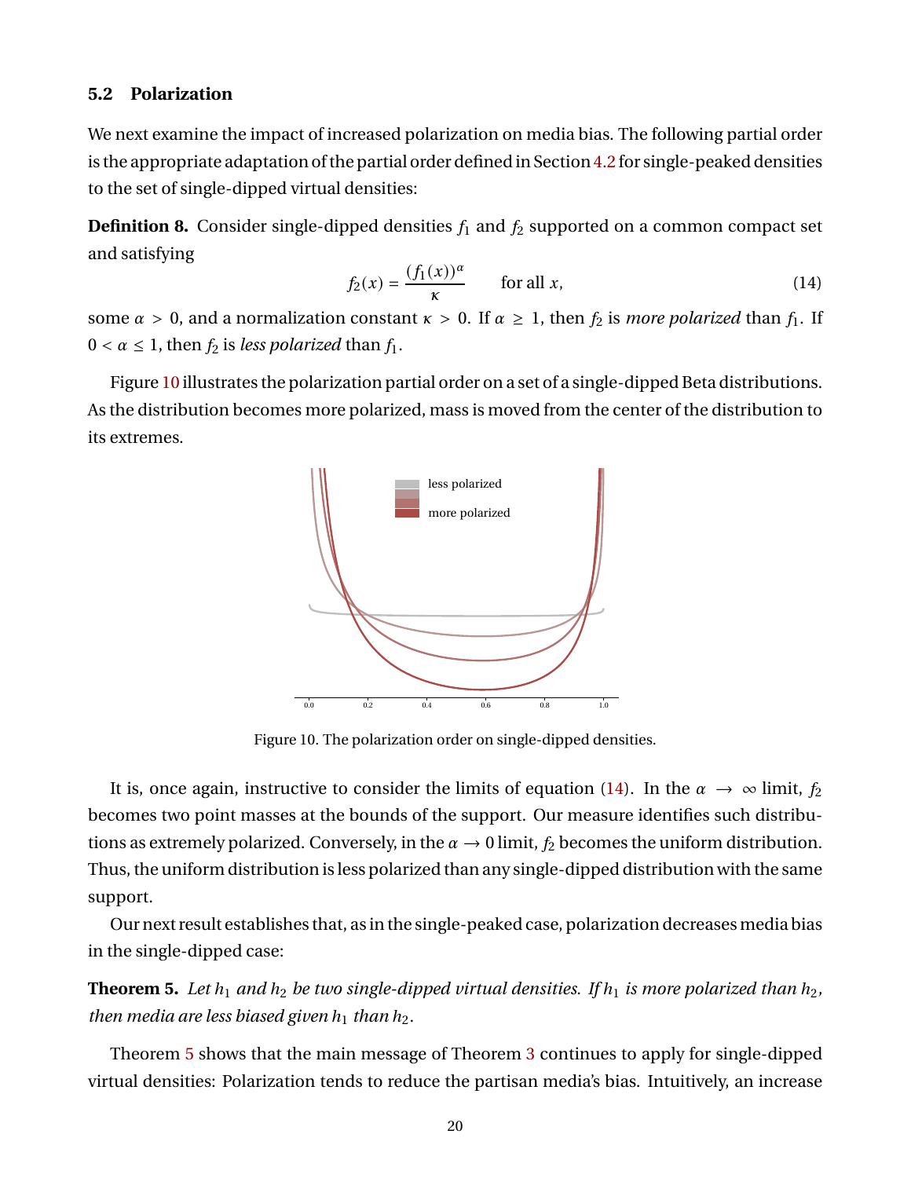### 5.2 Polarization

We next examine the impact of increased polarization on media bias. The following partial order is the appropriate adaptation of the partial order defined in Section 4.2 for single-peaked densities to the set of single-dipped virtual densities:

**Definition 8.** Consider single-dipped densities $f_1$ and $f_2$ supported on a common compact set and satisfying

$$f_2(x) = \frac{(f_1(x))^{\alpha}}{\kappa} \qquad \text{for all } x, \tag{14}$$

some $\alpha > 0$, and a normalization constant $\kappa > 0$. If $\alpha \geq 1$, then $f_2$ is *more polarized* than $f_1$. If $0 < \alpha \leq 1$, then $f_2$ is *less polarized* than $f_1$.

Figure 10 illustrates the polarization partial order on a set of a single-dipped Beta distributions. As the distribution becomes more polarized, mass is moved from the center of the distribution to its extremes.

Figure 10. The polarization order on single-dipped densities.

It is, once again, instructive to consider the limits of equation (14). In the $\alpha \to \infty$ limit, $f_2$ becomes two point masses at the bounds of the support. Our measure identifies such distributions as extremely polarized. Conversely, in the $\alpha \to 0$ limit, $f_2$ becomes the uniform distribution. Thus, the uniform distribution is less polarized than any single-dipped distribution with the same support.

Our next result establishes that, as in the single-peaked case, polarization decreases media bias in the single-dipped case:

**Theorem 5.** *Let $h_1$ and $h_2$ be two single-dipped virtual densities. If $h_1$ is more polarized than $h_2$, then media are less biased given $h_1$ than $h_2$.*

Theorem 5 shows that the main message of Theorem 3 continues to apply for single-dipped virtual densities: Polarization tends to reduce the partisan media's bias. Intuitively, an increase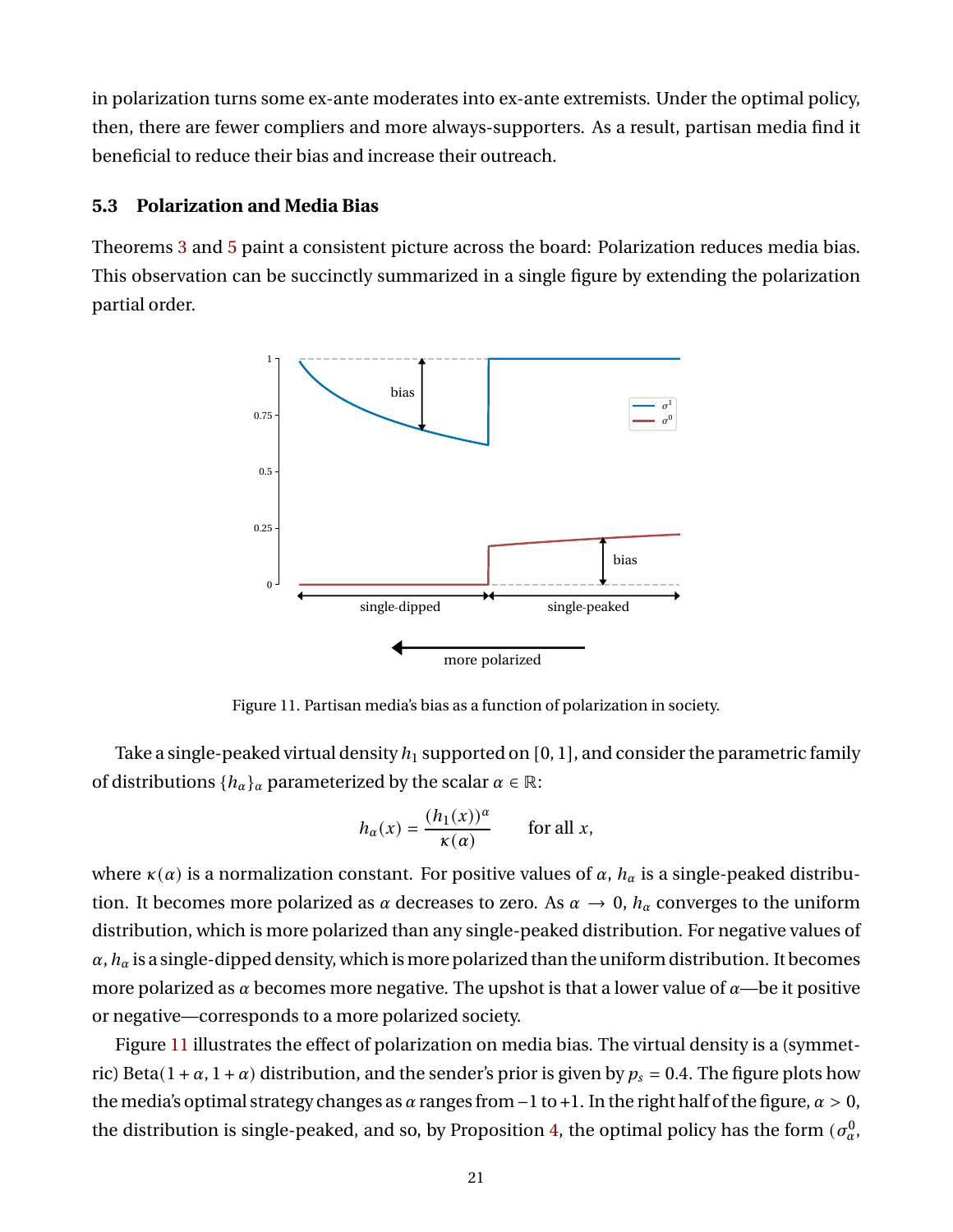in polarization turns some ex-ante moderates into ex-ante extremists. Under the optimal policy, then, there are fewer compliers and more always-supporters. As a result, partisan media find it beneficial to reduce their bias and increase their outreach.

### 5.3 Polarization and Media Bias

Theorems 3 and 5 paint a consistent picture across the board: Polarization reduces media bias. This observation can be succinctly summarized in a single figure by extending the polarization partial order.

Figure 11. Partisan media's bias as a function of polarization in society.

Take a single-peaked virtual density $h_1$ supported on $[0,1]$, and consider the parametric family of distributions $\{h_\alpha\}_\alpha$ parameterized by the scalar $\alpha \in \mathbb{R}$:

$$h_\alpha(x) = \frac{(h_1(x))^\alpha}{\kappa(\alpha)} \qquad \text{for all } x,$$

where $\kappa(\alpha)$ is a normalization constant. For positive values of $\alpha$, $h_\alpha$ is a single-peaked distribution. It becomes more polarized as $\alpha$ decreases to zero. As $\alpha \to 0$, $h_\alpha$ converges to the uniform distribution, which is more polarized than any single-peaked distribution. For negative values of $\alpha$, $h_\alpha$ is a single-dipped density, which is more polarized than the uniform distribution. It becomes more polarized as $\alpha$ becomes more negative. The upshot is that a lower value of $\alpha$—be it positive or negative—corresponds to a more polarized society.

Figure 11 illustrates the effect of polarization on media bias. The virtual density is a (symmetric) Beta$(1+\alpha, 1+\alpha)$ distribution, and the sender's prior is given by $p_s = 0.4$. The figure plots how the media's optimal strategy changes as $\alpha$ ranges from $-1$ to $+1$. In the right half of the figure, $\alpha > 0$, the distribution is single-peaked, and so, by Proposition 4, the optimal policy has the form $(\sigma^0_\alpha,$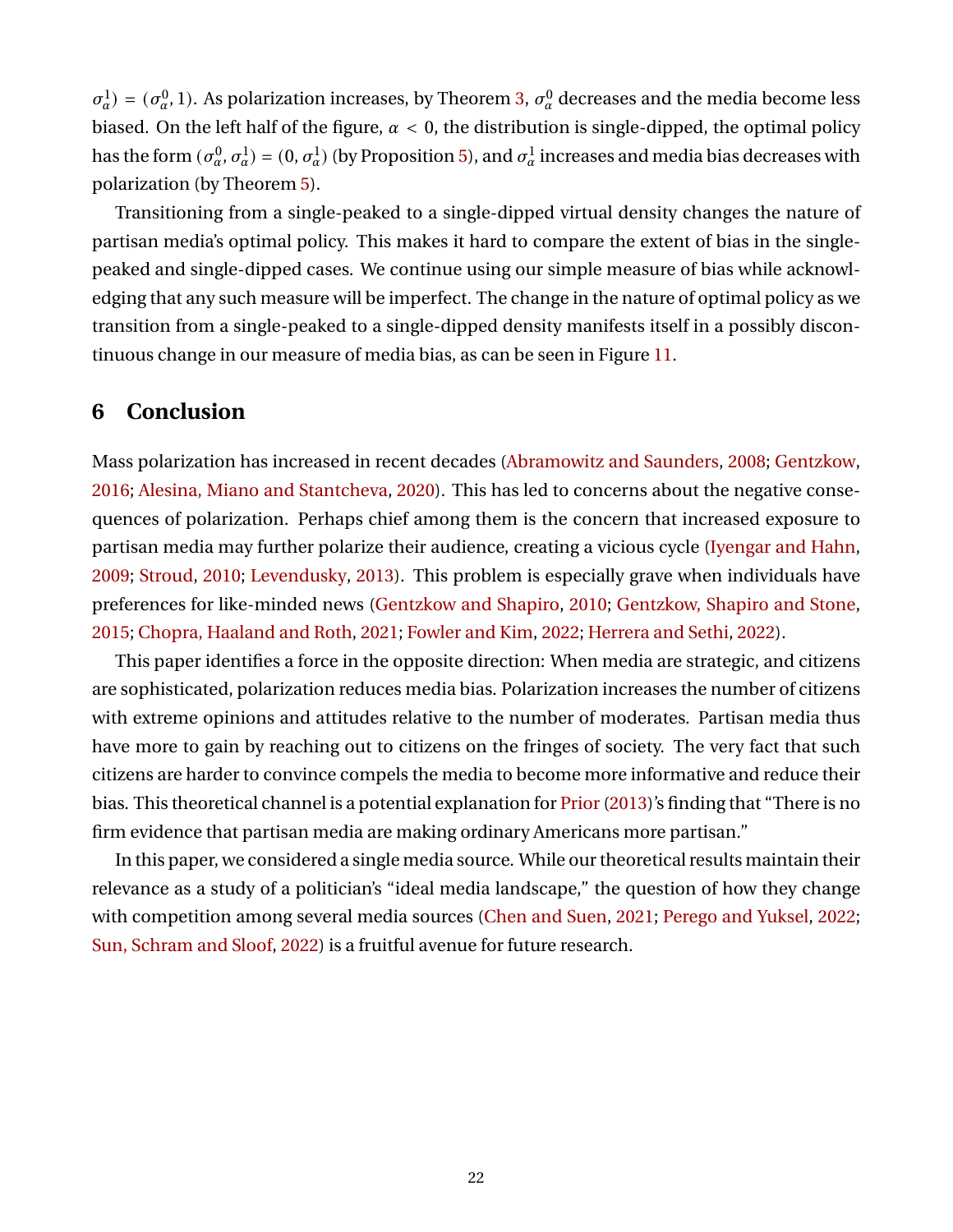$\sigma^1_\alpha) = (\sigma^0_\alpha, 1)$. As polarization increases, by Theorem 3, $\sigma^0_\alpha$ decreases and the media become less biased. On the left half of the figure, $\alpha < 0$, the distribution is single-dipped, the optimal policy has the form $(\sigma^0_\alpha, \sigma^1_\alpha) = (0, \sigma^1_\alpha)$ (by Proposition 5), and $\sigma^1_\alpha$ increases and media bias decreases with polarization (by Theorem 5).

Transitioning from a single-peaked to a single-dipped virtual density changes the nature of partisan media's optimal policy. This makes it hard to compare the extent of bias in the single-peaked and single-dipped cases. We continue using our simple measure of bias while acknowledging that any such measure will be imperfect. The change in the nature of optimal policy as we transition from a single-peaked to a single-dipped density manifests itself in a possibly discontinuous change in our measure of media bias, as can be seen in Figure 11.

## 6 Conclusion

Mass polarization has increased in recent decades (Abramowitz and Saunders, 2008; Gentzkow, 2016; Alesina, Miano and Stantcheva, 2020). This has led to concerns about the negative consequences of polarization. Perhaps chief among them is the concern that increased exposure to partisan media may further polarize their audience, creating a vicious cycle (Iyengar and Hahn, 2009; Stroud, 2010; Levendusky, 2013). This problem is especially grave when individuals have preferences for like-minded news (Gentzkow and Shapiro, 2010; Gentzkow, Shapiro and Stone, 2015; Chopra, Haaland and Roth, 2021; Fowler and Kim, 2022; Herrera and Sethi, 2022).

This paper identifies a force in the opposite direction: When media are strategic, and citizens are sophisticated, polarization reduces media bias. Polarization increases the number of citizens with extreme opinions and attitudes relative to the number of moderates. Partisan media thus have more to gain by reaching out to citizens on the fringes of society. The very fact that such citizens are harder to convince compels the media to become more informative and reduce their bias. This theoretical channel is a potential explanation for Prior (2013)'s finding that "There is no firm evidence that partisan media are making ordinary Americans more partisan."

In this paper, we considered a single media source. While our theoretical results maintain their relevance as a study of a politician's "ideal media landscape," the question of how they change with competition among several media sources (Chen and Suen, 2021; Perego and Yuksel, 2022; Sun, Schram and Sloof, 2022) is a fruitful avenue for future research.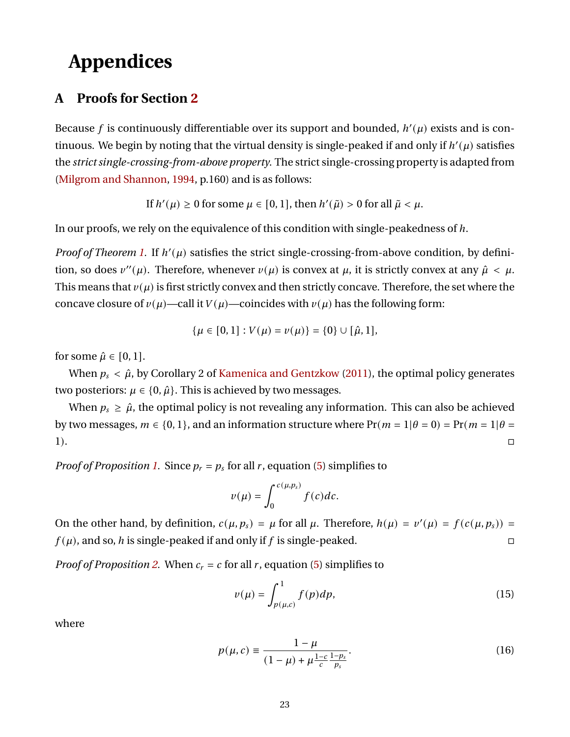# Appendices

## A Proofs for Section 2

Because $f$ is continuously differentiable over its support and bounded, $h'(\mu)$ exists and is continuous. We begin by noting that the virtual density is single-peaked if and only if $h'(\mu)$ satisfies the *strict single-crossing-from-above property*. The strict single-crossing property is adapted from (Milgrom and Shannon, 1994, p.160) and is as follows:

$$\text{If } h'(\mu) \geq 0 \text{ for some } \mu \in [0,1] \text{, then } h'(\tilde{\mu}) > 0 \text{ for all } \tilde{\mu} < \mu.$$

In our proofs, we rely on the equivalence of this condition with single-peakedness of $h$.

*Proof of Theorem 1.* If $h'(\mu)$ satisfies the strict single-crossing-from-above condition, by definition, so does $v''(\mu)$. Therefore, whenever $v(\mu)$ is convex at $\mu$, it is strictly convex at any $\hat{\mu} < \mu$. This means that $v(\mu)$ is first strictly convex and then strictly concave. Therefore, the set where the concave closure of $v(\mu)$—call it $V(\mu)$—coincides with $v(\mu)$ has the following form:

$$\{\mu \in [0,1] : V(\mu) = v(\mu)\} = \{0\} \cup [\hat{\mu}, 1],$$

for some $\hat{\mu} \in [0,1]$.

When $p_s < \hat{\mu}$, by Corollary 2 of Kamenica and Gentzkow (2011), the optimal policy generates two posteriors: $\mu \in \{0, \hat{\mu}\}$. This is achieved by two messages.

When $p_s \geq \hat{\mu}$, the optimal policy is not revealing any information. This can also be achieved by two messages, $m \in \{0,1\}$, and an information structure where $\Pr(m = 1|\theta = 0) = \Pr(m = 1|\theta = 1)$. □

*Proof of Proposition 1.* Since $p_r = p_s$ for all $r$, equation (5) simplifies to

$$v(\mu) = \int_0^{c(\mu,p_s)} f(c)dc.$$

On the other hand, by definition, $c(\mu, p_s) = \mu$ for all $\mu$. Therefore, $h(\mu) = v'(\mu) = f(c(\mu, p_s)) = f(\mu)$, and so, $h$ is single-peaked if and only if $f$ is single-peaked. □

*Proof of Proposition 2.* When $c_r = c$ for all $r$, equation (5) simplifies to

$$v(\mu) = \int_{p(\mu,c)}^1 f(p)dp, \tag{15}$$

where

$$p(\mu, c) \equiv \frac{1-\mu}{(1-\mu) + \mu\frac{1-c}{c}\frac{1-p_s}{p_s}}. \tag{16}$$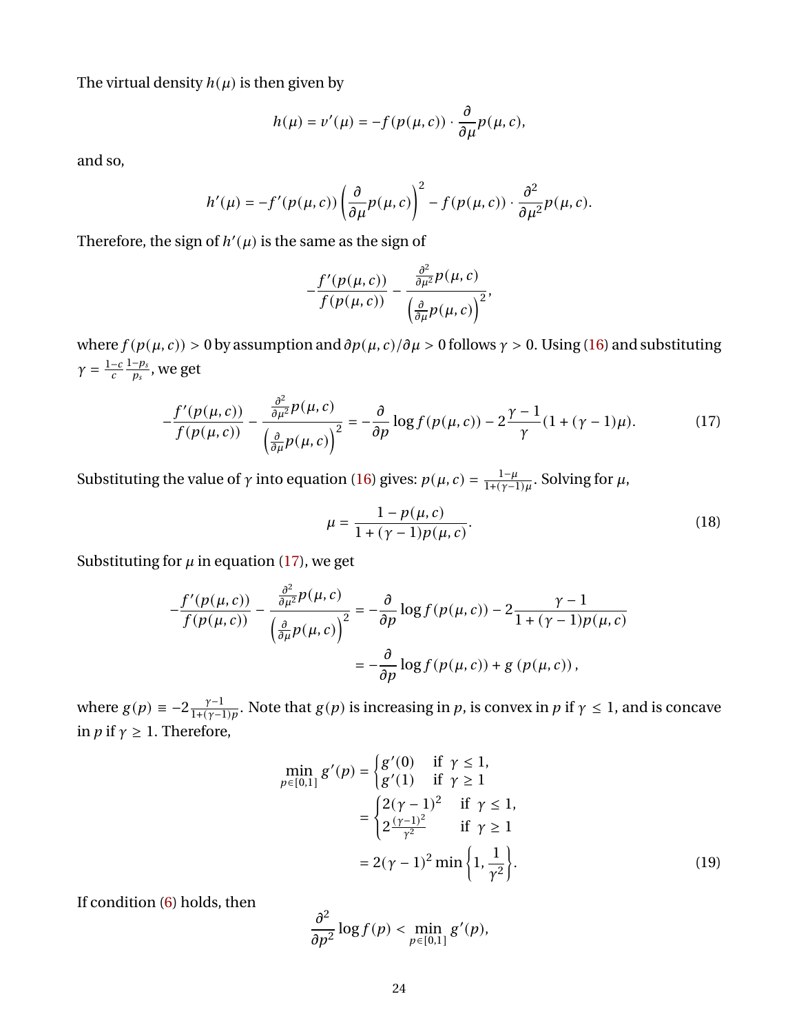The virtual density $h(\mu)$ is then given by

$$h(\mu) = v'(\mu) = -f(p(\mu, c)) \cdot \frac{\partial}{\partial \mu} p(\mu, c),$$

and so,

$$h'(\mu) = -f'(p(\mu, c)) \left( \frac{\partial}{\partial \mu} p(\mu, c) \right)^2 - f(p(\mu, c)) \cdot \frac{\partial^2}{\partial \mu^2} p(\mu, c).$$

Therefore, the sign of $h'(\mu)$ is the same as the sign of

$$-\frac{f'(p(\mu, c))}{f(p(\mu, c))} - \frac{\frac{\partial^2}{\partial \mu^2} p(\mu, c)}{\left( \frac{\partial}{\partial \mu} p(\mu, c) \right)^2},$$

where $f(p(\mu, c)) > 0$ by assumption and $\partial p(\mu, c)/\partial \mu > 0$ follows $\gamma > 0$. Using (16) and substituting $\gamma = \frac{1-c}{c} \frac{1-p_s}{p_s}$, we get

$$-\frac{f'(p(\mu, c))}{f(p(\mu, c))} - \frac{\frac{\partial^2}{\partial \mu^2} p(\mu, c)}{\left( \frac{\partial}{\partial \mu} p(\mu, c) \right)^2} = -\frac{\partial}{\partial p} \log f(p(\mu, c)) - 2\frac{\gamma - 1}{\gamma}(1 + (\gamma - 1)\mu). \tag{17}$$

Substituting the value of $\gamma$ into equation (16) gives: $p(\mu, c) = \frac{1-\mu}{1+(\gamma-1)\mu}$. Solving for $\mu$,

$$\mu = \frac{1 - p(\mu, c)}{1 + (\gamma - 1)p(\mu, c)}. \tag{18}$$

Substituting for $\mu$ in equation (17), we get

$$\begin{aligned}
-\frac{f'(p(\mu, c))}{f(p(\mu, c))} - \frac{\frac{\partial^2}{\partial \mu^2} p(\mu, c)}{\left( \frac{\partial}{\partial \mu} p(\mu, c) \right)^2} &= -\frac{\partial}{\partial p} \log f(p(\mu, c)) - 2\frac{\gamma - 1}{1 + (\gamma - 1)p(\mu, c)} \\
&= -\frac{\partial}{\partial p} \log f(p(\mu, c)) + g(p(\mu, c)),
\end{aligned}$$

where $g(p) \equiv -2\frac{\gamma-1}{1+(\gamma-1)p}$. Note that $g(p)$ is increasing in $p$, is convex in $p$ if $\gamma \leq 1$, and is concave in $p$ if $\gamma \geq 1$. Therefore,

$$\begin{aligned}
\min_{p \in [0,1]} g'(p) &= \begin{cases} g'(0) & \text{if } \gamma \leq 1, \\ g'(1) & \text{if } \gamma \geq 1 \end{cases} \\
&= \begin{cases} 2(\gamma - 1)^2 & \text{if } \gamma \leq 1, \\ 2\frac{(\gamma-1)^2}{\gamma^2} & \text{if } \gamma \geq 1 \end{cases} \\
&= 2(\gamma - 1)^2 \min\left\{1, \frac{1}{\gamma^2}\right\}.
\end{aligned} \tag{19}$$

If condition (6) holds, then

$$\frac{\partial^2}{\partial p^2} \log f(p) < \min_{p \in [0,1]} g'(p),$$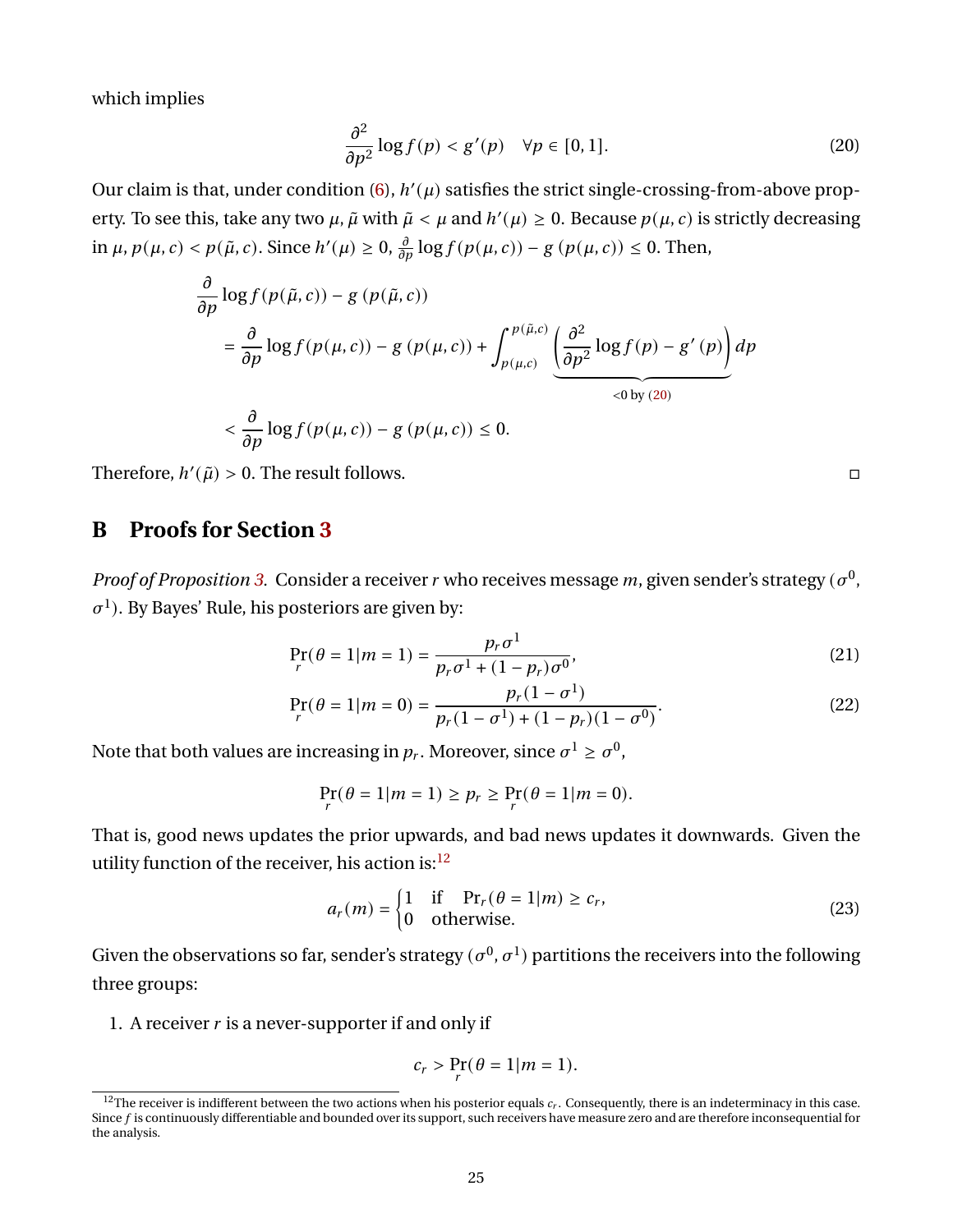which implies

$$\frac{\partial^2}{\partial p^2} \log f(p) < g'(p) \quad \forall p \in [0,1]. \tag{20}$$

Our claim is that, under condition (6), $h'(\mu)$ satisfies the strict single-crossing-from-above property. To see this, take any two $\mu, \tilde{\mu}$ with $\tilde{\mu} < \mu$ and $h'(\mu) \geq 0$. Because $p(\mu, c)$ is strictly decreasing in $\mu$, $p(\mu, c) < p(\tilde{\mu}, c)$. Since $h'(\mu) \geq 0$, $\frac{\partial}{\partial p} \log f(p(\mu, c)) - g(p(\mu, c)) \leq 0$. Then,

$$\begin{aligned}
&\frac{\partial}{\partial p} \log f(p(\tilde{\mu}, c)) - g(p(\tilde{\mu}, c)) \\
&= \frac{\partial}{\partial p} \log f(p(\mu, c)) - g(p(\mu, c)) + \int_{p(\mu,c)}^{p(\tilde{\mu},c)} \underbrace{\left( \frac{\partial^2}{\partial p^2} \log f(p) - g'(p) \right)}_{<0 \text{ by (20)}} dp \\
&< \frac{\partial}{\partial p} \log f(p(\mu, c)) - g(p(\mu, c)) \leq 0.
\end{aligned}$$

Therefore, $h'(\tilde{\mu}) > 0$. The result follows. □

# B Proofs for Section 3

*Proof of Proposition 3.* Consider a receiver $r$ who receives message $m$, given sender's strategy ($\sigma^0$, $\sigma^1$). By Bayes' Rule, his posteriors are given by:

$$\Pr_r(\theta = 1 | m = 1) = \frac{p_r \sigma^1}{p_r \sigma^1 + (1 - p_r)\sigma^0}, \tag{21}$$

$$\Pr_r(\theta = 1 | m = 0) = \frac{p_r(1 - \sigma^1)}{p_r(1 - \sigma^1) + (1 - p_r)(1 - \sigma^0)}. \tag{22}$$

Note that both values are increasing in $p_r$. Moreover, since $\sigma^1 \geq \sigma^0$,

$$\Pr_r(\theta = 1 | m = 1) \geq p_r \geq \Pr_r(\theta = 1 | m = 0).$$

That is, good news updates the prior upwards, and bad news updates it downwards. Given the utility function of the receiver, his action is:[12]

$$a_r(m) = \begin{cases} 1 & \text{if} \quad \Pr_r(\theta = 1 | m) \geq c_r, \\ 0 & \text{otherwise.} \end{cases} \tag{23}$$

Given the observations so far, sender's strategy $(\sigma^0, \sigma^1)$ partitions the receivers into the following three groups:

1. A receiver $r$ is a never-supporter if and only if

$$c_r > \Pr_r(\theta = 1 | m = 1).$$

[12] The receiver is indifferent between the two actions when his posterior equals $c_r$. Consequently, there is an indeterminacy in this case. Since $f$ is continuously differentiable and bounded over its support, such receivers have measure zero and are therefore inconsequential for the analysis.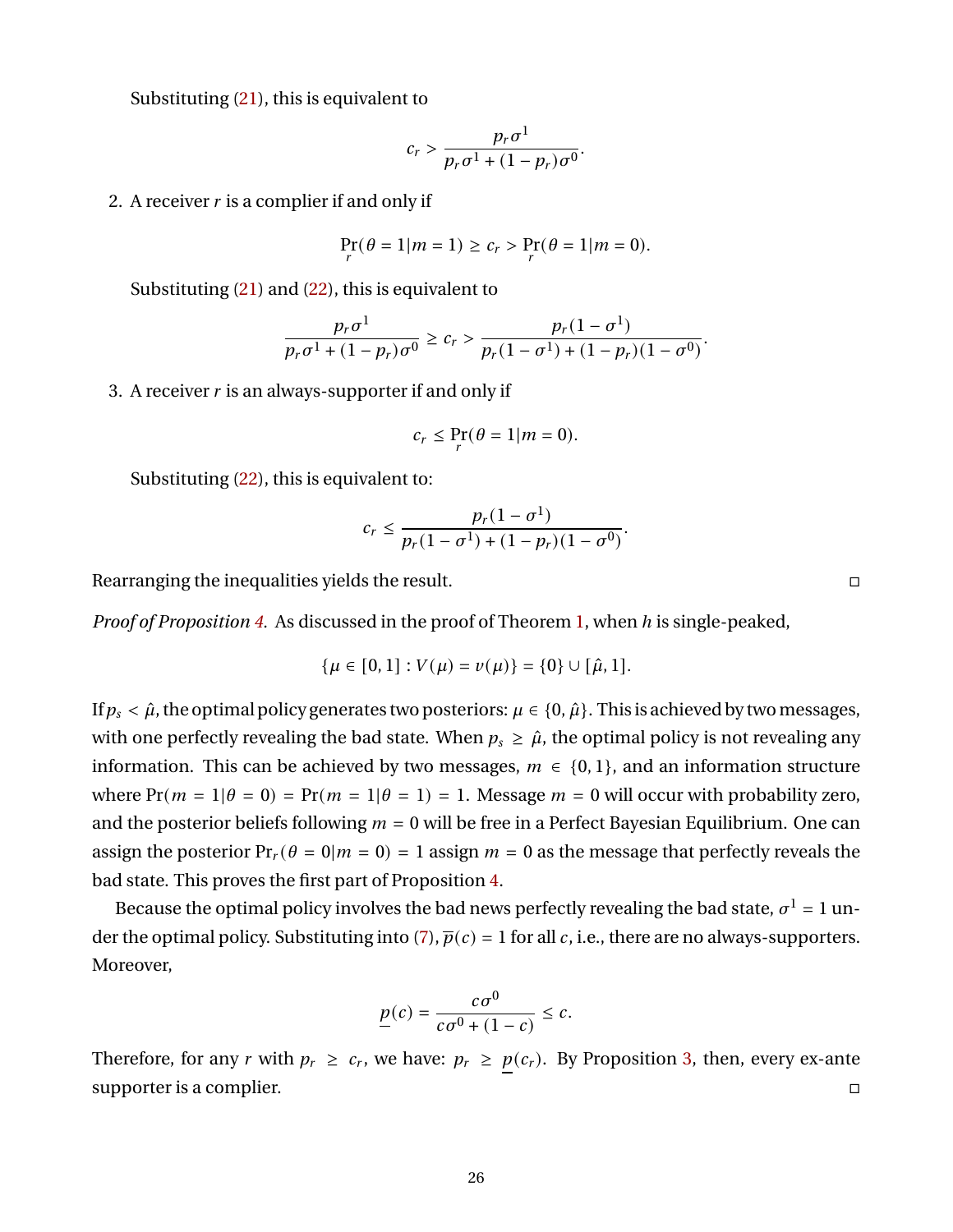Substituting (21), this is equivalent to

$$c_r > \frac{p_r \sigma^1}{p_r \sigma^1 + (1-p_r)\sigma^0}.$$

2. A receiver $r$ is a complier if and only if

$$\Pr_r(\theta = 1 | m = 1) \geq c_r > \Pr_r(\theta = 1 | m = 0).$$

Substituting (21) and (22), this is equivalent to

$$\frac{p_r \sigma^1}{p_r \sigma^1 + (1-p_r)\sigma^0} \geq c_r > \frac{p_r(1-\sigma^1)}{p_r(1-\sigma^1) + (1-p_r)(1-\sigma^0)}.$$

3. A receiver $r$ is an always-supporter if and only if

$$c_r \leq \Pr_r(\theta = 1 | m = 0).$$

Substituting (22), this is equivalent to:

$$c_r \leq \frac{p_r(1-\sigma^1)}{p_r(1-\sigma^1) + (1-p_r)(1-\sigma^0)}.$$

Rearranging the inequalities yields the result. □

*Proof of Proposition 4.* As discussed in the proof of Theorem 1, when $h$ is single-peaked,

$$\{\mu \in [0,1] : V(\mu) = v(\mu)\} = \{0\} \cup [\hat{\mu}, 1].$$

If $p_s < \hat{\mu}$, the optimal policy generates two posteriors: $\mu \in \{0, \hat{\mu}\}$. This is achieved by two messages, with one perfectly revealing the bad state. When $p_s \geq \hat{\mu}$, the optimal policy is not revealing any information. This can be achieved by two messages, $m \in \{0,1\}$, and an information structure where $\Pr(m = 1 | \theta = 0) = \Pr(m = 1 | \theta = 1) = 1$. Message $m = 0$ will occur with probability zero, and the posterior beliefs following $m = 0$ will be free in a Perfect Bayesian Equilibrium. One can assign the posterior $\Pr_r(\theta = 0 | m = 0) = 1$ assign $m = 0$ as the message that perfectly reveals the bad state. This proves the first part of Proposition 4.

Because the optimal policy involves the bad news perfectly revealing the bad state, $\sigma^1 = 1$ under the optimal policy. Substituting into (7), $\overline{p}(c) = 1$ for all $c$, i.e., there are no always-supporters. Moreover,

$$\underline{p}(c) = \frac{c\sigma^0}{c\sigma^0 + (1-c)} \leq c.$$

Therefore, for any $r$ with $p_r \geq c_r$, we have: $p_r \geq \underline{p}(c_r)$. By Proposition 3, then, every ex-ante supporter is a complier. □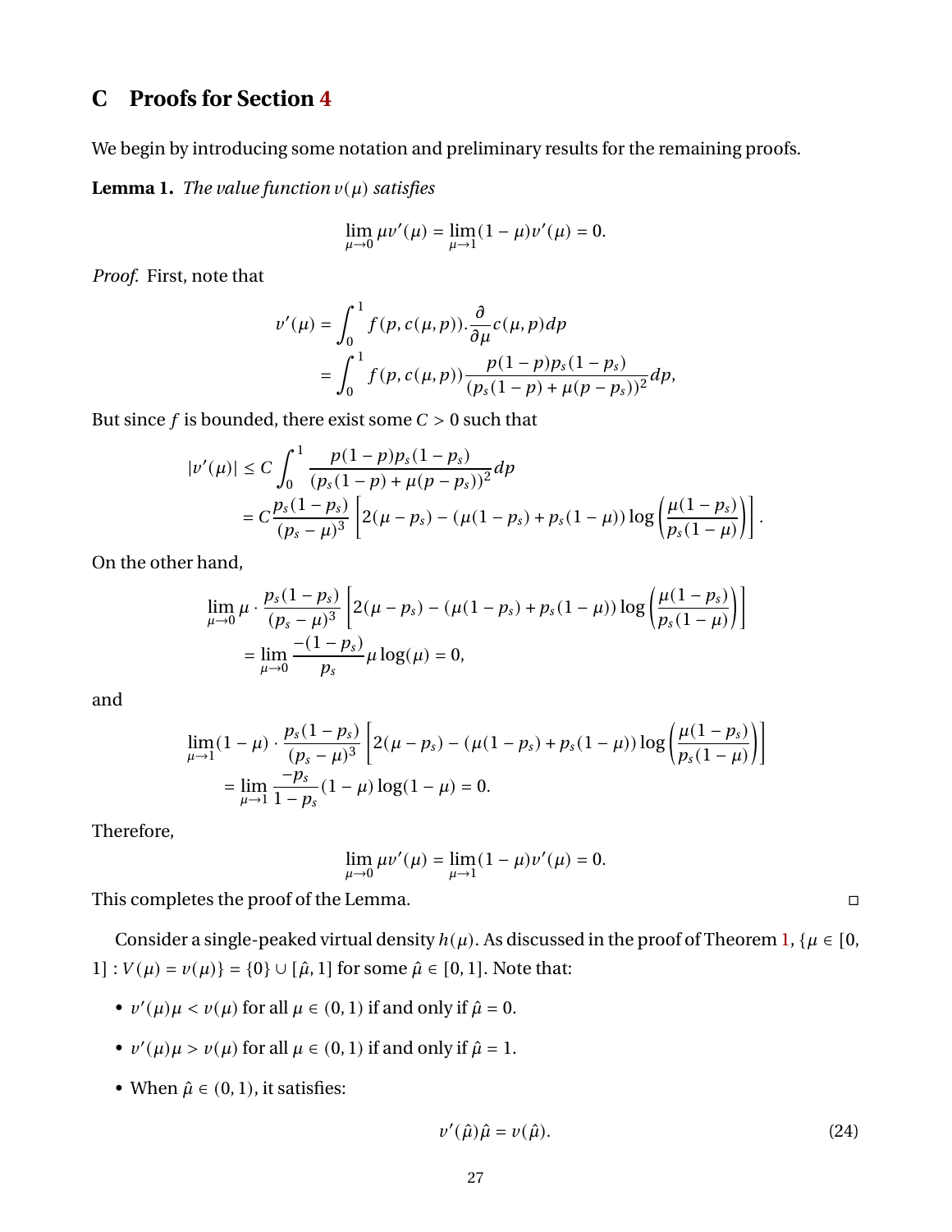## C Proofs for Section 4

We begin by introducing some notation and preliminary results for the remaining proofs.

**Lemma 1.** *The value function $v(\mu)$ satisfies*

$$\lim_{\mu \to 0} \mu v'(\mu) = \lim_{\mu \to 1} (1-\mu) v'(\mu) = 0.$$

*Proof.* First, note that

$$\begin{aligned}
v'(\mu) &= \int_0^1 f(p, c(\mu, p)) . \frac{\partial}{\partial \mu} c(\mu, p) dp \\
&= \int_0^1 f(p, c(\mu, p)) \frac{p(1-p) p_s (1-p_s)}{(p_s(1-p) + \mu(p-p_s))^2} dp,
\end{aligned}$$

But since $f$ is bounded, there exist some $C > 0$ such that

$$\begin{aligned}
|v'(\mu)| &\leq C \int_0^1 \frac{p(1-p) p_s (1-p_s)}{(p_s(1-p) + \mu(p-p_s))^2} dp \\
&= C \frac{p_s(1-p_s)}{(p_s - \mu)^3} \left[ 2(\mu - p_s) - (\mu(1-p_s) + p_s(1-\mu)) \log\left( \frac{\mu(1-p_s)}{p_s(1-\mu)} \right) \right].
\end{aligned}$$

On the other hand,

$$\begin{aligned}
&\lim_{\mu \to 0} \mu \cdot \frac{p_s(1-p_s)}{(p_s - \mu)^3} \left[ 2(\mu - p_s) - (\mu(1-p_s) + p_s(1-\mu)) \log\left( \frac{\mu(1-p_s)}{p_s(1-\mu)} \right) \right] \\
&= \lim_{\mu \to 0} \frac{-(1-p_s)}{p_s} \mu \log(\mu) = 0,
\end{aligned}$$

and

$$\begin{aligned}
&\lim_{\mu \to 1} (1-\mu) \cdot \frac{p_s(1-p_s)}{(p_s - \mu)^3} \left[ 2(\mu - p_s) - (\mu(1-p_s) + p_s(1-\mu)) \log\left( \frac{\mu(1-p_s)}{p_s(1-\mu)} \right) \right] \\
&= \lim_{\mu \to 1} \frac{-p_s}{1-p_s} (1-\mu) \log(1-\mu) = 0.
\end{aligned}$$

Therefore,

$$\lim_{\mu \to 0} \mu v'(\mu) = \lim_{\mu \to 1} (1-\mu) v'(\mu) = 0.$$

This completes the proof of the Lemma. □

Consider a single-peaked virtual density $h(\mu)$. As discussed in the proof of Theorem 1, $\{\mu \in [0, 1] : V(\mu) = v(\mu)\} = \{0\} \cup [\hat{\mu}, 1]$ for some $\hat{\mu} \in [0, 1]$. Note that:

- $v'(\mu)\mu < v(\mu)$ for all $\mu \in (0, 1)$ if and only if $\hat{\mu} = 0$.
- $v'(\mu)\mu > v(\mu)$ for all $\mu \in (0, 1)$ if and only if $\hat{\mu} = 1$.
- When $\hat{\mu} \in (0, 1)$, it satisfies:

$$v'(\hat{\mu})\hat{\mu} = v(\hat{\mu}). \tag{24}$$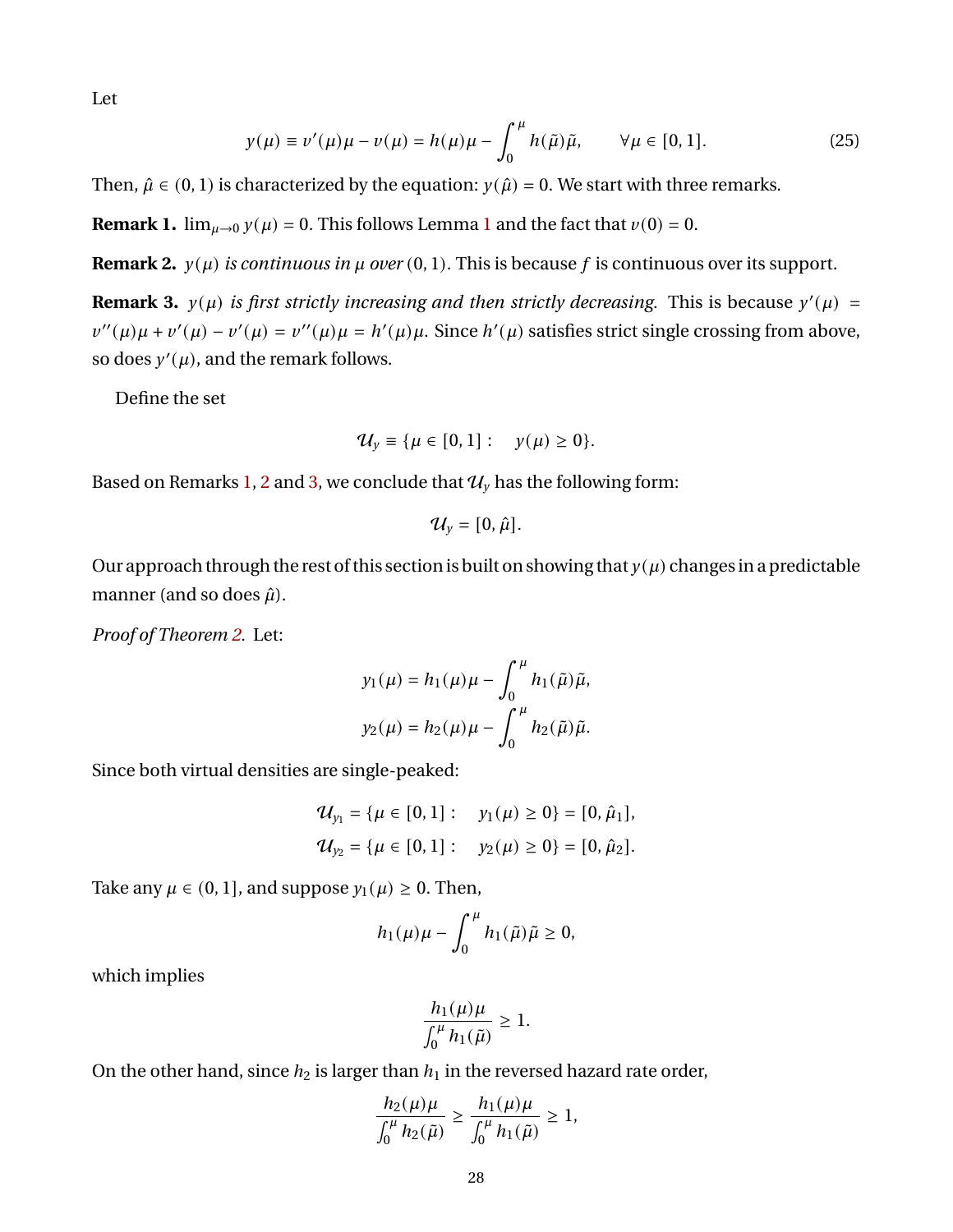Let

$$y(\mu) \equiv v'(\mu)\mu - v(\mu) = h(\mu)\mu - \int_0^{\mu} h(\tilde{\mu})\tilde{\mu}, \qquad \forall \mu \in [0,1]. \tag{25}$$

Then, $\hat{\mu} \in (0,1)$ is characterized by the equation: $y(\hat{\mu}) = 0$. We start with three remarks.

**Remark 1.** $\lim_{\mu \to 0} y(\mu) = 0$. This follows Lemma 1 and the fact that $v(0) = 0$.

**Remark 2.** *$y(\mu)$ is continuous in $\mu$ over $(0,1)$.* This is because $f$ is continuous over its support.

**Remark 3.** *$y(\mu)$ is first strictly increasing and then strictly decreasing.* This is because $y'(\mu) = v''(\mu)\mu + v'(\mu) - v'(\mu) = v''(\mu)\mu = h'(\mu)\mu$. Since $h'(\mu)$ satisfies strict single crossing from above, so does $y'(\mu)$, and the remark follows.

Define the set

$$\mathcal{U}_y \equiv \{\mu \in [0,1]: \quad y(\mu) \geq 0\}.$$

Based on Remarks 1, 2 and 3, we conclude that $\mathcal{U}_y$ has the following form:

$$\mathcal{U}_y = [0, \hat{\mu}].$$

Our approach through the rest of this section is built on showing that $y(\mu)$ changes in a predictable manner (and so does $\hat{\mu}$).

*Proof of Theorem 2.* Let:

$$y_1(\mu) = h_1(\mu)\mu - \int_0^{\mu} h_1(\tilde{\mu})\tilde{\mu},$$
$$y_2(\mu) = h_2(\mu)\mu - \int_0^{\mu} h_2(\tilde{\mu})\tilde{\mu}.$$

Since both virtual densities are single-peaked:

$$\mathcal{U}_{y_1} = \{\mu \in [0,1]: \quad y_1(\mu) \geq 0\} = [0, \hat{\mu}_1],$$
$$\mathcal{U}_{y_2} = \{\mu \in [0,1]: \quad y_2(\mu) \geq 0\} = [0, \hat{\mu}_2].$$

Take any $\mu \in (0,1]$, and suppose $y_1(\mu) \geq 0$. Then,

$$h_1(\mu)\mu - \int_0^{\mu} h_1(\tilde{\mu})\tilde{\mu} \geq 0,$$

which implies

$$\frac{h_1(\mu)\mu}{\int_0^{\mu} h_1(\tilde{\mu})} \geq 1.$$

On the other hand, since $h_2$ is larger than $h_1$ in the reversed hazard rate order,

$$\frac{h_2(\mu)\mu}{\int_0^{\mu} h_2(\tilde{\mu})} \geq \frac{h_1(\mu)\mu}{\int_0^{\mu} h_1(\tilde{\mu})} \geq 1,$$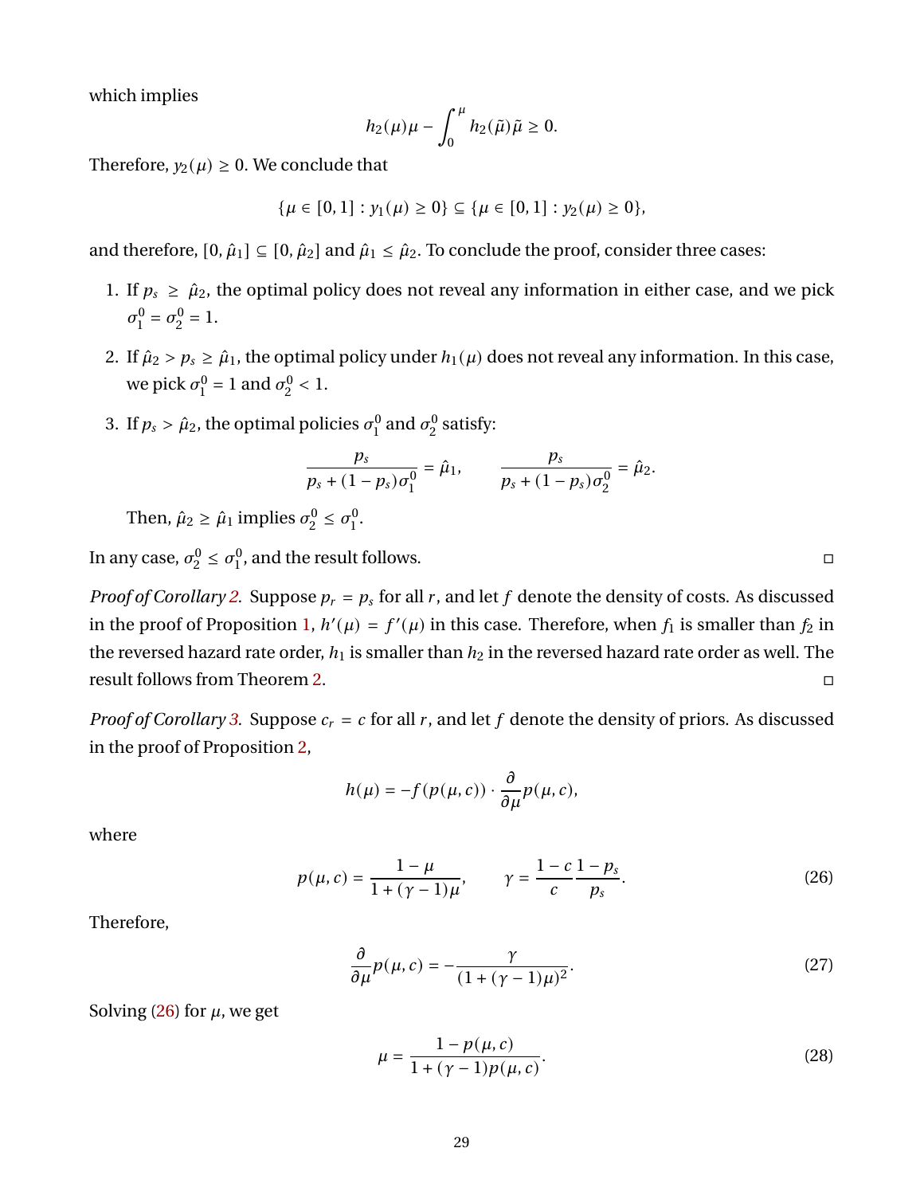which implies

$$h_2(\mu)\mu - \int_0^\mu h_2(\tilde{\mu})\tilde{\mu} \geq 0.$$

Therefore, $y_2(\mu) \geq 0$. We conclude that

$$\{\mu \in [0,1] : y_1(\mu) \geq 0\} \subseteq \{\mu \in [0,1] : y_2(\mu) \geq 0\},$$

and therefore, $[0, \hat{\mu}_1] \subseteq [0, \hat{\mu}_2]$ and $\hat{\mu}_1 \leq \hat{\mu}_2$. To conclude the proof, consider three cases:

1. If $p_s \geq \hat{\mu}_2$, the optimal policy does not reveal any information in either case, and we pick $\sigma_1^0 = \sigma_2^0 = 1$.
2. If $\hat{\mu}_2 > p_s \geq \hat{\mu}_1$, the optimal policy under $h_1(\mu)$ does not reveal any information. In this case, we pick $\sigma_1^0 = 1$ and $\sigma_2^0 < 1$.
3. If $p_s > \hat{\mu}_2$, the optimal policies $\sigma_1^0$ and $\sigma_2^0$ satisfy:

$$\frac{p_s}{p_s + (1-p_s)\sigma_1^0} = \hat{\mu}_1, \qquad \frac{p_s}{p_s + (1-p_s)\sigma_2^0} = \hat{\mu}_2.$$

   Then, $\hat{\mu}_2 \geq \hat{\mu}_1$ implies $\sigma_2^0 \leq \sigma_1^0$.

In any case, $\sigma_2^0 \leq \sigma_1^0$, and the result follows. □

*Proof of Corollary 2.* Suppose $p_r = p_s$ for all $r$, and let $f$ denote the density of costs. As discussed in the proof of Proposition 1, $h'(\mu) = f'(\mu)$ in this case. Therefore, when $f_1$ is smaller than $f_2$ in the reversed hazard rate order, $h_1$ is smaller than $h_2$ in the reversed hazard rate order as well. The result follows from Theorem 2. □

*Proof of Corollary 3.* Suppose $c_r = c$ for all $r$, and let $f$ denote the density of priors. As discussed in the proof of Proposition 2,

$$h(\mu) = -f(p(\mu, c)) \cdot \frac{\partial}{\partial \mu} p(\mu, c),$$

where

$$p(\mu, c) = \frac{1-\mu}{1+(\gamma-1)\mu}, \qquad \gamma = \frac{1-c}{c}\frac{1-p_s}{p_s}. \tag{26}$$

Therefore,

$$\frac{\partial}{\partial \mu} p(\mu, c) = -\frac{\gamma}{(1+(\gamma-1)\mu)^2}. \tag{27}$$

Solving (26) for $\mu$, we get

$$\mu = \frac{1-p(\mu,c)}{1+(\gamma-1)p(\mu,c)}. \tag{28}$$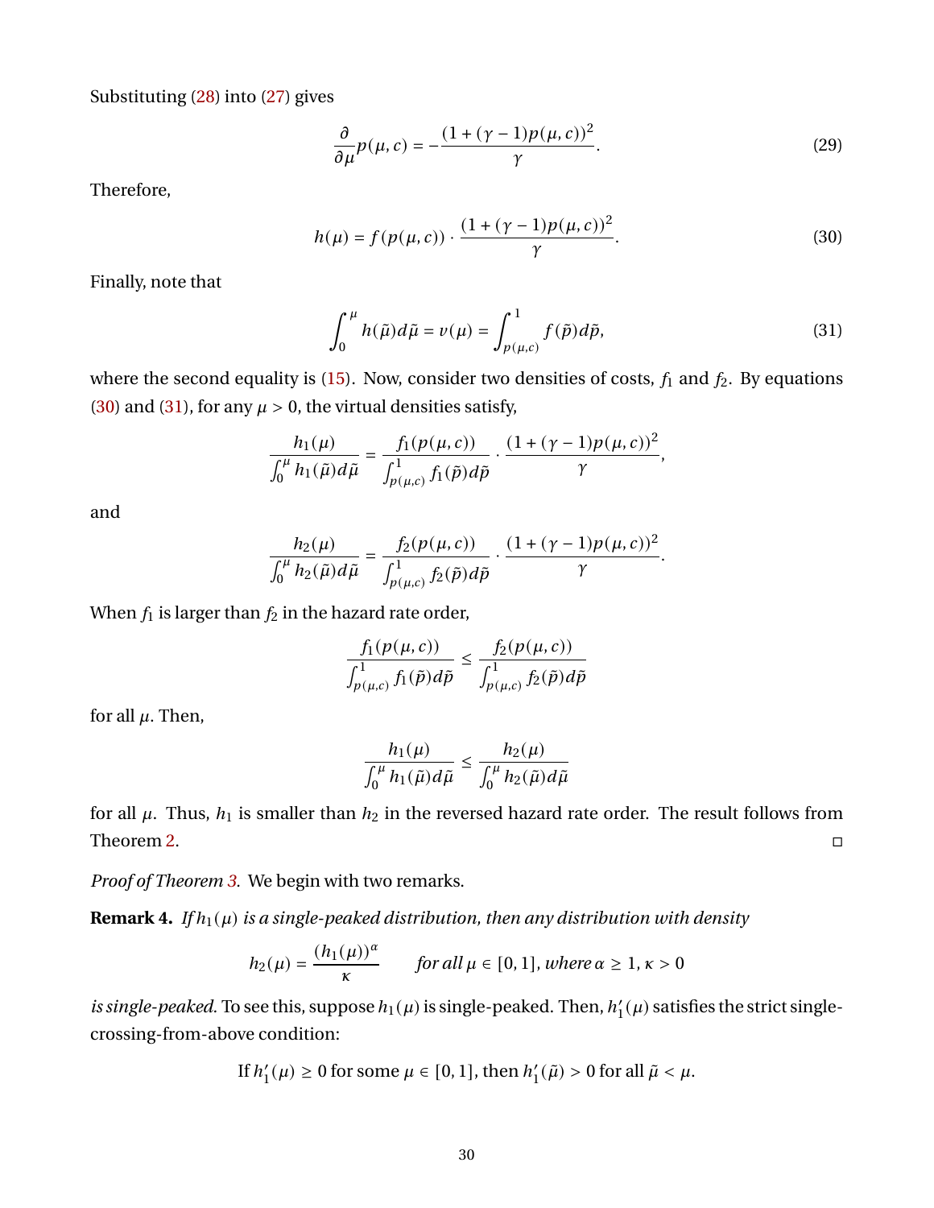Substituting (28) into (27) gives

$$\frac{\partial}{\partial \mu} p(\mu, c) = -\frac{(1 + (\gamma - 1)p(\mu, c))^2}{\gamma}. \tag{29}$$

Therefore,

$$h(\mu) = f(p(\mu, c)) \cdot \frac{(1 + (\gamma - 1)p(\mu, c))^2}{\gamma}. \tag{30}$$

Finally, note that

$$\int_0^{\mu} h(\tilde{\mu}) d\tilde{\mu} = v(\mu) = \int_{p(\mu,c)}^{1} f(\tilde{p}) d\tilde{p}, \tag{31}$$

where the second equality is (15). Now, consider two densities of costs, $f_1$ and $f_2$. By equations (30) and (31), for any $\mu > 0$, the virtual densities satisfy,

$$\frac{h_1(\mu)}{\int_0^{\mu} h_1(\tilde{\mu}) d\tilde{\mu}} = \frac{f_1(p(\mu, c))}{\int_{p(\mu,c)}^{1} f_1(\tilde{p}) d\tilde{p}} \cdot \frac{(1 + (\gamma - 1)p(\mu, c))^2}{\gamma},$$

and

$$\frac{h_2(\mu)}{\int_0^{\mu} h_2(\tilde{\mu}) d\tilde{\mu}} = \frac{f_2(p(\mu, c))}{\int_{p(\mu,c)}^{1} f_2(\tilde{p}) d\tilde{p}} \cdot \frac{(1 + (\gamma - 1)p(\mu, c))^2}{\gamma}.$$

When $f_1$ is larger than $f_2$ in the hazard rate order,

$$\frac{f_1(p(\mu, c))}{\int_{p(\mu,c)}^{1} f_1(\tilde{p}) d\tilde{p}} \leq \frac{f_2(p(\mu, c))}{\int_{p(\mu,c)}^{1} f_2(\tilde{p}) d\tilde{p}}$$

for all $\mu$. Then,

$$\frac{h_1(\mu)}{\int_0^{\mu} h_1(\tilde{\mu}) d\tilde{\mu}} \leq \frac{h_2(\mu)}{\int_0^{\mu} h_2(\tilde{\mu}) d\tilde{\mu}}$$

for all $\mu$. Thus, $h_1$ is smaller than $h_2$ in the reversed hazard rate order. The result follows from Theorem 2. □

*Proof of Theorem 3.* We begin with two remarks.

**Remark 4.** *If $h_1(\mu)$ is a single-peaked distribution, then any distribution with density*

$$h_2(\mu) = \frac{(h_1(\mu))^{\alpha}}{\kappa} \qquad \textit{for all } \mu \in [0, 1], \textit{ where } \alpha \geq 1, \kappa > 0$$

*is single-peaked.* To see this, suppose $h_1(\mu)$ is single-peaked. Then, $h_1'(\mu)$ satisfies the strict single-crossing-from-above condition:

$$\text{If } h_1'(\mu) \geq 0 \text{ for some } \mu \in [0, 1], \text{ then } h_1'(\tilde{\mu}) > 0 \text{ for all } \tilde{\mu} < \mu.$$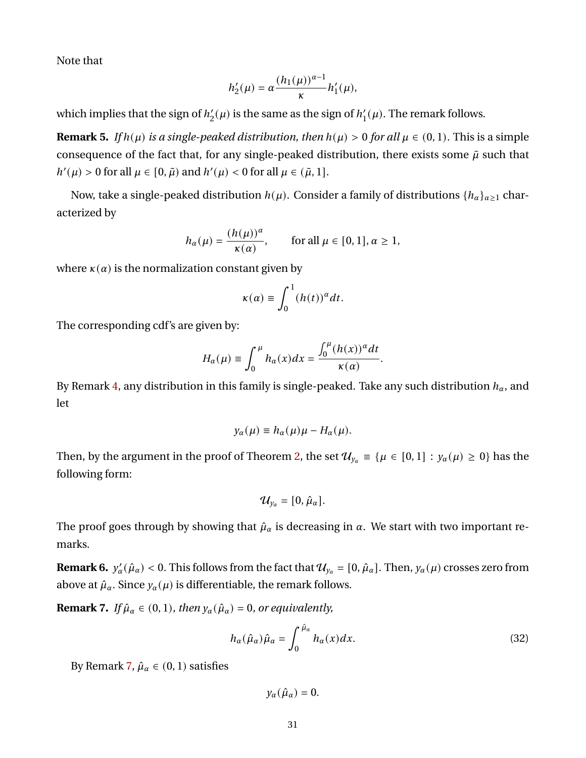Note that

$$h_2'(\mu) = \alpha \frac{(h_1(\mu))^{\alpha-1}}{\kappa} h_1'(\mu),$$

which implies that the sign of $h_2'(\mu)$ is the same as the sign of $h_1'(\mu)$. The remark follows.

**Remark 5.** *If $h(\mu)$ is a single-peaked distribution, then $h(\mu) > 0$ for all $\mu \in (0,1)$.* This is a simple consequence of the fact that, for any single-peaked distribution, there exists some $\tilde{\mu}$ such that $h'(\mu) > 0$ for all $\mu \in [0, \tilde{\mu})$ and $h'(\mu) < 0$ for all $\mu \in (\tilde{\mu}, 1]$.

Now, take a single-peaked distribution $h(\mu)$. Consider a family of distributions $\{h_\alpha\}_{\alpha \geq 1}$ characterized by

$$h_\alpha(\mu) = \frac{(h(\mu))^\alpha}{\kappa(\alpha)}, \qquad \text{for all } \mu \in [0,1], \alpha \geq 1,$$

where $\kappa(\alpha)$ is the normalization constant given by

$$\kappa(\alpha) \equiv \int_0^1 (h(t))^\alpha dt.$$

The corresponding cdf's are given by:

$$H_\alpha(\mu) \equiv \int_0^\mu h_\alpha(x) dx = \frac{\int_0^\mu (h(x))^\alpha dt}{\kappa(\alpha)}.$$

By Remark 4, any distribution in this family is single-peaked. Take any such distribution $h_\alpha$, and let

$$y_\alpha(\mu) \equiv h_\alpha(\mu)\mu - H_\alpha(\mu).$$

Then, by the argument in the proof of Theorem 2, the set $\mathcal{U}_{y_\alpha} \equiv \{\mu \in [0,1] : y_\alpha(\mu) \geq 0\}$ has the following form:

$$\mathcal{U}_{y_\alpha} = [0, \hat{\mu}_\alpha].$$

The proof goes through by showing that $\hat{\mu}_\alpha$ is decreasing in $\alpha$. We start with two important remarks.

**Remark 6.** $y_\alpha'(\hat{\mu}_\alpha) < 0$. This follows from the fact that $\mathcal{U}_{y_\alpha} = [0, \hat{\mu}_\alpha]$. Then, $y_\alpha(\mu)$ crosses zero from above at $\hat{\mu}_\alpha$. Since $y_\alpha(\mu)$ is differentiable, the remark follows.

**Remark 7.** *If $\hat{\mu}_\alpha \in (0,1)$, then $y_\alpha(\hat{\mu}_\alpha) = 0$, or equivalently,*

$$h_\alpha(\hat{\mu}_\alpha)\hat{\mu}_\alpha = \int_0^{\hat{\mu}_\alpha} h_\alpha(x) dx. \tag{32}$$

By Remark 7, $\hat{\mu}_\alpha \in (0,1)$ satisfies

$$y_\alpha(\hat{\mu}_\alpha) = 0.$$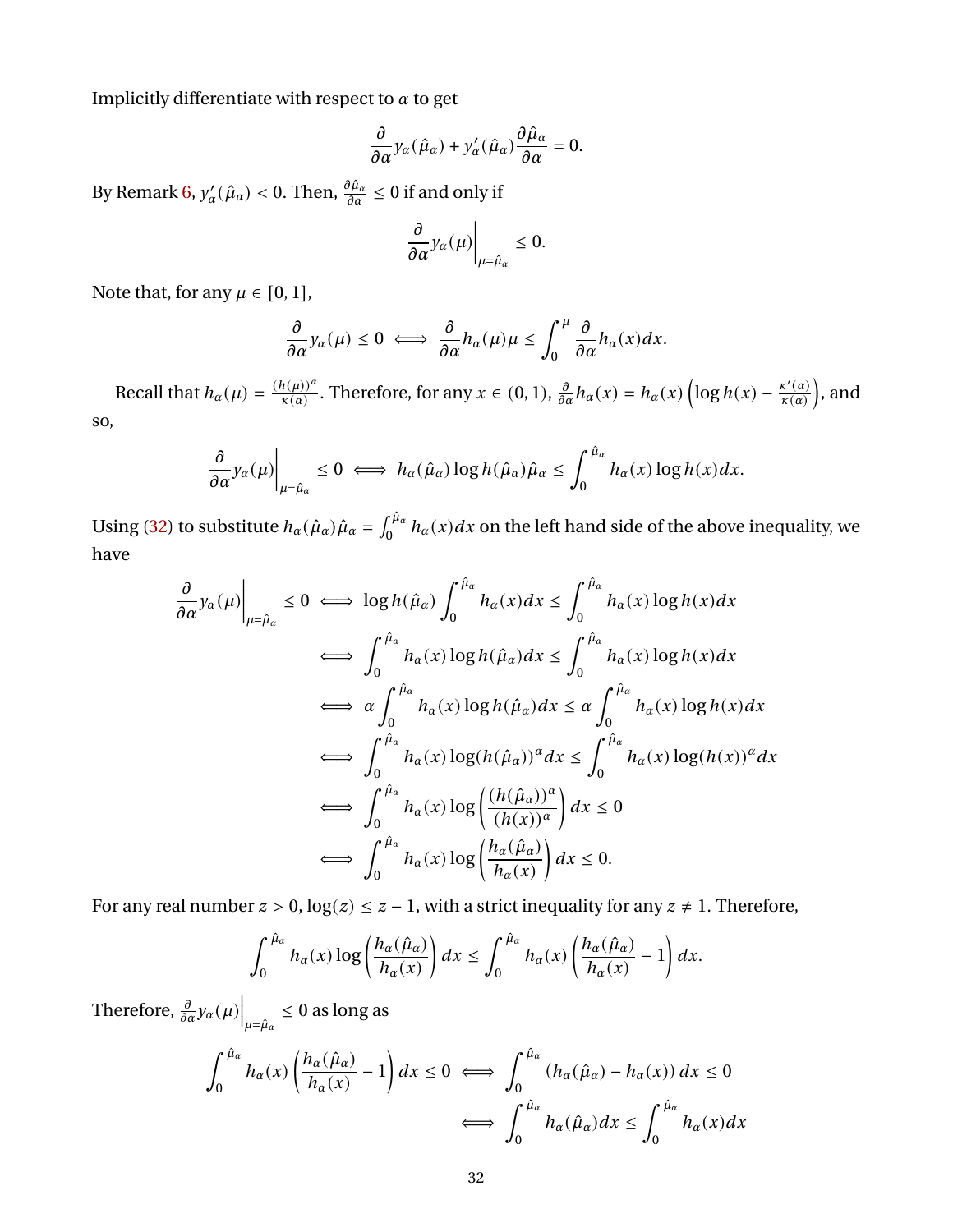Implicitly differentiate with respect to $\alpha$ to get

$$\frac{\partial}{\partial \alpha} y_\alpha(\hat{\mu}_\alpha) + y'_\alpha(\hat{\mu}_\alpha)\frac{\partial \hat{\mu}_\alpha}{\partial \alpha} = 0.$$

By Remark 6, $y'_\alpha(\hat{\mu}_\alpha) < 0$. Then, $\frac{\partial \hat{\mu}_\alpha}{\partial \alpha} \leq 0$ if and only if

$$\left.\frac{\partial}{\partial \alpha} y_\alpha(\mu)\right|_{\mu=\hat{\mu}_\alpha} \leq 0.$$

Note that, for any $\mu \in [0,1]$,

$$\frac{\partial}{\partial \alpha} y_\alpha(\mu) \leq 0 \iff \frac{\partial}{\partial \alpha} h_\alpha(\mu)\mu \leq \int_0^\mu \frac{\partial}{\partial \alpha} h_\alpha(x)dx.$$

Recall that $h_\alpha(\mu) = \frac{(h(\mu))^\alpha}{\kappa(\alpha)}$. Therefore, for any $x \in (0,1)$, $\frac{\partial}{\partial \alpha} h_\alpha(x) = h_\alpha(x)\left(\log h(x) - \frac{\kappa'(\alpha)}{\kappa(\alpha)}\right)$, and so,

$$\left.\frac{\partial}{\partial \alpha} y_\alpha(\mu)\right|_{\mu=\hat{\mu}_\alpha} \leq 0 \iff h_\alpha(\hat{\mu}_\alpha)\log h(\hat{\mu}_\alpha)\hat{\mu}_\alpha \leq \int_0^{\hat{\mu}_\alpha} h_\alpha(x)\log h(x)dx.$$

Using (32) to substitute $h_\alpha(\hat{\mu}_\alpha)\hat{\mu}_\alpha = \int_0^{\hat{\mu}_\alpha} h_\alpha(x)dx$ on the left hand side of the above inequality, we have

$$\begin{aligned}
\left.\frac{\partial}{\partial \alpha} y_\alpha(\mu)\right|_{\mu=\hat{\mu}_\alpha} \leq 0 &\iff \log h(\hat{\mu}_\alpha)\int_0^{\hat{\mu}_\alpha} h_\alpha(x)dx \leq \int_0^{\hat{\mu}_\alpha} h_\alpha(x)\log h(x)dx \\
&\iff \int_0^{\hat{\mu}_\alpha} h_\alpha(x)\log h(\hat{\mu}_\alpha)dx \leq \int_0^{\hat{\mu}_\alpha} h_\alpha(x)\log h(x)dx \\
&\iff \alpha\int_0^{\hat{\mu}_\alpha} h_\alpha(x)\log h(\hat{\mu}_\alpha)dx \leq \alpha\int_0^{\hat{\mu}_\alpha} h_\alpha(x)\log h(x)dx \\
&\iff \int_0^{\hat{\mu}_\alpha} h_\alpha(x)\log(h(\hat{\mu}_\alpha))^\alpha dx \leq \int_0^{\hat{\mu}_\alpha} h_\alpha(x)\log(h(x))^\alpha dx \\
&\iff \int_0^{\hat{\mu}_\alpha} h_\alpha(x)\log\left(\frac{(h(\hat{\mu}_\alpha))^\alpha}{(h(x))^\alpha}\right)dx \leq 0 \\
&\iff \int_0^{\hat{\mu}_\alpha} h_\alpha(x)\log\left(\frac{h_\alpha(\hat{\mu}_\alpha)}{h_\alpha(x)}\right)dx \leq 0.
\end{aligned}$$

For any real number $z > 0$, $\log(z) \leq z - 1$, with a strict inequality for any $z \neq 1$. Therefore,

$$\int_0^{\hat{\mu}_\alpha} h_\alpha(x)\log\left(\frac{h_\alpha(\hat{\mu}_\alpha)}{h_\alpha(x)}\right)dx \leq \int_0^{\hat{\mu}_\alpha} h_\alpha(x)\left(\frac{h_\alpha(\hat{\mu}_\alpha)}{h_\alpha(x)} - 1\right)dx.$$

Therefore, $\left.\frac{\partial}{\partial \alpha} y_\alpha(\mu)\right|_{\mu=\hat{\mu}_\alpha} \leq 0$ as long as

$$\begin{aligned}
\int_0^{\hat{\mu}_\alpha} h_\alpha(x)\left(\frac{h_\alpha(\hat{\mu}_\alpha)}{h_\alpha(x)} - 1\right)dx \leq 0 &\iff \int_0^{\hat{\mu}_\alpha}\left(h_\alpha(\hat{\mu}_\alpha) - h_\alpha(x)\right)dx \leq 0 \\
&\iff \int_0^{\hat{\mu}_\alpha} h_\alpha(\hat{\mu}_\alpha)dx \leq \int_0^{\hat{\mu}_\alpha} h_\alpha(x)dx
\end{aligned}$$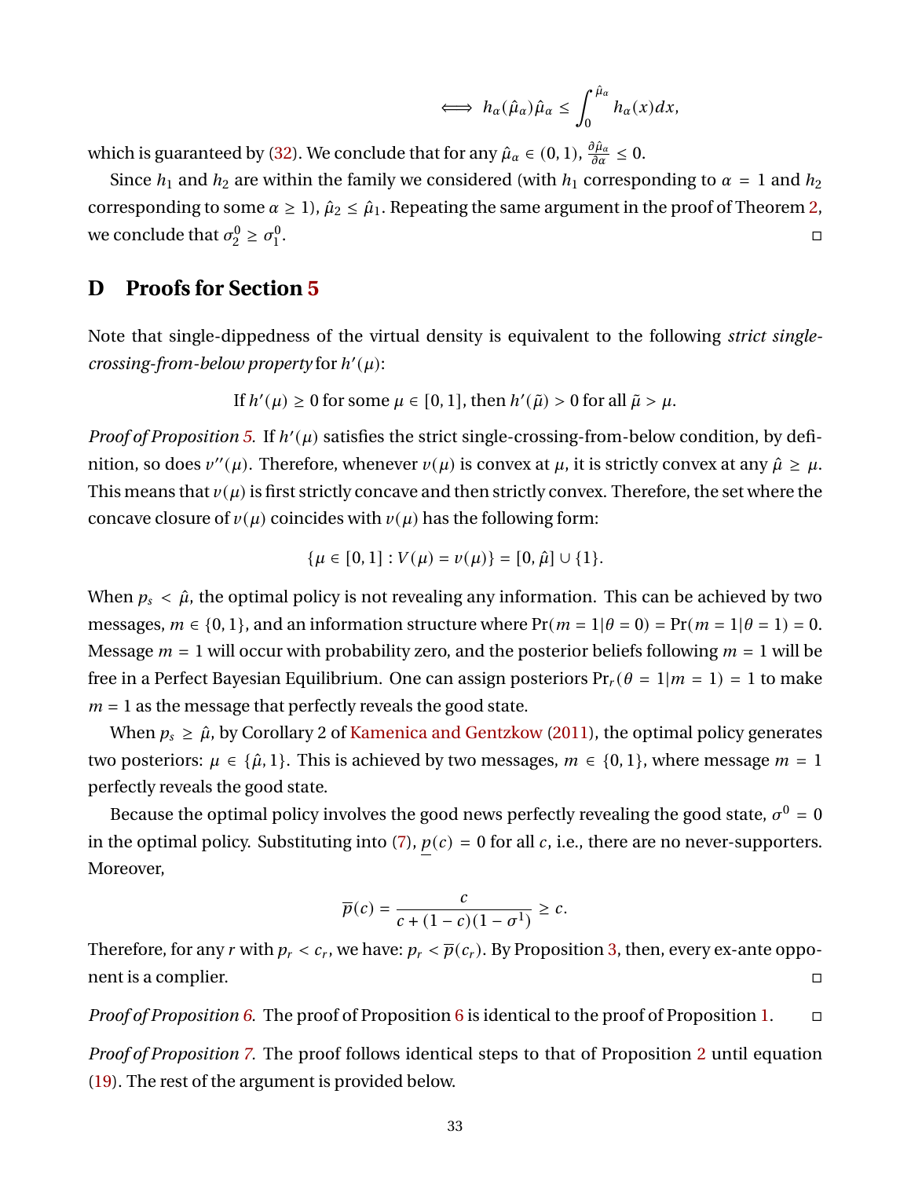$$\iff h_\alpha(\hat{\mu}_\alpha)\hat{\mu}_\alpha \leq \int_0^{\hat{\mu}_\alpha} h_\alpha(x)dx,$$

which is guaranteed by (32). We conclude that for any $\hat{\mu}_\alpha \in (0,1)$, $\frac{\partial \hat{\mu}_\alpha}{\partial \alpha} \leq 0$.

Since $h_1$ and $h_2$ are within the family we considered (with $h_1$ corresponding to $\alpha = 1$ and $h_2$ corresponding to some $\alpha \geq 1$), $\hat{\mu}_2 \leq \hat{\mu}_1$. Repeating the same argument in the proof of Theorem 2, we conclude that $\sigma_2^0 \geq \sigma_1^0$. □

# D Proofs for Section 5

Note that single-dippedness of the virtual density is equivalent to the following *strict single-crossing-from-below property* for $h'(\mu)$:

$$\text{If } h'(\mu) \geq 0 \text{ for some } \mu \in [0,1], \text{ then } h'(\tilde{\mu}) > 0 \text{ for all } \tilde{\mu} > \mu.$$

*Proof of Proposition 5.* If $h'(\mu)$ satisfies the strict single-crossing-from-below condition, by definition, so does $v''(\mu)$. Therefore, whenever $v(\mu)$ is convex at $\mu$, it is strictly convex at any $\hat{\mu} \geq \mu$. This means that $v(\mu)$ is first strictly concave and then strictly convex. Therefore, the set where the concave closure of $v(\mu)$ coincides with $v(\mu)$ has the following form:

$$\{\mu \in [0,1] : V(\mu) = v(\mu)\} = [0, \hat{\mu}] \cup \{1\}.$$

When $p_s < \hat{\mu}$, the optimal policy is not revealing any information. This can be achieved by two messages, $m \in \{0,1\}$, and an information structure where $\Pr(m = 1|\theta = 0) = \Pr(m = 1|\theta = 1) = 0$. Message $m = 1$ will occur with probability zero, and the posterior beliefs following $m = 1$ will be free in a Perfect Bayesian Equilibrium. One can assign posteriors $\Pr_r(\theta = 1|m = 1) = 1$ to make $m = 1$ as the message that perfectly reveals the good state.

When $p_s \geq \hat{\mu}$, by Corollary 2 of Kamenica and Gentzkow (2011), the optimal policy generates two posteriors: $\mu \in \{\hat{\mu}, 1\}$. This is achieved by two messages, $m \in \{0,1\}$, where message $m = 1$ perfectly reveals the good state.

Because the optimal policy involves the good news perfectly revealing the good state, $\sigma^0 = 0$ in the optimal policy. Substituting into (7), $\underline{p}(c) = 0$ for all $c$, i.e., there are no never-supporters. Moreover,

$$\overline{p}(c) = \frac{c}{c + (1-c)(1-\sigma^1)} \geq c.$$

Therefore, for any $r$ with $p_r < c_r$, we have: $p_r < \overline{p}(c_r)$. By Proposition 3, then, every ex-ante opponent is a complier. □

*Proof of Proposition 6.* The proof of Proposition 6 is identical to the proof of Proposition 1. □

*Proof of Proposition 7.* The proof follows identical steps to that of Proposition 2 until equation (19). The rest of the argument is provided below.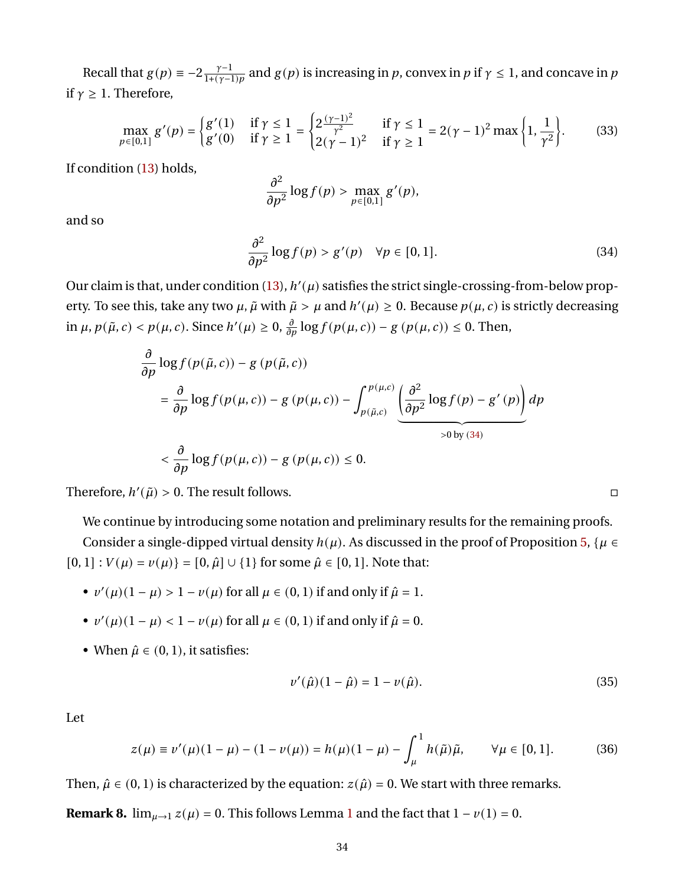Recall that $g(p) \equiv -2\frac{\gamma-1}{1+(\gamma-1)p}$ and $g(p)$ is increasing in $p$, convex in $p$ if $\gamma \leq 1$, and concave in $p$ if $\gamma \geq 1$. Therefore,

$$\max_{p\in[0,1]} g'(p) = \begin{cases} g'(1) & \text{if } \gamma \leq 1 \\ g'(0) & \text{if } \gamma \geq 1 \end{cases} = \begin{cases} 2\frac{(\gamma-1)^2}{\gamma^2} & \text{if } \gamma \leq 1 \\ 2(\gamma-1)^2 & \text{if } \gamma \geq 1 \end{cases} = 2(\gamma-1)^2 \max\left\{1, \frac{1}{\gamma^2}\right\}. \tag{33}$$

If condition (13) holds,

$$\frac{\partial^2}{\partial p^2} \log f(p) > \max_{p\in[0,1]} g'(p),$$

and so

$$\frac{\partial^2}{\partial p^2} \log f(p) > g'(p) \quad \forall p \in [0,1]. \tag{34}$$

Our claim is that, under condition (13), $h'(\mu)$ satisfies the strict single-crossing-from-below property. To see this, take any two $\mu, \tilde{\mu}$ with $\tilde{\mu} > \mu$ and $h'(\mu) \geq 0$. Because $p(\mu, c)$ is strictly decreasing in $\mu$, $p(\tilde{\mu}, c) < p(\mu, c)$. Since $h'(\mu) \geq 0$, $\frac{\partial}{\partial p} \log f(p(\mu, c)) - g(p(\mu, c)) \leq 0$. Then,

$$\begin{aligned}
&\frac{\partial}{\partial p} \log f(p(\tilde{\mu}, c)) - g(p(\tilde{\mu}, c)) \\
&\quad = \frac{\partial}{\partial p} \log f(p(\mu, c)) - g(p(\mu, c)) - \int_{p(\tilde{\mu},c)}^{p(\mu,c)} \underbrace{\left(\frac{\partial^2}{\partial p^2} \log f(p) - g'(p)\right)}_{>0 \text{ by } (34)} dp \\
&\quad < \frac{\partial}{\partial p} \log f(p(\mu, c)) - g(p(\mu, c)) \leq 0.
\end{aligned}$$

Therefore, $h'(\tilde{\mu}) > 0$. The result follows. □

We continue by introducing some notation and preliminary results for the remaining proofs.

Consider a single-dipped virtual density $h(\mu)$. As discussed in the proof of Proposition 5, $\{\mu \in [0,1] : V(\mu) = v(\mu)\} = [0, \hat{\mu}] \cup \{1\}$ for some $\hat{\mu} \in [0,1]$. Note that:

- $v'(\mu)(1-\mu) > 1 - v(\mu)$ for all $\mu \in (0,1)$ if and only if $\hat{\mu} = 1$.
- $v'(\mu)(1-\mu) < 1 - v(\mu)$ for all $\mu \in (0,1)$ if and only if $\hat{\mu} = 0$.
- When $\hat{\mu} \in (0,1)$, it satisfies:

$$v'(\hat{\mu})(1-\hat{\mu}) = 1 - v(\hat{\mu}). \tag{35}$$

Let

$$z(\mu) \equiv v'(\mu)(1-\mu) - (1 - v(\mu)) = h(\mu)(1-\mu) - \int_{\mu}^{1} h(\tilde{\mu})\tilde{\mu}, \qquad \forall \mu \in [0,1]. \tag{36}$$

Then, $\hat{\mu} \in (0,1)$ is characterized by the equation: $z(\hat{\mu}) = 0$. We start with three remarks.

**Remark 8.** $\lim_{\mu\to 1} z(\mu) = 0$. This follows Lemma 1 and the fact that $1 - v(1) = 0$.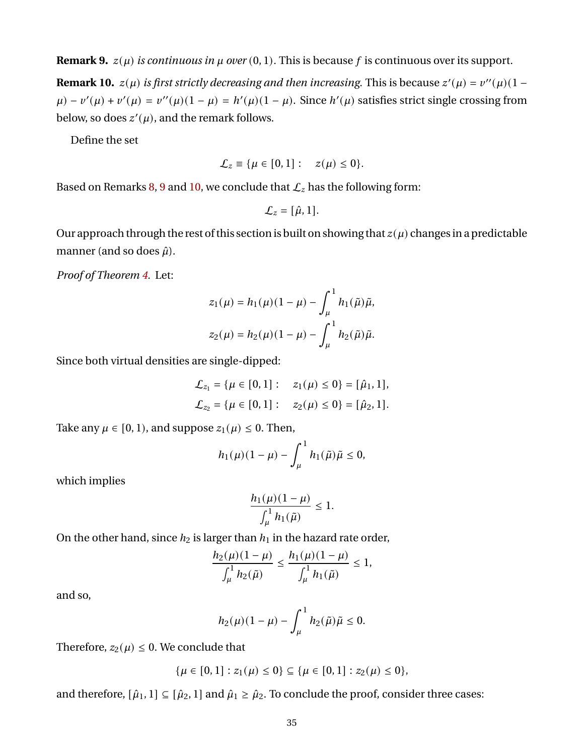**Remark 9.** *$z(\mu)$ is continuous in $\mu$ over $(0,1)$.* This is because $f$ is continuous over its support.

**Remark 10.** *$z(\mu)$ is first strictly decreasing and then increasing.* This is because $z'(\mu) = v''(\mu)(1-\mu) - v'(\mu) + v'(\mu) = v''(\mu)(1-\mu) = h'(\mu)(1-\mu)$. Since $h'(\mu)$ satisfies strict single crossing from below, so does $z'(\mu)$, and the remark follows.

Define the set

$$\mathcal{L}_z \equiv \{\mu \in [0,1]: \quad z(\mu) \leq 0\}.$$

Based on Remarks 8, 9 and 10, we conclude that $\mathcal{L}_z$ has the following form:

$$\mathcal{L}_z = [\hat{\mu}, 1].$$

Our approach through the rest of this section is built on showing that $z(\mu)$ changes in a predictable manner (and so does $\hat{\mu}$).

*Proof of Theorem 4.* Let:

$$z_1(\mu) = h_1(\mu)(1-\mu) - \int_{\mu}^{1} h_1(\tilde{\mu})\tilde{\mu},$$

$$z_2(\mu) = h_2(\mu)(1-\mu) - \int_{\mu}^{1} h_2(\tilde{\mu})\tilde{\mu}.$$

Since both virtual densities are single-dipped:

$$\mathcal{L}_{z_1} = \{\mu \in [0,1]: \quad z_1(\mu) \leq 0\} = [\hat{\mu}_1, 1],$$

$$\mathcal{L}_{z_2} = \{\mu \in [0,1]: \quad z_2(\mu) \leq 0\} = [\hat{\mu}_2, 1].$$

Take any $\mu \in [0,1)$, and suppose $z_1(\mu) \leq 0$. Then,

$$h_1(\mu)(1-\mu) - \int_{\mu}^{1} h_1(\tilde{\mu})\tilde{\mu} \leq 0,$$

which implies

$$\frac{h_1(\mu)(1-\mu)}{\int_{\mu}^{1} h_1(\tilde{\mu})} \leq 1.$$

On the other hand, since $h_2$ is larger than $h_1$ in the hazard rate order,

$$\frac{h_2(\mu)(1-\mu)}{\int_{\mu}^{1} h_2(\tilde{\mu})} \leq \frac{h_1(\mu)(1-\mu)}{\int_{\mu}^{1} h_1(\tilde{\mu})} \leq 1,$$

and so,

$$h_2(\mu)(1-\mu) - \int_{\mu}^{1} h_2(\tilde{\mu})\tilde{\mu} \leq 0.$$

Therefore, $z_2(\mu) \leq 0$. We conclude that

$$\{\mu \in [0,1] : z_1(\mu) \leq 0\} \subseteq \{\mu \in [0,1] : z_2(\mu) \leq 0\},$$

and therefore, $[\hat{\mu}_1, 1] \subseteq [\hat{\mu}_2, 1]$ and $\hat{\mu}_1 \geq \hat{\mu}_2$. To conclude the proof, consider three cases: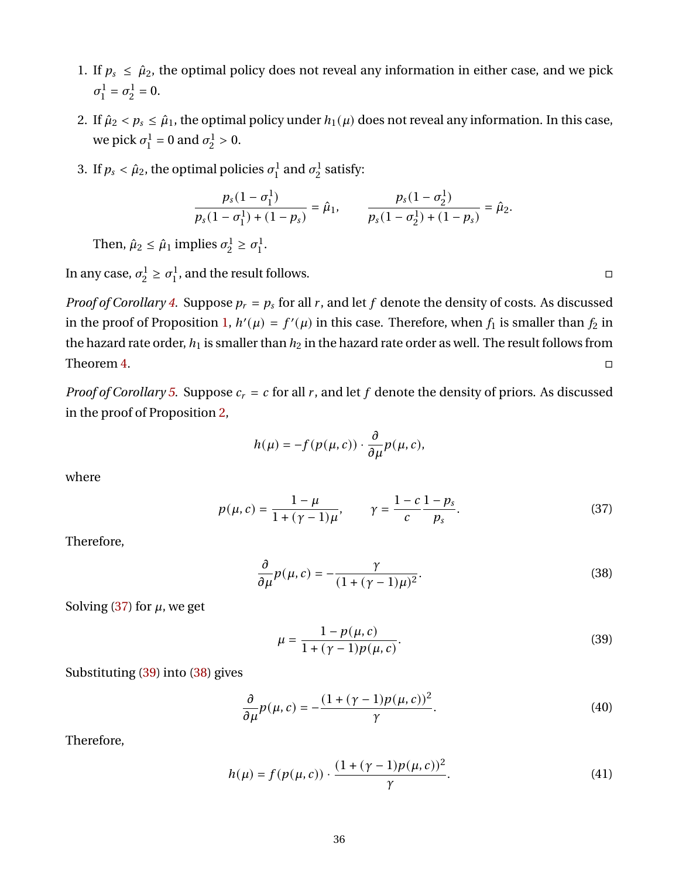1. If $p_s \leq \hat{\mu}_2$, the optimal policy does not reveal any information in either case, and we pick $\sigma_1^1 = \sigma_2^1 = 0$.

2. If $\hat{\mu}_2 < p_s \leq \hat{\mu}_1$, the optimal policy under $h_1(\mu)$ does not reveal any information. In this case, we pick $\sigma_1^1 = 0$ and $\sigma_2^1 > 0$.

3. If $p_s < \hat{\mu}_2$, the optimal policies $\sigma_1^1$ and $\sigma_2^1$ satisfy:

$$\frac{p_s(1-\sigma_1^1)}{p_s(1-\sigma_1^1)+(1-p_s)} = \hat{\mu}_1, \qquad \frac{p_s(1-\sigma_2^1)}{p_s(1-\sigma_2^1)+(1-p_s)} = \hat{\mu}_2.$$

   Then, $\hat{\mu}_2 \leq \hat{\mu}_1$ implies $\sigma_2^1 \geq \sigma_1^1$.

In any case, $\sigma_2^1 \geq \sigma_1^1$, and the result follows. □

*Proof of Corollary 4.* Suppose $p_r = p_s$ for all $r$, and let $f$ denote the density of costs. As discussed in the proof of Proposition 1, $h'(\mu) = f'(\mu)$ in this case. Therefore, when $f_1$ is smaller than $f_2$ in the hazard rate order, $h_1$ is smaller than $h_2$ in the hazard rate order as well. The result follows from Theorem 4. □

*Proof of Corollary 5.* Suppose $c_r = c$ for all $r$, and let $f$ denote the density of priors. As discussed in the proof of Proposition 2,

$$h(\mu) = -f(p(\mu,c)) \cdot \frac{\partial}{\partial \mu} p(\mu,c),$$

where

$$p(\mu,c) = \frac{1-\mu}{1+(\gamma-1)\mu}, \qquad \gamma = \frac{1-c}{c}\frac{1-p_s}{p_s}. \tag{37}$$

Therefore,

$$\frac{\partial}{\partial \mu} p(\mu,c) = -\frac{\gamma}{(1+(\gamma-1)\mu)^2}. \tag{38}$$

Solving (37) for $\mu$, we get

$$\mu = \frac{1-p(\mu,c)}{1+(\gamma-1)p(\mu,c)}. \tag{39}$$

Substituting (39) into (38) gives

$$\frac{\partial}{\partial \mu} p(\mu,c) = -\frac{(1+(\gamma-1)p(\mu,c))^2}{\gamma}. \tag{40}$$

Therefore,

$$h(\mu) = f(p(\mu,c)) \cdot \frac{(1+(\gamma-1)p(\mu,c))^2}{\gamma}. \tag{41}$$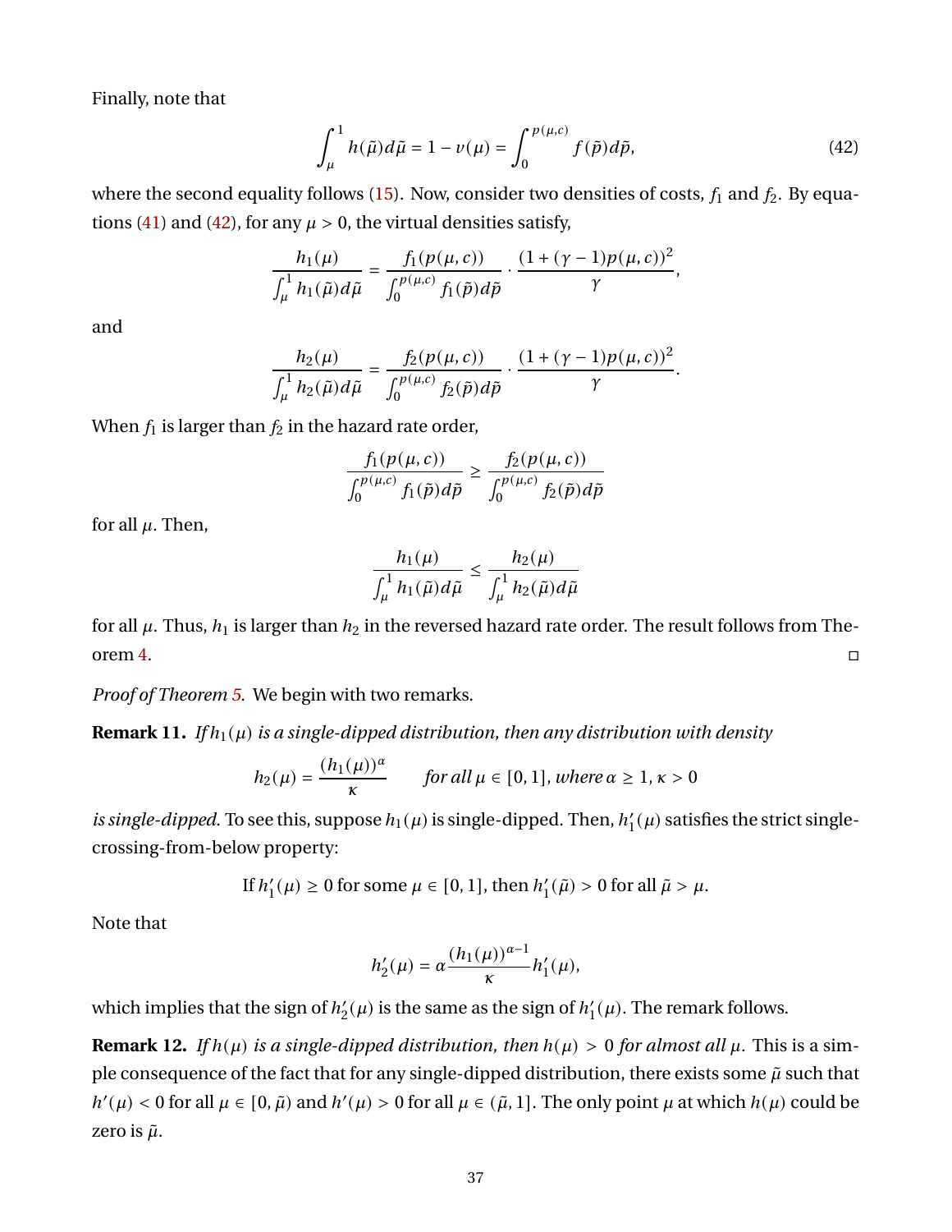Finally, note that

$$\int_{\mu}^{1} h(\tilde{\mu})d\tilde{\mu} = 1 - v(\mu) = \int_{0}^{p(\mu,c)} f(\tilde{p})d\tilde{p}, \tag{42}$$

where the second equality follows (15). Now, consider two densities of costs, $f_1$ and $f_2$. By equations (41) and (42), for any $\mu > 0$, the virtual densities satisfy,

$$\frac{h_1(\mu)}{\int_{\mu}^{1} h_1(\tilde{\mu})d\tilde{\mu}} = \frac{f_1(p(\mu,c))}{\int_{0}^{p(\mu,c)} f_1(\tilde{p})d\tilde{p}} \cdot \frac{(1+(\gamma-1)p(\mu,c))^2}{\gamma},$$

and

$$\frac{h_2(\mu)}{\int_{\mu}^{1} h_2(\tilde{\mu})d\tilde{\mu}} = \frac{f_2(p(\mu,c))}{\int_{0}^{p(\mu,c)} f_2(\tilde{p})d\tilde{p}} \cdot \frac{(1+(\gamma-1)p(\mu,c))^2}{\gamma}.$$

When $f_1$ is larger than $f_2$ in the hazard rate order,

$$\frac{f_1(p(\mu,c))}{\int_{0}^{p(\mu,c)} f_1(\tilde{p})d\tilde{p}} \geq \frac{f_2(p(\mu,c))}{\int_{0}^{p(\mu,c)} f_2(\tilde{p})d\tilde{p}}$$

for all $\mu$. Then,

$$\frac{h_1(\mu)}{\int_{\mu}^{1} h_1(\tilde{\mu})d\tilde{\mu}} \leq \frac{h_2(\mu)}{\int_{\mu}^{1} h_2(\tilde{\mu})d\tilde{\mu}}$$

for all $\mu$. Thus, $h_1$ is larger than $h_2$ in the reversed hazard rate order. The result follows from Theorem 4. □

*Proof of Theorem 5.* We begin with two remarks.

**Remark 11.** *If $h_1(\mu)$ is a single-dipped distribution, then any distribution with density*

$$h_2(\mu) = \frac{(h_1(\mu))^{\alpha}}{\kappa} \qquad \textit{for all } \mu \in [0,1], \textit{ where } \alpha \geq 1, \kappa > 0$$

*is single-dipped.* To see this, suppose $h_1(\mu)$ is single-dipped. Then, $h_1'(\mu)$ satisfies the strict single-crossing-from-below property:

$$\text{If } h_1'(\mu) \geq 0 \text{ for some } \mu \in [0,1], \text{ then } h_1'(\tilde{\mu}) > 0 \text{ for all } \tilde{\mu} > \mu.$$

Note that

$$h_2'(\mu) = \alpha \frac{(h_1(\mu))^{\alpha-1}}{\kappa} h_1'(\mu),$$

which implies that the sign of $h_2'(\mu)$ is the same as the sign of $h_1'(\mu)$. The remark follows.

**Remark 12.** *If $h(\mu)$ is a single-dipped distribution, then $h(\mu) > 0$ for almost all $\mu$.* This is a simple consequence of the fact that for any single-dipped distribution, there exists some $\tilde{\mu}$ such that $h'(\mu) < 0$ for all $\mu \in [0, \tilde{\mu})$ and $h'(\mu) > 0$ for all $\mu \in (\tilde{\mu}, 1]$. The only point $\mu$ at which $h(\mu)$ could be zero is $\tilde{\mu}$.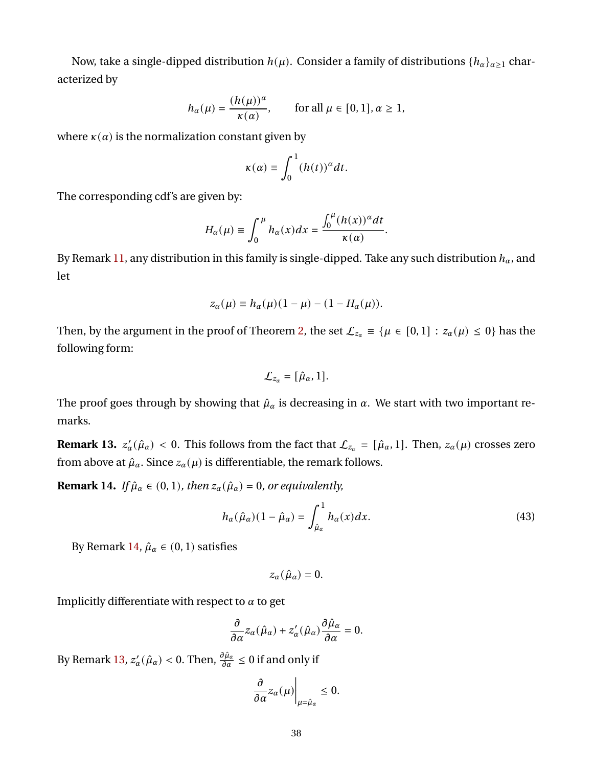Now, take a single-dipped distribution $h(\mu)$. Consider a family of distributions $\{h_\alpha\}_{\alpha \geq 1}$ characterized by

$$h_\alpha(\mu) = \frac{(h(\mu))^\alpha}{\kappa(\alpha)}, \qquad \text{for all } \mu \in [0,1], \alpha \geq 1,$$

where $\kappa(\alpha)$ is the normalization constant given by

$$\kappa(\alpha) \equiv \int_0^1 (h(t))^\alpha dt.$$

The corresponding cdf's are given by:

$$H_\alpha(\mu) \equiv \int_0^\mu h_\alpha(x)dx = \frac{\int_0^\mu (h(x))^\alpha dt}{\kappa(\alpha)}.$$

By Remark 11, any distribution in this family is single-dipped. Take any such distribution $h_\alpha$, and let

$$z_\alpha(\mu) \equiv h_\alpha(\mu)(1-\mu) - (1 - H_\alpha(\mu)).$$

Then, by the argument in the proof of Theorem 2, the set $\mathcal{L}_{z_\alpha} \equiv \{\mu \in [0,1] : z_\alpha(\mu) \leq 0\}$ has the following form:

$$\mathcal{L}_{z_\alpha} = [\hat{\mu}_\alpha, 1].$$

The proof goes through by showing that $\hat{\mu}_\alpha$ is decreasing in $\alpha$. We start with two important remarks.

**Remark 13.** $z'_\alpha(\hat{\mu}_\alpha) < 0$. This follows from the fact that $\mathcal{L}_{z_\alpha} = [\hat{\mu}_\alpha, 1]$. Then, $z_\alpha(\mu)$ crosses zero from above at $\hat{\mu}_\alpha$. Since $z_\alpha(\mu)$ is differentiable, the remark follows.

**Remark 14.** *If $\hat{\mu}_\alpha \in (0,1)$, then $z_\alpha(\hat{\mu}_\alpha) = 0$, or equivalently,*

$$h_\alpha(\hat{\mu}_\alpha)(1-\hat{\mu}_\alpha) = \int_{\hat{\mu}_\alpha}^1 h_\alpha(x)dx. \tag{43}$$

By Remark 14, $\hat{\mu}_\alpha \in (0,1)$ satisfies

$$z_\alpha(\hat{\mu}_\alpha) = 0.$$

Implicitly differentiate with respect to $\alpha$ to get

$$\frac{\partial}{\partial \alpha} z_\alpha(\hat{\mu}_\alpha) + z'_\alpha(\hat{\mu}_\alpha)\frac{\partial \hat{\mu}_\alpha}{\partial \alpha} = 0.$$

By Remark 13, $z'_\alpha(\hat{\mu}_\alpha) < 0$. Then, $\frac{\partial \hat{\mu}_\alpha}{\partial \alpha} \leq 0$ if and only if

$$\left.\frac{\partial}{\partial \alpha} z_\alpha(\mu)\right|_{\mu = \hat{\mu}_\alpha} \leq 0.$$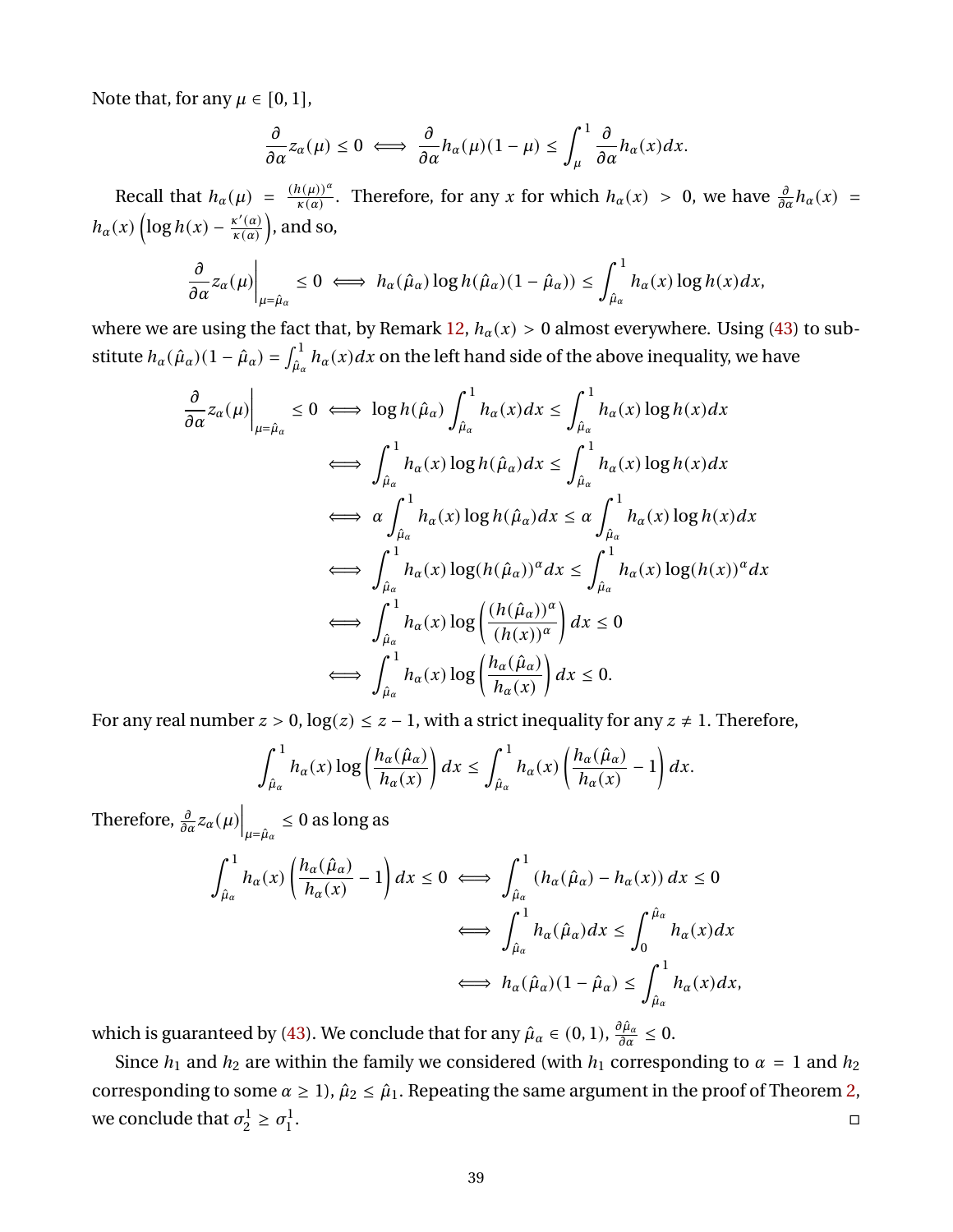Note that, for any $\mu \in [0,1]$,

$$\frac{\partial}{\partial \alpha} z_\alpha(\mu) \leq 0 \iff \frac{\partial}{\partial \alpha} h_\alpha(\mu)(1-\mu) \leq \int_\mu^1 \frac{\partial}{\partial \alpha} h_\alpha(x) dx.$$

Recall that $h_\alpha(\mu) = \frac{(h(\mu))^\alpha}{\kappa(\alpha)}$. Therefore, for any $x$ for which $h_\alpha(x) > 0$, we have $\frac{\partial}{\partial \alpha} h_\alpha(x) = h_\alpha(x)\left(\log h(x) - \frac{\kappa'(\alpha)}{\kappa(\alpha)}\right)$, and so,

$$\left.\frac{\partial}{\partial \alpha} z_\alpha(\mu)\right|_{\mu=\hat{\mu}_\alpha} \leq 0 \iff h_\alpha(\hat{\mu}_\alpha) \log h(\hat{\mu}_\alpha)(1-\hat{\mu}_\alpha)) \leq \int_{\hat{\mu}_\alpha}^1 h_\alpha(x) \log h(x) dx,$$

where we are using the fact that, by Remark 12, $h_\alpha(x) > 0$ almost everywhere. Using (43) to substitute $h_\alpha(\hat{\mu}_\alpha)(1-\hat{\mu}_\alpha) = \int_{\hat{\mu}_\alpha}^1 h_\alpha(x)dx$ on the left hand side of the above inequality, we have

$$\begin{aligned}
\left.\frac{\partial}{\partial \alpha} z_\alpha(\mu)\right|_{\mu=\hat{\mu}_\alpha} \leq 0 &\iff \log h(\hat{\mu}_\alpha) \int_{\hat{\mu}_\alpha}^1 h_\alpha(x) dx \leq \int_{\hat{\mu}_\alpha}^1 h_\alpha(x) \log h(x) dx \\
&\iff \int_{\hat{\mu}_\alpha}^1 h_\alpha(x) \log h(\hat{\mu}_\alpha) dx \leq \int_{\hat{\mu}_\alpha}^1 h_\alpha(x) \log h(x) dx \\
&\iff \alpha \int_{\hat{\mu}_\alpha}^1 h_\alpha(x) \log h(\hat{\mu}_\alpha) dx \leq \alpha \int_{\hat{\mu}_\alpha}^1 h_\alpha(x) \log h(x) dx \\
&\iff \int_{\hat{\mu}_\alpha}^1 h_\alpha(x) \log (h(\hat{\mu}_\alpha))^\alpha dx \leq \int_{\hat{\mu}_\alpha}^1 h_\alpha(x) \log (h(x))^\alpha dx \\
&\iff \int_{\hat{\mu}_\alpha}^1 h_\alpha(x) \log\left(\frac{(h(\hat{\mu}_\alpha))^\alpha}{(h(x))^\alpha}\right) dx \leq 0 \\
&\iff \int_{\hat{\mu}_\alpha}^1 h_\alpha(x) \log\left(\frac{h_\alpha(\hat{\mu}_\alpha)}{h_\alpha(x)}\right) dx \leq 0.
\end{aligned}$$

For any real number $z > 0$, $\log(z) \leq z - 1$, with a strict inequality for any $z \neq 1$. Therefore,

$$\int_{\hat{\mu}_\alpha}^1 h_\alpha(x) \log\left(\frac{h_\alpha(\hat{\mu}_\alpha)}{h_\alpha(x)}\right) dx \leq \int_{\hat{\mu}_\alpha}^1 h_\alpha(x) \left(\frac{h_\alpha(\hat{\mu}_\alpha)}{h_\alpha(x)} - 1\right) dx.$$

Therefore, $\left.\frac{\partial}{\partial \alpha} z_\alpha(\mu)\right|_{\mu=\hat{\mu}_\alpha} \leq 0$ as long as

$$\begin{aligned}
\int_{\hat{\mu}_\alpha}^1 h_\alpha(x) \left(\frac{h_\alpha(\hat{\mu}_\alpha)}{h_\alpha(x)} - 1\right) dx \leq 0 &\iff \int_{\hat{\mu}_\alpha}^1 (h_\alpha(\hat{\mu}_\alpha) - h_\alpha(x)) dx \leq 0 \\
&\iff \int_{\hat{\mu}_\alpha}^1 h_\alpha(\hat{\mu}_\alpha) dx \leq \int_0^{\hat{\mu}_\alpha} h_\alpha(x) dx \\
&\iff h_\alpha(\hat{\mu}_\alpha)(1-\hat{\mu}_\alpha) \leq \int_{\hat{\mu}_\alpha}^1 h_\alpha(x) dx,
\end{aligned}$$

which is guaranteed by (43). We conclude that for any $\hat{\mu}_\alpha \in (0,1)$, $\frac{\partial \hat{\mu}_\alpha}{\partial \alpha} \leq 0$.

Since $h_1$ and $h_2$ are within the family we considered (with $h_1$ corresponding to $\alpha = 1$ and $h_2$ corresponding to some $\alpha \geq 1$), $\hat{\mu}_2 \leq \hat{\mu}_1$. Repeating the same argument in the proof of Theorem 2, we conclude that $\sigma_2^1 \geq \sigma_1^1$. $\square$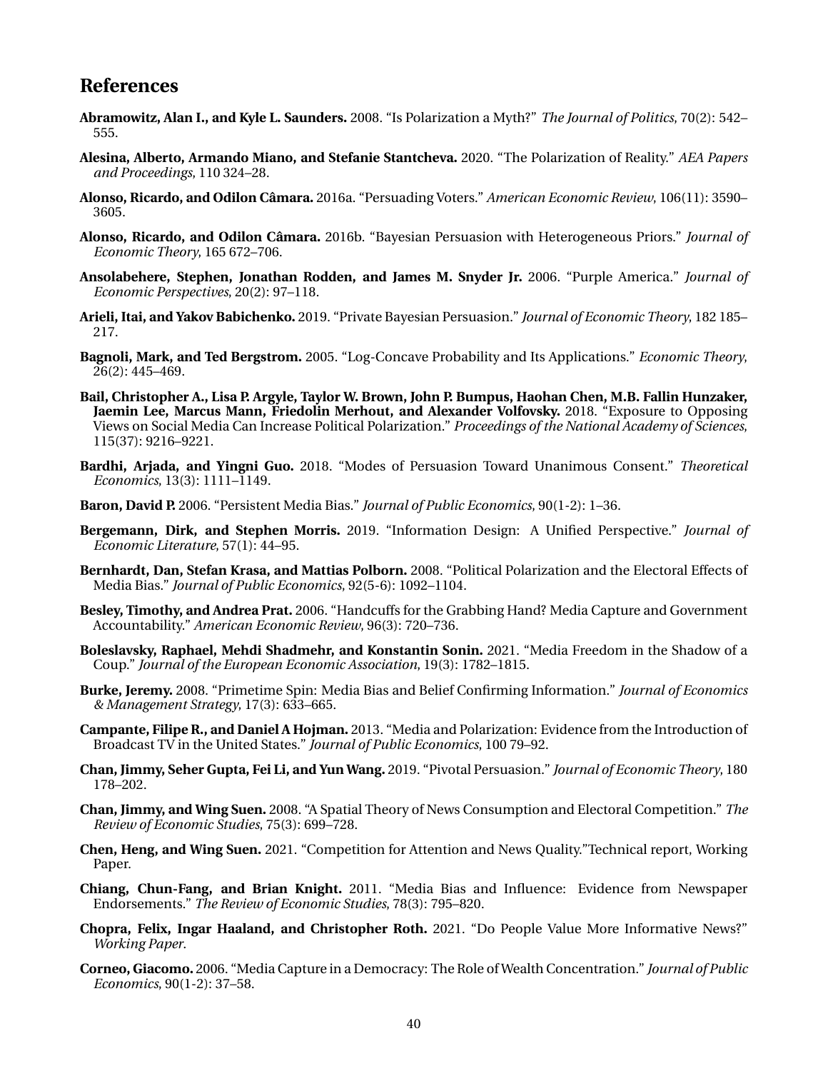## References

**Abramowitz, Alan I., and Kyle L. Saunders.** 2008. "Is Polarization a Myth?" *The Journal of Politics*, 70(2): 542–555.

**Alesina, Alberto, Armando Miano, and Stefanie Stantcheva.** 2020. "The Polarization of Reality." *AEA Papers and Proceedings*, 110 324–28.

**Alonso, Ricardo, and Odilon Câmara.** 2016a. "Persuading Voters." *American Economic Review*, 106(11): 3590–3605.

**Alonso, Ricardo, and Odilon Câmara.** 2016b. "Bayesian Persuasion with Heterogeneous Priors." *Journal of Economic Theory*, 165 672–706.

**Ansolabehere, Stephen, Jonathan Rodden, and James M. Snyder Jr.** 2006. "Purple America." *Journal of Economic Perspectives*, 20(2): 97–118.

**Arieli, Itai, and Yakov Babichenko.** 2019. "Private Bayesian Persuasion." *Journal of Economic Theory*, 182 185–217.

**Bagnoli, Mark, and Ted Bergstrom.** 2005. "Log-Concave Probability and Its Applications." *Economic Theory*, 26(2): 445–469.

**Bail, Christopher A., Lisa P. Argyle, Taylor W. Brown, John P. Bumpus, Haohan Chen, M.B. Fallin Hunzaker, Jaemin Lee, Marcus Mann, Friedolin Merhout, and Alexander Volfovsky.** 2018. "Exposure to Opposing Views on Social Media Can Increase Political Polarization." *Proceedings of the National Academy of Sciences*, 115(37): 9216–9221.

**Bardhi, Arjada, and Yingni Guo.** 2018. "Modes of Persuasion Toward Unanimous Consent." *Theoretical Economics*, 13(3): 1111–1149.

**Baron, David P.** 2006. "Persistent Media Bias." *Journal of Public Economics*, 90(1-2): 1–36.

**Bergemann, Dirk, and Stephen Morris.** 2019. "Information Design: A Unified Perspective." *Journal of Economic Literature*, 57(1): 44–95.

**Bernhardt, Dan, Stefan Krasa, and Mattias Polborn.** 2008. "Political Polarization and the Electoral Effects of Media Bias." *Journal of Public Economics*, 92(5-6): 1092–1104.

**Besley, Timothy, and Andrea Prat.** 2006. "Handcuffs for the Grabbing Hand? Media Capture and Government Accountability." *American Economic Review*, 96(3): 720–736.

**Boleslavsky, Raphael, Mehdi Shadmehr, and Konstantin Sonin.** 2021. "Media Freedom in the Shadow of a Coup." *Journal of the European Economic Association*, 19(3): 1782–1815.

**Burke, Jeremy.** 2008. "Primetime Spin: Media Bias and Belief Confirming Information." *Journal of Economics & Management Strategy*, 17(3): 633–665.

**Campante, Filipe R., and Daniel A Hojman.** 2013. "Media and Polarization: Evidence from the Introduction of Broadcast TV in the United States." *Journal of Public Economics*, 100 79–92.

**Chan, Jimmy, Seher Gupta, Fei Li, and Yun Wang.** 2019. "Pivotal Persuasion." *Journal of Economic Theory*, 180 178–202.

**Chan, Jimmy, and Wing Suen.** 2008. "A Spatial Theory of News Consumption and Electoral Competition." *The Review of Economic Studies*, 75(3): 699–728.

**Chen, Heng, and Wing Suen.** 2021. "Competition for Attention and News Quality."Technical report, Working Paper.

**Chiang, Chun-Fang, and Brian Knight.** 2011. "Media Bias and Influence: Evidence from Newspaper Endorsements." *The Review of Economic Studies*, 78(3): 795–820.

**Chopra, Felix, Ingar Haaland, and Christopher Roth.** 2021. "Do People Value More Informative News?" *Working Paper*.

**Corneo, Giacomo.** 2006. "Media Capture in a Democracy: The Role of Wealth Concentration." *Journal of Public Economics*, 90(1-2): 37–58.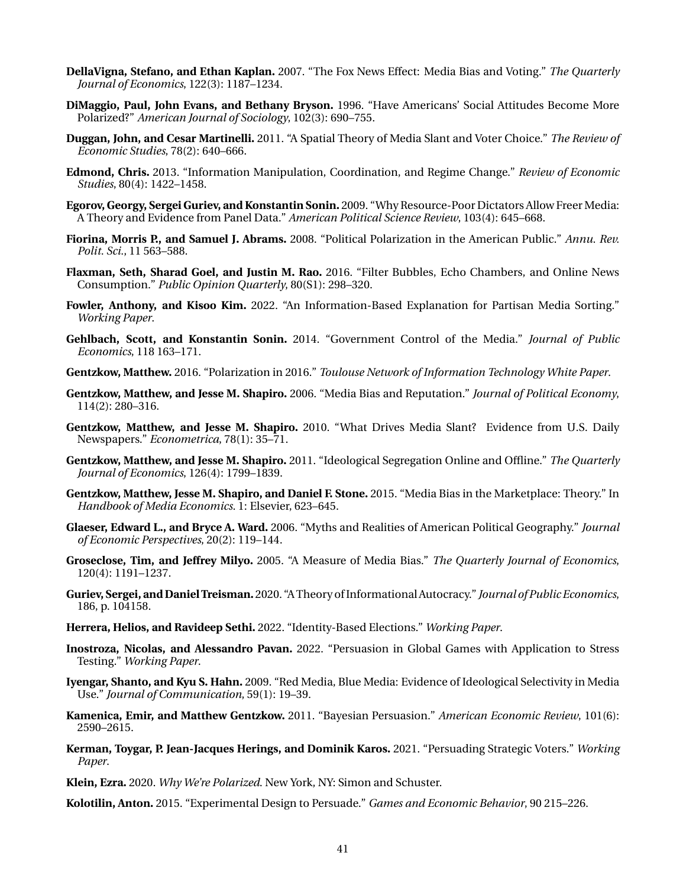**DellaVigna, Stefano, and Ethan Kaplan.** 2007. "The Fox News Effect: Media Bias and Voting." *The Quarterly Journal of Economics*, 122(3): 1187–1234.

**DiMaggio, Paul, John Evans, and Bethany Bryson.** 1996. "Have Americans' Social Attitudes Become More Polarized?" *American Journal of Sociology*, 102(3): 690–755.

**Duggan, John, and Cesar Martinelli.** 2011. "A Spatial Theory of Media Slant and Voter Choice." *The Review of Economic Studies*, 78(2): 640–666.

**Edmond, Chris.** 2013. "Information Manipulation, Coordination, and Regime Change." *Review of Economic Studies*, 80(4): 1422–1458.

**Egorov, Georgy, Sergei Guriev, and Konstantin Sonin.** 2009. "Why Resource-Poor Dictators Allow Freer Media: A Theory and Evidence from Panel Data." *American Political Science Review*, 103(4): 645–668.

**Fiorina, Morris P., and Samuel J. Abrams.** 2008. "Political Polarization in the American Public." *Annu. Rev. Polit. Sci.*, 11 563–588.

**Flaxman, Seth, Sharad Goel, and Justin M. Rao.** 2016. "Filter Bubbles, Echo Chambers, and Online News Consumption." *Public Opinion Quarterly*, 80(S1): 298–320.

**Fowler, Anthony, and Kisoo Kim.** 2022. "An Information-Based Explanation for Partisan Media Sorting." *Working Paper*.

**Gehlbach, Scott, and Konstantin Sonin.** 2014. "Government Control of the Media." *Journal of Public Economics*, 118 163–171.

**Gentzkow, Matthew.** 2016. "Polarization in 2016." *Toulouse Network of Information Technology White Paper*.

**Gentzkow, Matthew, and Jesse M. Shapiro.** 2006. "Media Bias and Reputation." *Journal of Political Economy*, 114(2): 280–316.

**Gentzkow, Matthew, and Jesse M. Shapiro.** 2010. "What Drives Media Slant? Evidence from U.S. Daily Newspapers." *Econometrica*, 78(1): 35–71.

**Gentzkow, Matthew, and Jesse M. Shapiro.** 2011. "Ideological Segregation Online and Offline." *The Quarterly Journal of Economics*, 126(4): 1799–1839.

**Gentzkow, Matthew, Jesse M. Shapiro, and Daniel F. Stone.** 2015. "Media Bias in the Marketplace: Theory." In *Handbook of Media Economics*. 1: Elsevier, 623–645.

**Glaeser, Edward L., and Bryce A. Ward.** 2006. "Myths and Realities of American Political Geography." *Journal of Economic Perspectives*, 20(2): 119–144.

**Groseclose, Tim, and Jeffrey Milyo.** 2005. "A Measure of Media Bias." *The Quarterly Journal of Economics*, 120(4): 1191–1237.

**Guriev, Sergei, and Daniel Treisman.** 2020. "A Theory of Informational Autocracy." *Journal of Public Economics*, 186, p. 104158.

**Herrera, Helios, and Ravideep Sethi.** 2022. "Identity-Based Elections." *Working Paper*.

**Inostroza, Nicolas, and Alessandro Pavan.** 2022. "Persuasion in Global Games with Application to Stress Testing." *Working Paper*.

**Iyengar, Shanto, and Kyu S. Hahn.** 2009. "Red Media, Blue Media: Evidence of Ideological Selectivity in Media Use." *Journal of Communication*, 59(1): 19–39.

**Kamenica, Emir, and Matthew Gentzkow.** 2011. "Bayesian Persuasion." *American Economic Review*, 101(6): 2590–2615.

**Kerman, Toygar, P. Jean-Jacques Herings, and Dominik Karos.** 2021. "Persuading Strategic Voters." *Working Paper*.

**Klein, Ezra.** 2020. *Why We're Polarized*. New York, NY: Simon and Schuster.

**Kolotilin, Anton.** 2015. "Experimental Design to Persuade." *Games and Economic Behavior*, 90 215–226.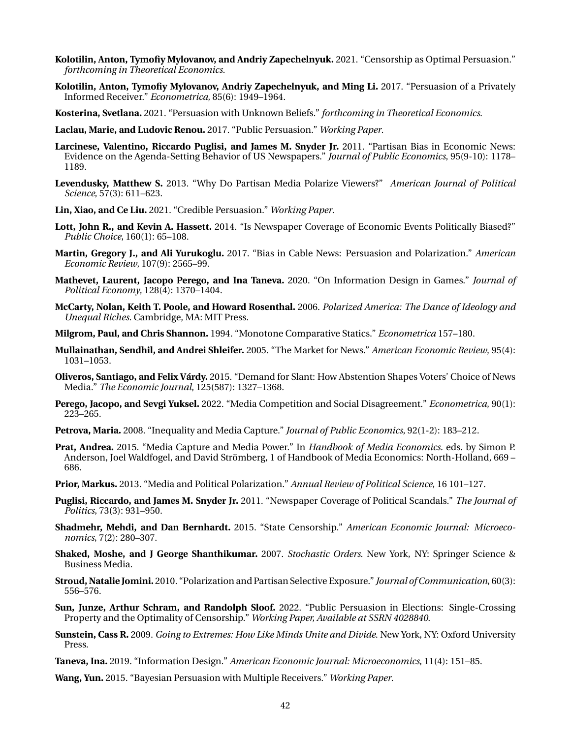**Kolotilin, Anton, Tymofiy Mylovanov, and Andriy Zapechelnyuk.** 2021. "Censorship as Optimal Persuasion." *forthcoming in Theoretical Economics*.

**Kolotilin, Anton, Tymofiy Mylovanov, Andriy Zapechelnyuk, and Ming Li.** 2017. "Persuasion of a Privately Informed Receiver." *Econometrica*, 85(6): 1949–1964.

**Kosterina, Svetlana.** 2021. "Persuasion with Unknown Beliefs." *forthcoming in Theoretical Economics*.

**Laclau, Marie, and Ludovic Renou.** 2017. "Public Persuasion." *Working Paper*.

**Larcinese, Valentino, Riccardo Puglisi, and James M. Snyder Jr.** 2011. "Partisan Bias in Economic News: Evidence on the Agenda-Setting Behavior of US Newspapers." *Journal of Public Economics*, 95(9-10): 1178–1189.

**Levendusky, Matthew S.** 2013. "Why Do Partisan Media Polarize Viewers?" *American Journal of Political Science*, 57(3): 611–623.

**Lin, Xiao, and Ce Liu.** 2021. "Credible Persuasion." *Working Paper*.

**Lott, John R., and Kevin A. Hassett.** 2014. "Is Newspaper Coverage of Economic Events Politically Biased?" *Public Choice*, 160(1): 65–108.

**Martin, Gregory J., and Ali Yurukoglu.** 2017. "Bias in Cable News: Persuasion and Polarization." *American Economic Review*, 107(9): 2565–99.

**Mathevet, Laurent, Jacopo Perego, and Ina Taneva.** 2020. "On Information Design in Games." *Journal of Political Economy*, 128(4): 1370–1404.

**McCarty, Nolan, Keith T. Poole, and Howard Rosenthal.** 2006. *Polarized America: The Dance of Ideology and Unequal Riches*. Cambridge, MA: MIT Press.

**Milgrom, Paul, and Chris Shannon.** 1994. "Monotone Comparative Statics." *Econometrica* 157–180.

**Mullainathan, Sendhil, and Andrei Shleifer.** 2005. "The Market for News." *American Economic Review*, 95(4): 1031–1053.

**Oliveros, Santiago, and Felix Várdy.** 2015. "Demand for Slant: How Abstention Shapes Voters' Choice of News Media." *The Economic Journal*, 125(587): 1327–1368.

**Perego, Jacopo, and Sevgi Yuksel.** 2022. "Media Competition and Social Disagreement." *Econometrica*, 90(1): 223–265.

**Petrova, Maria.** 2008. "Inequality and Media Capture." *Journal of Public Economics*, 92(1-2): 183–212.

**Prat, Andrea.** 2015. "Media Capture and Media Power." In *Handbook of Media Economics*. eds. by Simon P. Anderson, Joel Waldfogel, and David Strömberg, 1 of Handbook of Media Economics: North-Holland, 669 – 686.

**Prior, Markus.** 2013. "Media and Political Polarization." *Annual Review of Political Science*, 16 101–127.

**Puglisi, Riccardo, and James M. Snyder Jr.** 2011. "Newspaper Coverage of Political Scandals." *The Journal of Politics*, 73(3): 931–950.

**Shadmehr, Mehdi, and Dan Bernhardt.** 2015. "State Censorship." *American Economic Journal: Microeconomics*, 7(2): 280–307.

**Shaked, Moshe, and J George Shanthikumar.** 2007. *Stochastic Orders*. New York, NY: Springer Science & Business Media.

**Stroud, Natalie Jomini.** 2010. "Polarization and Partisan Selective Exposure." *Journal of Communication*, 60(3): 556–576.

**Sun, Junze, Arthur Schram, and Randolph Sloof.** 2022. "Public Persuasion in Elections: Single-Crossing Property and the Optimality of Censorship." *Working Paper, Available at SSRN 4028840*.

**Sunstein, Cass R.** 2009. *Going to Extremes: How Like Minds Unite and Divide*. New York, NY: Oxford University Press.

**Taneva, Ina.** 2019. "Information Design." *American Economic Journal: Microeconomics*, 11(4): 151–85.

**Wang, Yun.** 2015. "Bayesian Persuasion with Multiple Receivers." *Working Paper*.